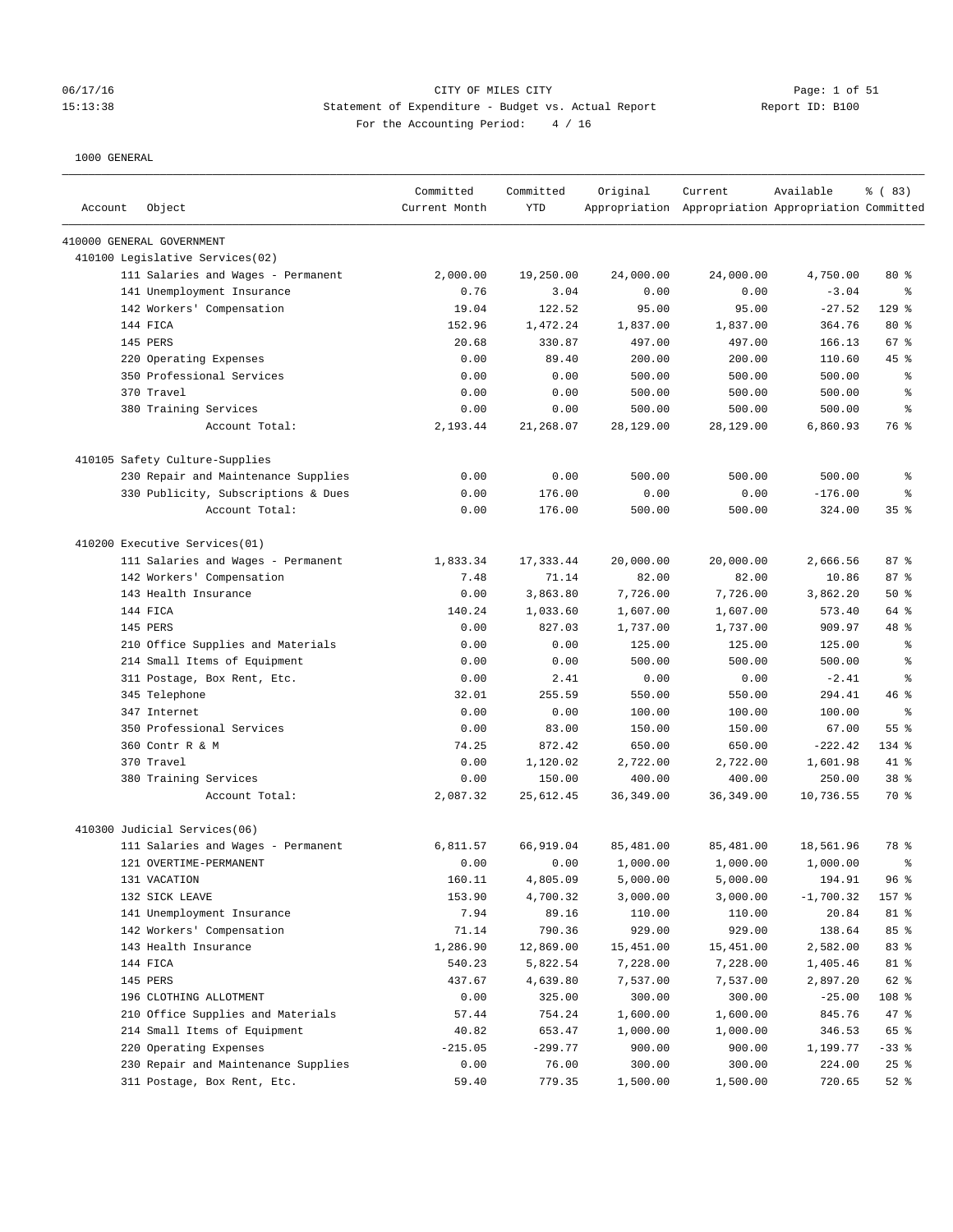CITY OF MILES CITY

Statement of Expenditure - Budget vs. Actual Report

Report ID: B100

For the Accounting Period: 4 / 16

06/17/16
15:13:38

1000 GENERAL

| Account | Object | Committed Current Month | Committed YTD | Original Appropriation | Current Appropriation | Available Appropriation | % ( 83) Committed |
|---|---|---|---|---|---|---|---|
| 410000 GENERAL GOVERNMENT | | | | | | | |
| 410100 Legislative Services(02) | | | | | | | |
| | 111 Salaries and Wages - Permanent | 2,000.00 | 19,250.00 | 24,000.00 | 24,000.00 | 4,750.00 | 80 % |
| | 141 Unemployment Insurance | 0.76 | 3.04 | 0.00 | 0.00 | -3.04 | % |
| | 142 Workers' Compensation | 19.04 | 122.52 | 95.00 | 95.00 | -27.52 | 129 % |
| | 144 FICA | 152.96 | 1,472.24 | 1,837.00 | 1,837.00 | 364.76 | 80 % |
| | 145 PERS | 20.68 | 330.87 | 497.00 | 497.00 | 166.13 | 67 % |
| | 220 Operating Expenses | 0.00 | 89.40 | 200.00 | 200.00 | 110.60 | 45 % |
| | 350 Professional Services | 0.00 | 0.00 | 500.00 | 500.00 | 500.00 | % |
| | 370 Travel | 0.00 | 0.00 | 500.00 | 500.00 | 500.00 | % |
| | 380 Training Services | 0.00 | 0.00 | 500.00 | 500.00 | 500.00 | % |
| | Account Total: | 2,193.44 | 21,268.07 | 28,129.00 | 28,129.00 | 6,860.93 | 76 % |
| 410105 Safety Culture-Supplies | | | | | | | |
| | 230 Repair and Maintenance Supplies | 0.00 | 0.00 | 500.00 | 500.00 | 500.00 | % |
| | 330 Publicity, Subscriptions & Dues | 0.00 | 176.00 | 0.00 | 0.00 | -176.00 | % |
| | Account Total: | 0.00 | 176.00 | 500.00 | 500.00 | 324.00 | 35 % |
| 410200 Executive Services(01) | | | | | | | |
| | 111 Salaries and Wages - Permanent | 1,833.34 | 17,333.44 | 20,000.00 | 20,000.00 | 2,666.56 | 87 % |
| | 142 Workers' Compensation | 7.48 | 71.14 | 82.00 | 82.00 | 10.86 | 87 % |
| | 143 Health Insurance | 0.00 | 3,863.80 | 7,726.00 | 7,726.00 | 3,862.20 | 50 % |
| | 144 FICA | 140.24 | 1,033.60 | 1,607.00 | 1,607.00 | 573.40 | 64 % |
| | 145 PERS | 0.00 | 827.03 | 1,737.00 | 1,737.00 | 909.97 | 48 % |
| | 210 Office Supplies and Materials | 0.00 | 0.00 | 125.00 | 125.00 | 125.00 | % |
| | 214 Small Items of Equipment | 0.00 | 0.00 | 500.00 | 500.00 | 500.00 | % |
| | 311 Postage, Box Rent, Etc. | 0.00 | 2.41 | 0.00 | 0.00 | -2.41 | % |
| | 345 Telephone | 32.01 | 255.59 | 550.00 | 550.00 | 294.41 | 46 % |
| | 347 Internet | 0.00 | 0.00 | 100.00 | 100.00 | 100.00 | % |
| | 350 Professional Services | 0.00 | 83.00 | 150.00 | 150.00 | 67.00 | 55 % |
| | 360 Contr R & M | 74.25 | 872.42 | 650.00 | 650.00 | -222.42 | 134 % |
| | 370 Travel | 0.00 | 1,120.02 | 2,722.00 | 2,722.00 | 1,601.98 | 41 % |
| | 380 Training Services | 0.00 | 150.00 | 400.00 | 400.00 | 250.00 | 38 % |
| | Account Total: | 2,087.32 | 25,612.45 | 36,349.00 | 36,349.00 | 10,736.55 | 70 % |
| 410300 Judicial Services(06) | | | | | | | |
| | 111 Salaries and Wages - Permanent | 6,811.57 | 66,919.04 | 85,481.00 | 85,481.00 | 18,561.96 | 78 % |
| | 121 OVERTIME-PERMANENT | 0.00 | 0.00 | 1,000.00 | 1,000.00 | 1,000.00 | % |
| | 131 VACATION | 160.11 | 4,805.09 | 5,000.00 | 5,000.00 | 194.91 | 96 % |
| | 132 SICK LEAVE | 153.90 | 4,700.32 | 3,000.00 | 3,000.00 | -1,700.32 | 157 % |
| | 141 Unemployment Insurance | 7.94 | 89.16 | 110.00 | 110.00 | 20.84 | 81 % |
| | 142 Workers' Compensation | 71.14 | 790.36 | 929.00 | 929.00 | 138.64 | 85 % |
| | 143 Health Insurance | 1,286.90 | 12,869.00 | 15,451.00 | 15,451.00 | 2,582.00 | 83 % |
| | 144 FICA | 540.23 | 5,822.54 | 7,228.00 | 7,228.00 | 1,405.46 | 81 % |
| | 145 PERS | 437.67 | 4,639.80 | 7,537.00 | 7,537.00 | 2,897.20 | 62 % |
| | 196 CLOTHING ALLOTMENT | 0.00 | 325.00 | 300.00 | 300.00 | -25.00 | 108 % |
| | 210 Office Supplies and Materials | 57.44 | 754.24 | 1,600.00 | 1,600.00 | 845.76 | 47 % |
| | 214 Small Items of Equipment | 40.82 | 653.47 | 1,000.00 | 1,000.00 | 346.53 | 65 % |
| | 220 Operating Expenses | -215.05 | -299.77 | 900.00 | 900.00 | 1,199.77 | -33 % |
| | 230 Repair and Maintenance Supplies | 0.00 | 76.00 | 300.00 | 300.00 | 224.00 | 25 % |
| | 311 Postage, Box Rent, Etc. | 59.40 | 779.35 | 1,500.00 | 1,500.00 | 720.65 | 52 % |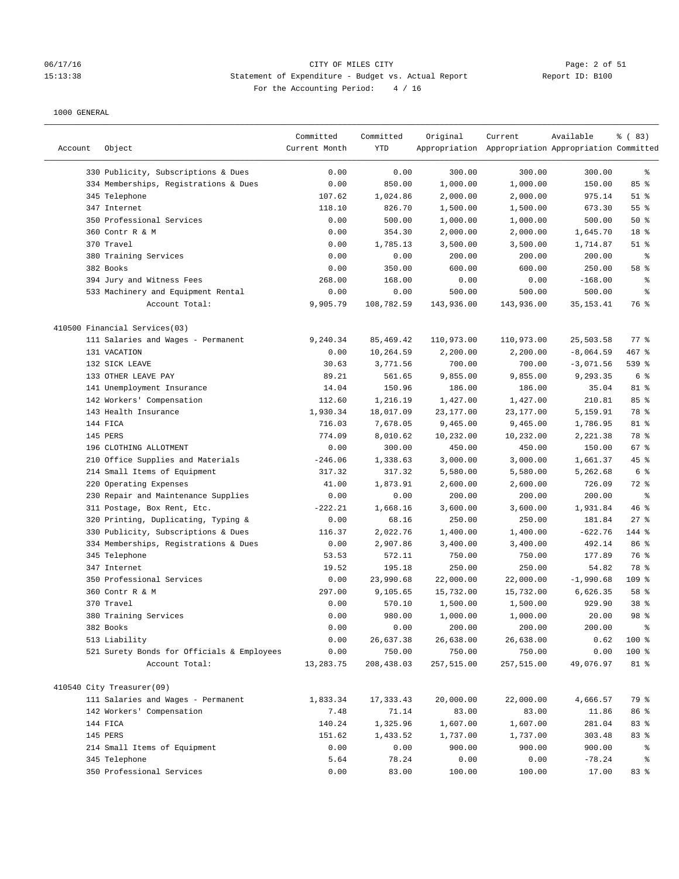CITY OF MILES CITY

Statement of Expenditure - Budget vs. Actual Report

Report ID: B100

For the Accounting Period: 4 / 16

06/17/16
15:13:38

1000 GENERAL

| Account | Object | Committed Current Month | Committed YTD | Original Appropriation | Current Appropriation | Available Appropriation | % ( 83) Committed |
|---|---|---|---|---|---|---|---|
| | 330 Publicity, Subscriptions & Dues | 0.00 | 0.00 | 300.00 | 300.00 | 300.00 | % |
| | 334 Memberships, Registrations & Dues | 0.00 | 850.00 | 1,000.00 | 1,000.00 | 150.00 | 85 % |
| | 345 Telephone | 107.62 | 1,024.86 | 2,000.00 | 2,000.00 | 975.14 | 51 % |
| | 347 Internet | 118.10 | 826.70 | 1,500.00 | 1,500.00 | 673.30 | 55 % |
| | 350 Professional Services | 0.00 | 500.00 | 1,000.00 | 1,000.00 | 500.00 | 50 % |
| | 360 Contr R & M | 0.00 | 354.30 | 2,000.00 | 2,000.00 | 1,645.70 | 18 % |
| | 370 Travel | 0.00 | 1,785.13 | 3,500.00 | 3,500.00 | 1,714.87 | 51 % |
| | 380 Training Services | 0.00 | 0.00 | 200.00 | 200.00 | 200.00 | % |
| | 382 Books | 0.00 | 350.00 | 600.00 | 600.00 | 250.00 | 58 % |
| | 394 Jury and Witness Fees | 268.00 | 168.00 | 0.00 | 0.00 | -168.00 | % |
| | 533 Machinery and Equipment Rental | 0.00 | 0.00 | 500.00 | 500.00 | 500.00 | % |
| | Account Total: | 9,905.79 | 108,782.59 | 143,936.00 | 143,936.00 | 35,153.41 | 76 % |
| 410500 Financial Services(03) | | | | | | | |
| | 111 Salaries and Wages - Permanent | 9,240.34 | 85,469.42 | 110,973.00 | 110,973.00 | 25,503.58 | 77 % |
| | 131 VACATION | 0.00 | 10,264.59 | 2,200.00 | 2,200.00 | -8,064.59 | 467 % |
| | 132 SICK LEAVE | 30.63 | 3,771.56 | 700.00 | 700.00 | -3,071.56 | 539 % |
| | 133 OTHER LEAVE PAY | 89.21 | 561.65 | 9,855.00 | 9,855.00 | 9,293.35 | 6 % |
| | 141 Unemployment Insurance | 14.04 | 150.96 | 186.00 | 186.00 | 35.04 | 81 % |
| | 142 Workers' Compensation | 112.60 | 1,216.19 | 1,427.00 | 1,427.00 | 210.81 | 85 % |
| | 143 Health Insurance | 1,930.34 | 18,017.09 | 23,177.00 | 23,177.00 | 5,159.91 | 78 % |
| | 144 FICA | 716.03 | 7,678.05 | 9,465.00 | 9,465.00 | 1,786.95 | 81 % |
| | 145 PERS | 774.09 | 8,010.62 | 10,232.00 | 10,232.00 | 2,221.38 | 78 % |
| | 196 CLOTHING ALLOTMENT | 0.00 | 300.00 | 450.00 | 450.00 | 150.00 | 67 % |
| | 210 Office Supplies and Materials | -246.06 | 1,338.63 | 3,000.00 | 3,000.00 | 1,661.37 | 45 % |
| | 214 Small Items of Equipment | 317.32 | 317.32 | 5,580.00 | 5,580.00 | 5,262.68 | 6 % |
| | 220 Operating Expenses | 41.00 | 1,873.91 | 2,600.00 | 2,600.00 | 726.09 | 72 % |
| | 230 Repair and Maintenance Supplies | 0.00 | 0.00 | 200.00 | 200.00 | 200.00 | % |
| | 311 Postage, Box Rent, Etc. | -222.21 | 1,668.16 | 3,600.00 | 3,600.00 | 1,931.84 | 46 % |
| | 320 Printing, Duplicating, Typing & | 0.00 | 68.16 | 250.00 | 250.00 | 181.84 | 27 % |
| | 330 Publicity, Subscriptions & Dues | 116.37 | 2,022.76 | 1,400.00 | 1,400.00 | -622.76 | 144 % |
| | 334 Memberships, Registrations & Dues | 0.00 | 2,907.86 | 3,400.00 | 3,400.00 | 492.14 | 86 % |
| | 345 Telephone | 53.53 | 572.11 | 750.00 | 750.00 | 177.89 | 76 % |
| | 347 Internet | 19.52 | 195.18 | 250.00 | 250.00 | 54.82 | 78 % |
| | 350 Professional Services | 0.00 | 23,990.68 | 22,000.00 | 22,000.00 | -1,990.68 | 109 % |
| | 360 Contr R & M | 297.00 | 9,105.65 | 15,732.00 | 15,732.00 | 6,626.35 | 58 % |
| | 370 Travel | 0.00 | 570.10 | 1,500.00 | 1,500.00 | 929.90 | 38 % |
| | 380 Training Services | 0.00 | 980.00 | 1,000.00 | 1,000.00 | 20.00 | 98 % |
| | 382 Books | 0.00 | 0.00 | 200.00 | 200.00 | 200.00 | % |
| | 513 Liability | 0.00 | 26,637.38 | 26,638.00 | 26,638.00 | 0.62 | 100 % |
| | 521 Surety Bonds for Officials & Employees | 0.00 | 750.00 | 750.00 | 750.00 | 0.00 | 100 % |
| | Account Total: | 13,283.75 | 208,438.03 | 257,515.00 | 257,515.00 | 49,076.97 | 81 % |
| 410540 City Treasurer(09) | | | | | | | |
| | 111 Salaries and Wages - Permanent | 1,833.34 | 17,333.43 | 20,000.00 | 22,000.00 | 4,666.57 | 79 % |
| | 142 Workers' Compensation | 7.48 | 71.14 | 83.00 | 83.00 | 11.86 | 86 % |
| | 144 FICA | 140.24 | 1,325.96 | 1,607.00 | 1,607.00 | 281.04 | 83 % |
| | 145 PERS | 151.62 | 1,433.52 | 1,737.00 | 1,737.00 | 303.48 | 83 % |
| | 214 Small Items of Equipment | 0.00 | 0.00 | 900.00 | 900.00 | 900.00 | % |
| | 345 Telephone | 5.64 | 78.24 | 0.00 | 0.00 | -78.24 | % |
| | 350 Professional Services | 0.00 | 83.00 | 100.00 | 100.00 | 17.00 | 83 % |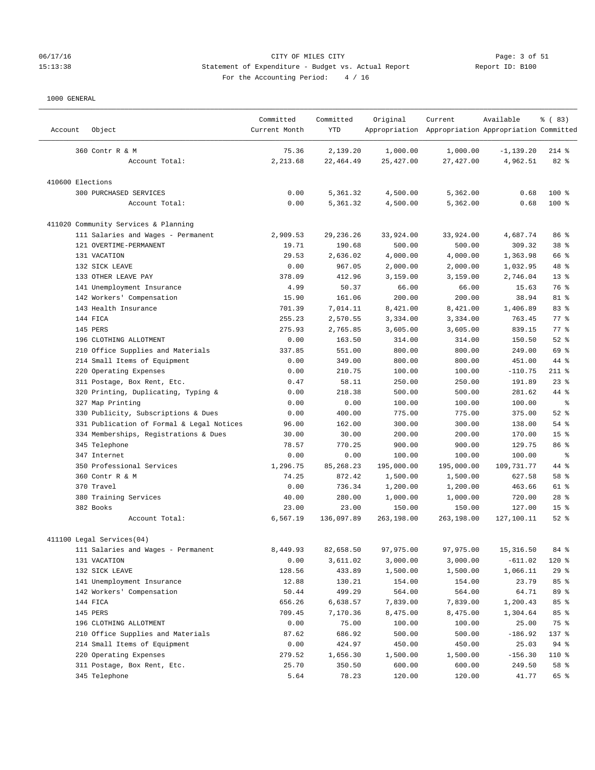06/17/16 CITY OF MILES CITY
15:13:38 Statement of Expenditure - Budget vs. Actual Report Report ID: B100
For the Accounting Period: 4 / 16

1000 GENERAL

| Account | Object | Committed Current Month | Committed YTD | Original Appropriation | Current Appropriation | Available Appropriation | % ( 83) Committed |
|---|---|---|---|---|---|---|---|
| | 360 Contr R & M | 75.36 | 2,139.20 | 1,000.00 | 1,000.00 | -1,139.20 | 214 % |
| | Account Total: | 2,213.68 | 22,464.49 | 25,427.00 | 27,427.00 | 4,962.51 | 82 % |
| 410600 Elections | | | | | | | |
| | 300 PURCHASED SERVICES | 0.00 | 5,361.32 | 4,500.00 | 5,362.00 | 0.68 | 100 % |
| | Account Total: | 0.00 | 5,361.32 | 4,500.00 | 5,362.00 | 0.68 | 100 % |
| 411020 Community Services & Planning | | | | | | | |
| | 111 Salaries and Wages - Permanent | 2,909.53 | 29,236.26 | 33,924.00 | 33,924.00 | 4,687.74 | 86 % |
| | 121 OVERTIME-PERMANENT | 19.71 | 190.68 | 500.00 | 500.00 | 309.32 | 38 % |
| | 131 VACATION | 29.53 | 2,636.02 | 4,000.00 | 4,000.00 | 1,363.98 | 66 % |
| | 132 SICK LEAVE | 0.00 | 967.05 | 2,000.00 | 2,000.00 | 1,032.95 | 48 % |
| | 133 OTHER LEAVE PAY | 378.09 | 412.96 | 3,159.00 | 3,159.00 | 2,746.04 | 13 % |
| | 141 Unemployment Insurance | 4.99 | 50.37 | 66.00 | 66.00 | 15.63 | 76 % |
| | 142 Workers' Compensation | 15.90 | 161.06 | 200.00 | 200.00 | 38.94 | 81 % |
| | 143 Health Insurance | 701.39 | 7,014.11 | 8,421.00 | 8,421.00 | 1,406.89 | 83 % |
| | 144 FICA | 255.23 | 2,570.55 | 3,334.00 | 3,334.00 | 763.45 | 77 % |
| | 145 PERS | 275.93 | 2,765.85 | 3,605.00 | 3,605.00 | 839.15 | 77 % |
| | 196 CLOTHING ALLOTMENT | 0.00 | 163.50 | 314.00 | 314.00 | 150.50 | 52 % |
| | 210 Office Supplies and Materials | 337.85 | 551.00 | 800.00 | 800.00 | 249.00 | 69 % |
| | 214 Small Items of Equipment | 0.00 | 349.00 | 800.00 | 800.00 | 451.00 | 44 % |
| | 220 Operating Expenses | 0.00 | 210.75 | 100.00 | 100.00 | -110.75 | 211 % |
| | 311 Postage, Box Rent, Etc. | 0.47 | 58.11 | 250.00 | 250.00 | 191.89 | 23 % |
| | 320 Printing, Duplicating, Typing & | 0.00 | 218.38 | 500.00 | 500.00 | 281.62 | 44 % |
| | 327 Map Printing | 0.00 | 0.00 | 100.00 | 100.00 | 100.00 | % |
| | 330 Publicity, Subscriptions & Dues | 0.00 | 400.00 | 775.00 | 775.00 | 375.00 | 52 % |
| | 331 Publication of Formal & Legal Notices | 96.00 | 162.00 | 300.00 | 300.00 | 138.00 | 54 % |
| | 334 Memberships, Registrations & Dues | 30.00 | 30.00 | 200.00 | 200.00 | 170.00 | 15 % |
| | 345 Telephone | 78.57 | 770.25 | 900.00 | 900.00 | 129.75 | 86 % |
| | 347 Internet | 0.00 | 0.00 | 100.00 | 100.00 | 100.00 | % |
| | 350 Professional Services | 1,296.75 | 85,268.23 | 195,000.00 | 195,000.00 | 109,731.77 | 44 % |
| | 360 Contr R & M | 74.25 | 872.42 | 1,500.00 | 1,500.00 | 627.58 | 58 % |
| | 370 Travel | 0.00 | 736.34 | 1,200.00 | 1,200.00 | 463.66 | 61 % |
| | 380 Training Services | 40.00 | 280.00 | 1,000.00 | 1,000.00 | 720.00 | 28 % |
| | 382 Books | 23.00 | 23.00 | 150.00 | 150.00 | 127.00 | 15 % |
| | Account Total: | 6,567.19 | 136,097.89 | 263,198.00 | 263,198.00 | 127,100.11 | 52 % |
| 411100 Legal Services(04) | | | | | | | |
| | 111 Salaries and Wages - Permanent | 8,449.93 | 82,658.50 | 97,975.00 | 97,975.00 | 15,316.50 | 84 % |
| | 131 VACATION | 0.00 | 3,611.02 | 3,000.00 | 3,000.00 | -611.02 | 120 % |
| | 132 SICK LEAVE | 128.56 | 433.89 | 1,500.00 | 1,500.00 | 1,066.11 | 29 % |
| | 141 Unemployment Insurance | 12.88 | 130.21 | 154.00 | 154.00 | 23.79 | 85 % |
| | 142 Workers' Compensation | 50.44 | 499.29 | 564.00 | 564.00 | 64.71 | 89 % |
| | 144 FICA | 656.26 | 6,638.57 | 7,839.00 | 7,839.00 | 1,200.43 | 85 % |
| | 145 PERS | 709.45 | 7,170.36 | 8,475.00 | 8,475.00 | 1,304.64 | 85 % |
| | 196 CLOTHING ALLOTMENT | 0.00 | 75.00 | 100.00 | 100.00 | 25.00 | 75 % |
| | 210 Office Supplies and Materials | 87.62 | 686.92 | 500.00 | 500.00 | -186.92 | 137 % |
| | 214 Small Items of Equipment | 0.00 | 424.97 | 450.00 | 450.00 | 25.03 | 94 % |
| | 220 Operating Expenses | 279.52 | 1,656.30 | 1,500.00 | 1,500.00 | -156.30 | 110 % |
| | 311 Postage, Box Rent, Etc. | 25.70 | 350.50 | 600.00 | 600.00 | 249.50 | 58 % |
| | 345 Telephone | 5.64 | 78.23 | 120.00 | 120.00 | 41.77 | 65 % |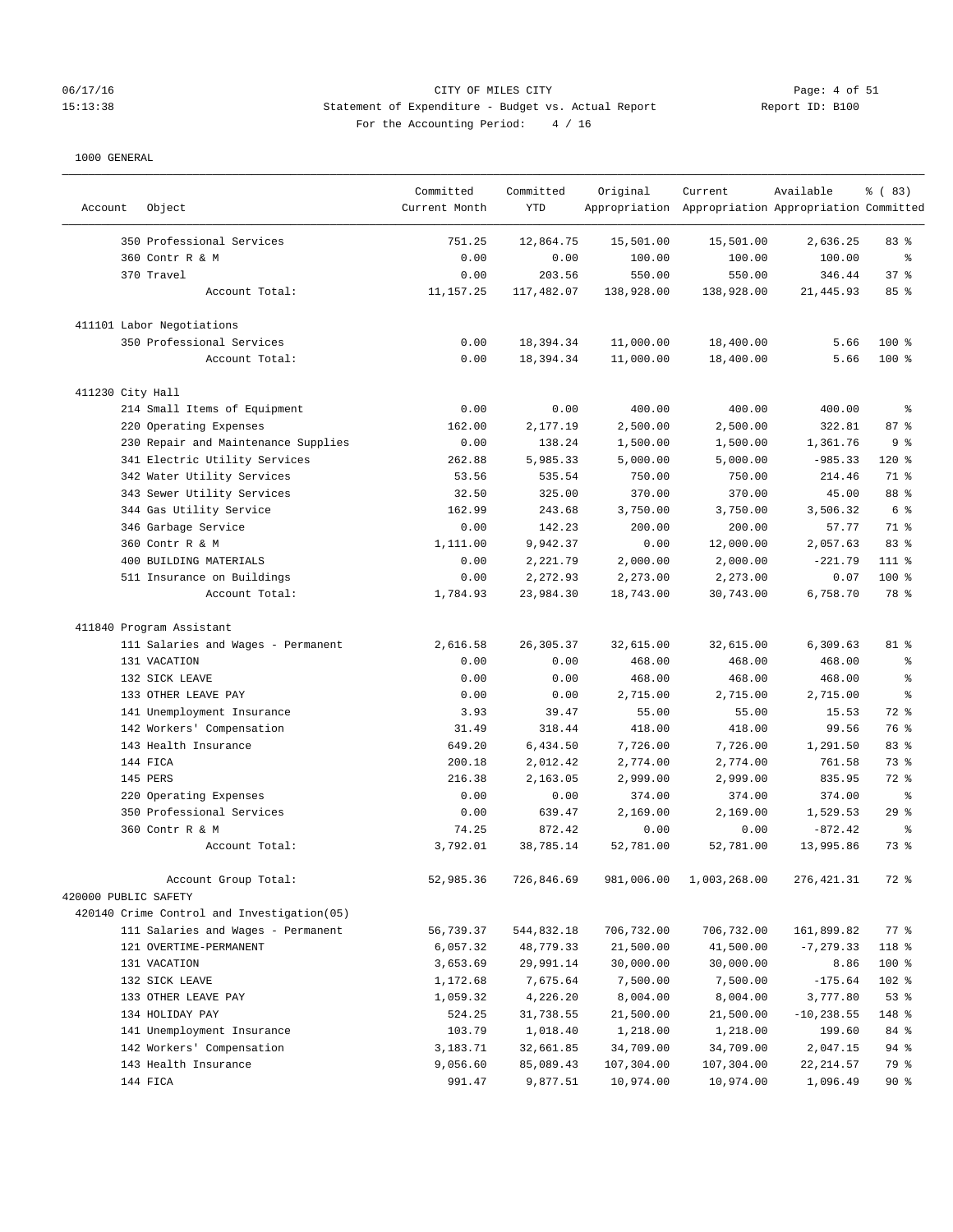CITY OF MILES CITY
Statement of Expenditure - Budget vs. Actual Report
For the Accounting Period: 4 / 16

06/17/16
15:13:38
Report ID: B100

1000 GENERAL

| Account | Object | Committed Current Month | Committed YTD | Original Appropriation | Current Appropriation | Available Appropriation | % ( 83) Committed |
|---|---|---|---|---|---|---|---|
| | 350 Professional Services | 751.25 | 12,864.75 | 15,501.00 | 15,501.00 | 2,636.25 | 83 % |
| | 360 Contr R & M | 0.00 | 0.00 | 100.00 | 100.00 | 100.00 | % |
| | 370 Travel | 0.00 | 203.56 | 550.00 | 550.00 | 346.44 | 37 % |
| | Account Total: | 11,157.25 | 117,482.07 | 138,928.00 | 138,928.00 | 21,445.93 | 85 % |
| 411101 Labor Negotiations | | | | | | | |
| | 350 Professional Services | 0.00 | 18,394.34 | 11,000.00 | 18,400.00 | 5.66 | 100 % |
| | Account Total: | 0.00 | 18,394.34 | 11,000.00 | 18,400.00 | 5.66 | 100 % |
| 411230 City Hall | | | | | | | |
| | 214 Small Items of Equipment | 0.00 | 0.00 | 400.00 | 400.00 | 400.00 | % |
| | 220 Operating Expenses | 162.00 | 2,177.19 | 2,500.00 | 2,500.00 | 322.81 | 87 % |
| | 230 Repair and Maintenance Supplies | 0.00 | 138.24 | 1,500.00 | 1,500.00 | 1,361.76 | 9 % |
| | 341 Electric Utility Services | 262.88 | 5,985.33 | 5,000.00 | 5,000.00 | -985.33 | 120 % |
| | 342 Water Utility Services | 53.56 | 535.54 | 750.00 | 750.00 | 214.46 | 71 % |
| | 343 Sewer Utility Services | 32.50 | 325.00 | 370.00 | 370.00 | 45.00 | 88 % |
| | 344 Gas Utility Service | 162.99 | 243.68 | 3,750.00 | 3,750.00 | 3,506.32 | 6 % |
| | 346 Garbage Service | 0.00 | 142.23 | 200.00 | 200.00 | 57.77 | 71 % |
| | 360 Contr R & M | 1,111.00 | 9,942.37 | 0.00 | 12,000.00 | 2,057.63 | 83 % |
| | 400 BUILDING MATERIALS | 0.00 | 2,221.79 | 2,000.00 | 2,000.00 | -221.79 | 111 % |
| | 511 Insurance on Buildings | 0.00 | 2,272.93 | 2,273.00 | 2,273.00 | 0.07 | 100 % |
| | Account Total: | 1,784.93 | 23,984.30 | 18,743.00 | 30,743.00 | 6,758.70 | 78 % |
| 411840 Program Assistant | | | | | | | |
| | 111 Salaries and Wages - Permanent | 2,616.58 | 26,305.37 | 32,615.00 | 32,615.00 | 6,309.63 | 81 % |
| | 131 VACATION | 0.00 | 0.00 | 468.00 | 468.00 | 468.00 | % |
| | 132 SICK LEAVE | 0.00 | 0.00 | 468.00 | 468.00 | 468.00 | % |
| | 133 OTHER LEAVE PAY | 0.00 | 0.00 | 2,715.00 | 2,715.00 | 2,715.00 | % |
| | 141 Unemployment Insurance | 3.93 | 39.47 | 55.00 | 55.00 | 15.53 | 72 % |
| | 142 Workers' Compensation | 31.49 | 318.44 | 418.00 | 418.00 | 99.56 | 76 % |
| | 143 Health Insurance | 649.20 | 6,434.50 | 7,726.00 | 7,726.00 | 1,291.50 | 83 % |
| | 144 FICA | 200.18 | 2,012.42 | 2,774.00 | 2,774.00 | 761.58 | 73 % |
| | 145 PERS | 216.38 | 2,163.05 | 2,999.00 | 2,999.00 | 835.95 | 72 % |
| | 220 Operating Expenses | 0.00 | 0.00 | 374.00 | 374.00 | 374.00 | % |
| | 350 Professional Services | 0.00 | 639.47 | 2,169.00 | 2,169.00 | 1,529.53 | 29 % |
| | 360 Contr R & M | 74.25 | 872.42 | 0.00 | 0.00 | -872.42 | % |
| | Account Total: | 3,792.01 | 38,785.14 | 52,781.00 | 52,781.00 | 13,995.86 | 73 % |
| | Account Group Total: | 52,985.36 | 726,846.69 | 981,006.00 | 1,003,268.00 | 276,421.31 | 72 % |
| 420000 PUBLIC SAFETY | | | | | | | |
| 420140 Crime Control and Investigation(05) | | | | | | | |
| | 111 Salaries and Wages - Permanent | 56,739.37 | 544,832.18 | 706,732.00 | 706,732.00 | 161,899.82 | 77 % |
| | 121 OVERTIME-PERMANENT | 6,057.32 | 48,779.33 | 21,500.00 | 41,500.00 | -7,279.33 | 118 % |
| | 131 VACATION | 3,653.69 | 29,991.14 | 30,000.00 | 30,000.00 | 8.86 | 100 % |
| | 132 SICK LEAVE | 1,172.68 | 7,675.64 | 7,500.00 | 7,500.00 | -175.64 | 102 % |
| | 133 OTHER LEAVE PAY | 1,059.32 | 4,226.20 | 8,004.00 | 8,004.00 | 3,777.80 | 53 % |
| | 134 HOLIDAY PAY | 524.25 | 31,738.55 | 21,500.00 | 21,500.00 | -10,238.55 | 148 % |
| | 141 Unemployment Insurance | 103.79 | 1,018.40 | 1,218.00 | 1,218.00 | 199.60 | 84 % |
| | 142 Workers' Compensation | 3,183.71 | 32,661.85 | 34,709.00 | 34,709.00 | 2,047.15 | 94 % |
| | 143 Health Insurance | 9,056.60 | 85,089.43 | 107,304.00 | 107,304.00 | 22,214.57 | 79 % |
| | 144 FICA | 991.47 | 9,877.51 | 10,974.00 | 10,974.00 | 1,096.49 | 90 % |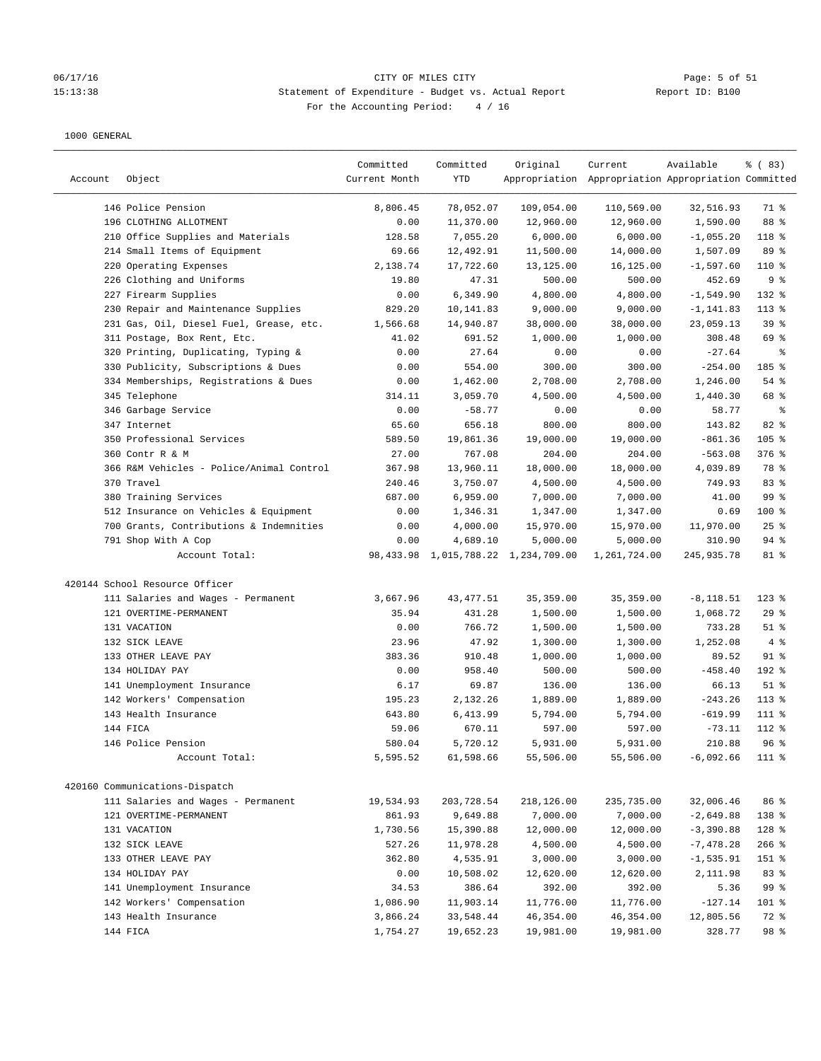CITY OF MILES CITY
Statement of Expenditure - Budget vs. Actual Report
For the Accounting Period: 4 / 16

06/17/16
15:13:38

Report ID: B100

1000 GENERAL

| Account | Object | Committed Current Month | Committed YTD | Original Appropriation | Current Appropriation | Available Appropriation | % ( 83) Committed |
|---|---|---|---|---|---|---|---|
| | 146 Police Pension | 8,806.45 | 78,052.07 | 109,054.00 | 110,569.00 | 32,516.93 | 71 % |
| | 196 CLOTHING ALLOTMENT | 0.00 | 11,370.00 | 12,960.00 | 12,960.00 | 1,590.00 | 88 % |
| | 210 Office Supplies and Materials | 128.58 | 7,055.20 | 6,000.00 | 6,000.00 | -1,055.20 | 118 % |
| | 214 Small Items of Equipment | 69.66 | 12,492.91 | 11,500.00 | 14,000.00 | 1,507.09 | 89 % |
| | 220 Operating Expenses | 2,138.74 | 17,722.60 | 13,125.00 | 16,125.00 | -1,597.60 | 110 % |
| | 226 Clothing and Uniforms | 19.80 | 47.31 | 500.00 | 500.00 | 452.69 | 9 % |
| | 227 Firearm Supplies | 0.00 | 6,349.90 | 4,800.00 | 4,800.00 | -1,549.90 | 132 % |
| | 230 Repair and Maintenance Supplies | 829.20 | 10,141.83 | 9,000.00 | 9,000.00 | -1,141.83 | 113 % |
| | 231 Gas, Oil, Diesel Fuel, Grease, etc. | 1,566.68 | 14,940.87 | 38,000.00 | 38,000.00 | 23,059.13 | 39 % |
| | 311 Postage, Box Rent, Etc. | 41.02 | 691.52 | 1,000.00 | 1,000.00 | 308.48 | 69 % |
| | 320 Printing, Duplicating, Typing & | 0.00 | 27.64 | 0.00 | 0.00 | -27.64 | % |
| | 330 Publicity, Subscriptions & Dues | 0.00 | 554.00 | 300.00 | 300.00 | -254.00 | 185 % |
| | 334 Memberships, Registrations & Dues | 0.00 | 1,462.00 | 2,708.00 | 2,708.00 | 1,246.00 | 54 % |
| | 345 Telephone | 314.11 | 3,059.70 | 4,500.00 | 4,500.00 | 1,440.30 | 68 % |
| | 346 Garbage Service | 0.00 | -58.77 | 0.00 | 0.00 | 58.77 | % |
| | 347 Internet | 65.60 | 656.18 | 800.00 | 800.00 | 143.82 | 82 % |
| | 350 Professional Services | 589.50 | 19,861.36 | 19,000.00 | 19,000.00 | -861.36 | 105 % |
| | 360 Contr R & M | 27.00 | 767.08 | 204.00 | 204.00 | -563.08 | 376 % |
| | 366 R&M Vehicles - Police/Animal Control | 367.98 | 13,960.11 | 18,000.00 | 18,000.00 | 4,039.89 | 78 % |
| | 370 Travel | 240.46 | 3,750.07 | 4,500.00 | 4,500.00 | 749.93 | 83 % |
| | 380 Training Services | 687.00 | 6,959.00 | 7,000.00 | 7,000.00 | 41.00 | 99 % |
| | 512 Insurance on Vehicles & Equipment | 0.00 | 1,346.31 | 1,347.00 | 1,347.00 | 0.69 | 100 % |
| | 700 Grants, Contributions & Indemnities | 0.00 | 4,000.00 | 15,970.00 | 15,970.00 | 11,970.00 | 25 % |
| | 791 Shop With A Cop | 0.00 | 4,689.10 | 5,000.00 | 5,000.00 | 310.90 | 94 % |
| | Account Total: | 98,433.98 | 1,015,788.22 | 1,234,709.00 | 1,261,724.00 | 245,935.78 | 81 % |
| 420144 | School Resource Officer | | | | | | |
| | 111 Salaries and Wages - Permanent | 3,667.96 | 43,477.51 | 35,359.00 | 35,359.00 | -8,118.51 | 123 % |
| | 121 OVERTIME-PERMANENT | 35.94 | 431.28 | 1,500.00 | 1,500.00 | 1,068.72 | 29 % |
| | 131 VACATION | 0.00 | 766.72 | 1,500.00 | 1,500.00 | 733.28 | 51 % |
| | 132 SICK LEAVE | 23.96 | 47.92 | 1,300.00 | 1,300.00 | 1,252.08 | 4 % |
| | 133 OTHER LEAVE PAY | 383.36 | 910.48 | 1,000.00 | 1,000.00 | 89.52 | 91 % |
| | 134 HOLIDAY PAY | 0.00 | 958.40 | 500.00 | 500.00 | -458.40 | 192 % |
| | 141 Unemployment Insurance | 6.17 | 69.87 | 136.00 | 136.00 | 66.13 | 51 % |
| | 142 Workers' Compensation | 195.23 | 2,132.26 | 1,889.00 | 1,889.00 | -243.26 | 113 % |
| | 143 Health Insurance | 643.80 | 6,413.99 | 5,794.00 | 5,794.00 | -619.99 | 111 % |
| | 144 FICA | 59.06 | 670.11 | 597.00 | 597.00 | -73.11 | 112 % |
| | 146 Police Pension | 580.04 | 5,720.12 | 5,931.00 | 5,931.00 | 210.88 | 96 % |
| | Account Total: | 5,595.52 | 61,598.66 | 55,506.00 | 55,506.00 | -6,092.66 | 111 % |
| 420160 | Communications-Dispatch | | | | | | |
| | 111 Salaries and Wages - Permanent | 19,534.93 | 203,728.54 | 218,126.00 | 235,735.00 | 32,006.46 | 86 % |
| | 121 OVERTIME-PERMANENT | 861.93 | 9,649.88 | 7,000.00 | 7,000.00 | -2,649.88 | 138 % |
| | 131 VACATION | 1,730.56 | 15,390.88 | 12,000.00 | 12,000.00 | -3,390.88 | 128 % |
| | 132 SICK LEAVE | 527.26 | 11,978.28 | 4,500.00 | 4,500.00 | -7,478.28 | 266 % |
| | 133 OTHER LEAVE PAY | 362.80 | 4,535.91 | 3,000.00 | 3,000.00 | -1,535.91 | 151 % |
| | 134 HOLIDAY PAY | 0.00 | 10,508.02 | 12,620.00 | 12,620.00 | 2,111.98 | 83 % |
| | 141 Unemployment Insurance | 34.53 | 386.64 | 392.00 | 392.00 | 5.36 | 99 % |
| | 142 Workers' Compensation | 1,086.90 | 11,903.14 | 11,776.00 | 11,776.00 | -127.14 | 101 % |
| | 143 Health Insurance | 3,866.24 | 33,548.44 | 46,354.00 | 46,354.00 | 12,805.56 | 72 % |
| | 144 FICA | 1,754.27 | 19,652.23 | 19,981.00 | 19,981.00 | 328.77 | 98 % |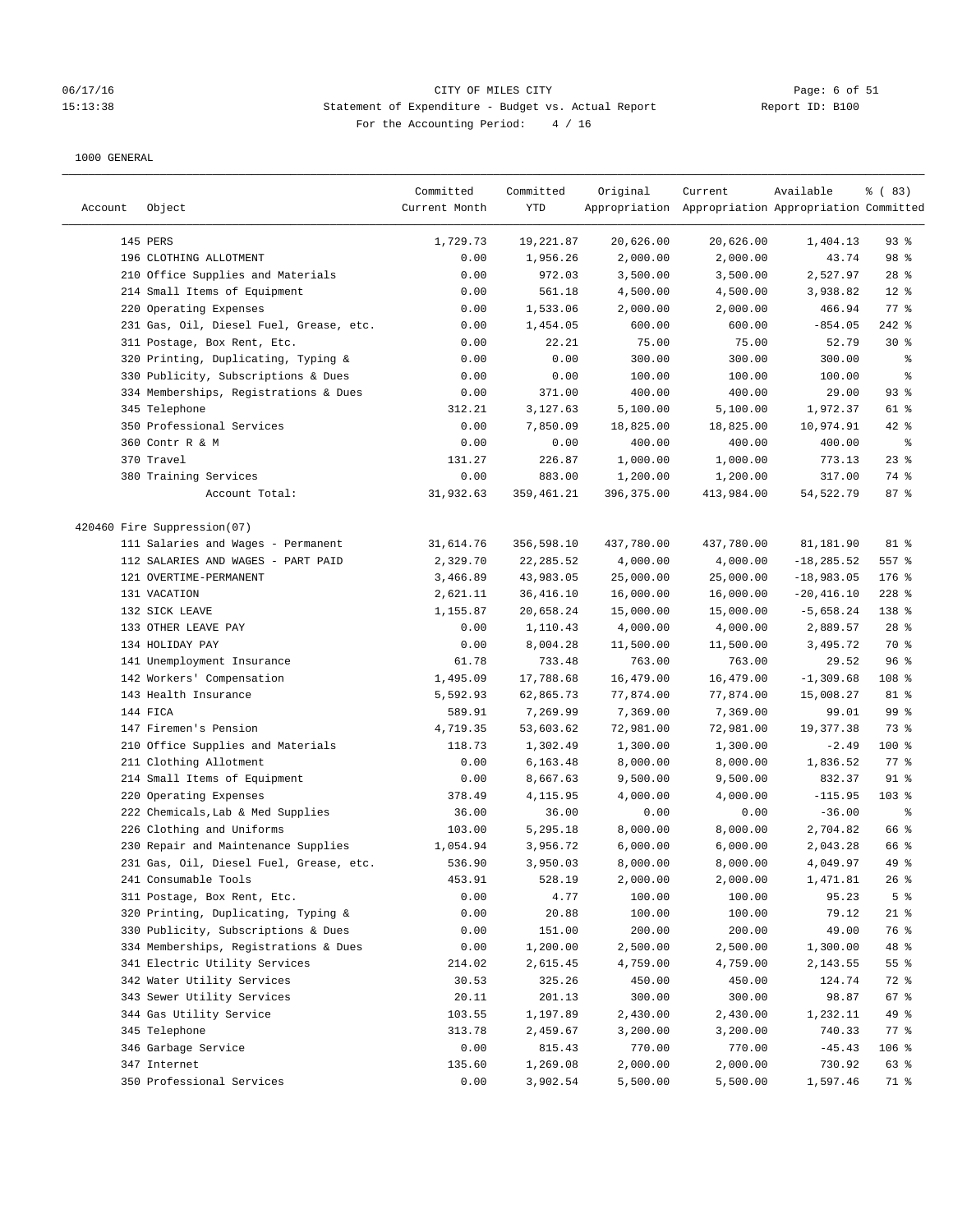CITY OF MILES CITY
Statement of Expenditure - Budget vs. Actual Report
For the Accounting Period: 4 / 16

1000 GENERAL

| Account | Object | Committed Current Month | Committed YTD | Original Appropriation | Current Appropriation | Available Appropriation | % ( 83) Committed |
|---|---|---|---|---|---|---|---|
| | 145 PERS | 1,729.73 | 19,221.87 | 20,626.00 | 20,626.00 | 1,404.13 | 93 % |
| | 196 CLOTHING ALLOTMENT | 0.00 | 1,956.26 | 2,000.00 | 2,000.00 | 43.74 | 98 % |
| | 210 Office Supplies and Materials | 0.00 | 972.03 | 3,500.00 | 3,500.00 | 2,527.97 | 28 % |
| | 214 Small Items of Equipment | 0.00 | 561.18 | 4,500.00 | 4,500.00 | 3,938.82 | 12 % |
| | 220 Operating Expenses | 0.00 | 1,533.06 | 2,000.00 | 2,000.00 | 466.94 | 77 % |
| | 231 Gas, Oil, Diesel Fuel, Grease, etc. | 0.00 | 1,454.05 | 600.00 | 600.00 | -854.05 | 242 % |
| | 311 Postage, Box Rent, Etc. | 0.00 | 22.21 | 75.00 | 75.00 | 52.79 | 30 % |
| | 320 Printing, Duplicating, Typing & | 0.00 | 0.00 | 300.00 | 300.00 | 300.00 | % |
| | 330 Publicity, Subscriptions & Dues | 0.00 | 0.00 | 100.00 | 100.00 | 100.00 | % |
| | 334 Memberships, Registrations & Dues | 0.00 | 371.00 | 400.00 | 400.00 | 29.00 | 93 % |
| | 345 Telephone | 312.21 | 3,127.63 | 5,100.00 | 5,100.00 | 1,972.37 | 61 % |
| | 350 Professional Services | 0.00 | 7,850.09 | 18,825.00 | 18,825.00 | 10,974.91 | 42 % |
| | 360 Contr R & M | 0.00 | 0.00 | 400.00 | 400.00 | 400.00 | % |
| | 370 Travel | 131.27 | 226.87 | 1,000.00 | 1,000.00 | 773.13 | 23 % |
| | 380 Training Services | 0.00 | 883.00 | 1,200.00 | 1,200.00 | 317.00 | 74 % |
| | Account Total: | 31,932.63 | 359,461.21 | 396,375.00 | 413,984.00 | 54,522.79 | 87 % |
| 420460 Fire Suppression(07) | | | | | | | |
| | 111 Salaries and Wages - Permanent | 31,614.76 | 356,598.10 | 437,780.00 | 437,780.00 | 81,181.90 | 81 % |
| | 112 SALARIES AND WAGES - PART PAID | 2,329.70 | 22,285.52 | 4,000.00 | 4,000.00 | -18,285.52 | 557 % |
| | 121 OVERTIME-PERMANENT | 3,466.89 | 43,983.05 | 25,000.00 | 25,000.00 | -18,983.05 | 176 % |
| | 131 VACATION | 2,621.11 | 36,416.10 | 16,000.00 | 16,000.00 | -20,416.10 | 228 % |
| | 132 SICK LEAVE | 1,155.87 | 20,658.24 | 15,000.00 | 15,000.00 | -5,658.24 | 138 % |
| | 133 OTHER LEAVE PAY | 0.00 | 1,110.43 | 4,000.00 | 4,000.00 | 2,889.57 | 28 % |
| | 134 HOLIDAY PAY | 0.00 | 8,004.28 | 11,500.00 | 11,500.00 | 3,495.72 | 70 % |
| | 141 Unemployment Insurance | 61.78 | 733.48 | 763.00 | 763.00 | 29.52 | 96 % |
| | 142 Workers' Compensation | 1,495.09 | 17,788.68 | 16,479.00 | 16,479.00 | -1,309.68 | 108 % |
| | 143 Health Insurance | 5,592.93 | 62,865.73 | 77,874.00 | 77,874.00 | 15,008.27 | 81 % |
| | 144 FICA | 589.91 | 7,269.99 | 7,369.00 | 7,369.00 | 99.01 | 99 % |
| | 147 Firemen's Pension | 4,719.35 | 53,603.62 | 72,981.00 | 72,981.00 | 19,377.38 | 73 % |
| | 210 Office Supplies and Materials | 118.73 | 1,302.49 | 1,300.00 | 1,300.00 | -2.49 | 100 % |
| | 211 Clothing Allotment | 0.00 | 6,163.48 | 8,000.00 | 8,000.00 | 1,836.52 | 77 % |
| | 214 Small Items of Equipment | 0.00 | 8,667.63 | 9,500.00 | 9,500.00 | 832.37 | 91 % |
| | 220 Operating Expenses | 378.49 | 4,115.95 | 4,000.00 | 4,000.00 | -115.95 | 103 % |
| | 222 Chemicals,Lab & Med Supplies | 36.00 | 36.00 | 0.00 | 0.00 | -36.00 | % |
| | 226 Clothing and Uniforms | 103.00 | 5,295.18 | 8,000.00 | 8,000.00 | 2,704.82 | 66 % |
| | 230 Repair and Maintenance Supplies | 1,054.94 | 3,956.72 | 6,000.00 | 6,000.00 | 2,043.28 | 66 % |
| | 231 Gas, Oil, Diesel Fuel, Grease, etc. | 536.90 | 3,950.03 | 8,000.00 | 8,000.00 | 4,049.97 | 49 % |
| | 241 Consumable Tools | 453.91 | 528.19 | 2,000.00 | 2,000.00 | 1,471.81 | 26 % |
| | 311 Postage, Box Rent, Etc. | 0.00 | 4.77 | 100.00 | 100.00 | 95.23 | 5 % |
| | 320 Printing, Duplicating, Typing & | 0.00 | 20.88 | 100.00 | 100.00 | 79.12 | 21 % |
| | 330 Publicity, Subscriptions & Dues | 0.00 | 151.00 | 200.00 | 200.00 | 49.00 | 76 % |
| | 334 Memberships, Registrations & Dues | 0.00 | 1,200.00 | 2,500.00 | 2,500.00 | 1,300.00 | 48 % |
| | 341 Electric Utility Services | 214.02 | 2,615.45 | 4,759.00 | 4,759.00 | 2,143.55 | 55 % |
| | 342 Water Utility Services | 30.53 | 325.26 | 450.00 | 450.00 | 124.74 | 72 % |
| | 343 Sewer Utility Services | 20.11 | 201.13 | 300.00 | 300.00 | 98.87 | 67 % |
| | 344 Gas Utility Service | 103.55 | 1,197.89 | 2,430.00 | 2,430.00 | 1,232.11 | 49 % |
| | 345 Telephone | 313.78 | 2,459.67 | 3,200.00 | 3,200.00 | 740.33 | 77 % |
| | 346 Garbage Service | 0.00 | 815.43 | 770.00 | 770.00 | -45.43 | 106 % |
| | 347 Internet | 135.60 | 1,269.08 | 2,000.00 | 2,000.00 | 730.92 | 63 % |
| | 350 Professional Services | 0.00 | 3,902.54 | 5,500.00 | 5,500.00 | 1,597.46 | 71 % |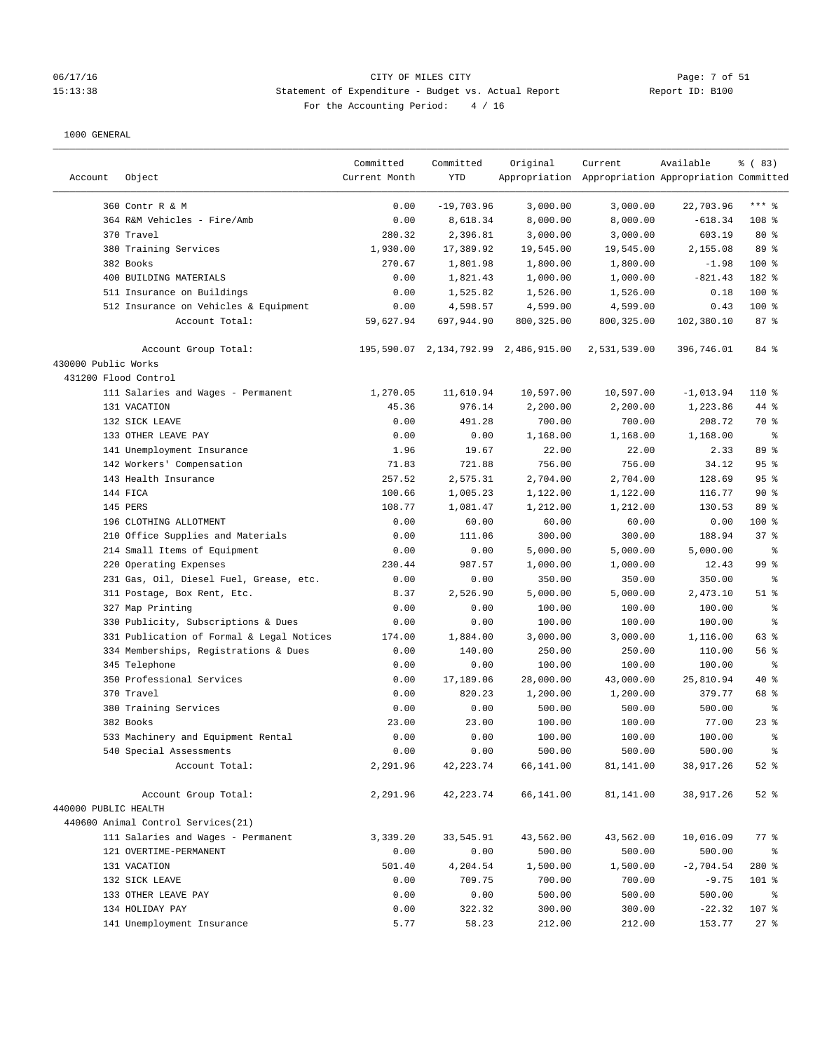CITY OF MILES CITY
Statement of Expenditure - Budget vs. Actual Report
For the Accounting Period: 4 / 16

06/17/16
15:13:38
Report ID: B100

1000 GENERAL

| Account | Object | Committed Current Month | Committed YTD | Original Appropriation | Current Appropriation | Available Appropriation | % ( 83) Committed |
|---|---|---|---|---|---|---|---|
| | 360 Contr R & M | 0.00 | -19,703.96 | 3,000.00 | 3,000.00 | 22,703.96 | *** % |
| | 364 R&M Vehicles - Fire/Amb | 0.00 | 8,618.34 | 8,000.00 | 8,000.00 | -618.34 | 108 % |
| | 370 Travel | 280.32 | 2,396.81 | 3,000.00 | 3,000.00 | 603.19 | 80 % |
| | 380 Training Services | 1,930.00 | 17,389.92 | 19,545.00 | 19,545.00 | 2,155.08 | 89 % |
| | 382 Books | 270.67 | 1,801.98 | 1,800.00 | 1,800.00 | -1.98 | 100 % |
| | 400 BUILDING MATERIALS | 0.00 | 1,821.43 | 1,000.00 | 1,000.00 | -821.43 | 182 % |
| | 511 Insurance on Buildings | 0.00 | 1,525.82 | 1,526.00 | 1,526.00 | 0.18 | 100 % |
| | 512 Insurance on Vehicles & Equipment | 0.00 | 4,598.57 | 4,599.00 | 4,599.00 | 0.43 | 100 % |
| | Account Total: | 59,627.94 | 697,944.90 | 800,325.00 | 800,325.00 | 102,380.10 | 87 % |
| | Account Group Total: | 195,590.07 | 2,134,792.99 | 2,486,915.00 | 2,531,539.00 | 396,746.01 | 84 % |
| 430000 Public Works | | | | | | | |
| 431200 Flood Control | | | | | | | |
| | 111 Salaries and Wages - Permanent | 1,270.05 | 11,610.94 | 10,597.00 | 10,597.00 | -1,013.94 | 110 % |
| | 131 VACATION | 45.36 | 976.14 | 2,200.00 | 2,200.00 | 1,223.86 | 44 % |
| | 132 SICK LEAVE | 0.00 | 491.28 | 700.00 | 700.00 | 208.72 | 70 % |
| | 133 OTHER LEAVE PAY | 0.00 | 0.00 | 1,168.00 | 1,168.00 | 1,168.00 | % |
| | 141 Unemployment Insurance | 1.96 | 19.67 | 22.00 | 22.00 | 2.33 | 89 % |
| | 142 Workers' Compensation | 71.83 | 721.88 | 756.00 | 756.00 | 34.12 | 95 % |
| | 143 Health Insurance | 257.52 | 2,575.31 | 2,704.00 | 2,704.00 | 128.69 | 95 % |
| | 144 FICA | 100.66 | 1,005.23 | 1,122.00 | 1,122.00 | 116.77 | 90 % |
| | 145 PERS | 108.77 | 1,081.47 | 1,212.00 | 1,212.00 | 130.53 | 89 % |
| | 196 CLOTHING ALLOTMENT | 0.00 | 60.00 | 60.00 | 60.00 | 0.00 | 100 % |
| | 210 Office Supplies and Materials | 0.00 | 111.06 | 300.00 | 300.00 | 188.94 | 37 % |
| | 214 Small Items of Equipment | 0.00 | 0.00 | 5,000.00 | 5,000.00 | 5,000.00 | % |
| | 220 Operating Expenses | 230.44 | 987.57 | 1,000.00 | 1,000.00 | 12.43 | 99 % |
| | 231 Gas, Oil, Diesel Fuel, Grease, etc. | 0.00 | 0.00 | 350.00 | 350.00 | 350.00 | % |
| | 311 Postage, Box Rent, Etc. | 8.37 | 2,526.90 | 5,000.00 | 5,000.00 | 2,473.10 | 51 % |
| | 327 Map Printing | 0.00 | 0.00 | 100.00 | 100.00 | 100.00 | % |
| | 330 Publicity, Subscriptions & Dues | 0.00 | 0.00 | 100.00 | 100.00 | 100.00 | % |
| | 331 Publication of Formal & Legal Notices | 174.00 | 1,884.00 | 3,000.00 | 3,000.00 | 1,116.00 | 63 % |
| | 334 Memberships, Registrations & Dues | 0.00 | 140.00 | 250.00 | 250.00 | 110.00 | 56 % |
| | 345 Telephone | 0.00 | 0.00 | 100.00 | 100.00 | 100.00 | % |
| | 350 Professional Services | 0.00 | 17,189.06 | 28,000.00 | 43,000.00 | 25,810.94 | 40 % |
| | 370 Travel | 0.00 | 820.23 | 1,200.00 | 1,200.00 | 379.77 | 68 % |
| | 380 Training Services | 0.00 | 0.00 | 500.00 | 500.00 | 500.00 | % |
| | 382 Books | 23.00 | 23.00 | 100.00 | 100.00 | 77.00 | 23 % |
| | 533 Machinery and Equipment Rental | 0.00 | 0.00 | 100.00 | 100.00 | 100.00 | % |
| | 540 Special Assessments | 0.00 | 0.00 | 500.00 | 500.00 | 500.00 | % |
| | Account Total: | 2,291.96 | 42,223.74 | 66,141.00 | 81,141.00 | 38,917.26 | 52 % |
| | Account Group Total: | 2,291.96 | 42,223.74 | 66,141.00 | 81,141.00 | 38,917.26 | 52 % |
| 440000 PUBLIC HEALTH | | | | | | | |
| 440600 Animal Control Services(21) | | | | | | | |
| | 111 Salaries and Wages - Permanent | 3,339.20 | 33,545.91 | 43,562.00 | 43,562.00 | 10,016.09 | 77 % |
| | 121 OVERTIME-PERMANENT | 0.00 | 0.00 | 500.00 | 500.00 | 500.00 | % |
| | 131 VACATION | 501.40 | 4,204.54 | 1,500.00 | 1,500.00 | -2,704.54 | 280 % |
| | 132 SICK LEAVE | 0.00 | 709.75 | 700.00 | 700.00 | -9.75 | 101 % |
| | 133 OTHER LEAVE PAY | 0.00 | 0.00 | 500.00 | 500.00 | 500.00 | % |
| | 134 HOLIDAY PAY | 0.00 | 322.32 | 300.00 | 300.00 | -22.32 | 107 % |
| | 141 Unemployment Insurance | 5.77 | 58.23 | 212.00 | 212.00 | 153.77 | 27 % |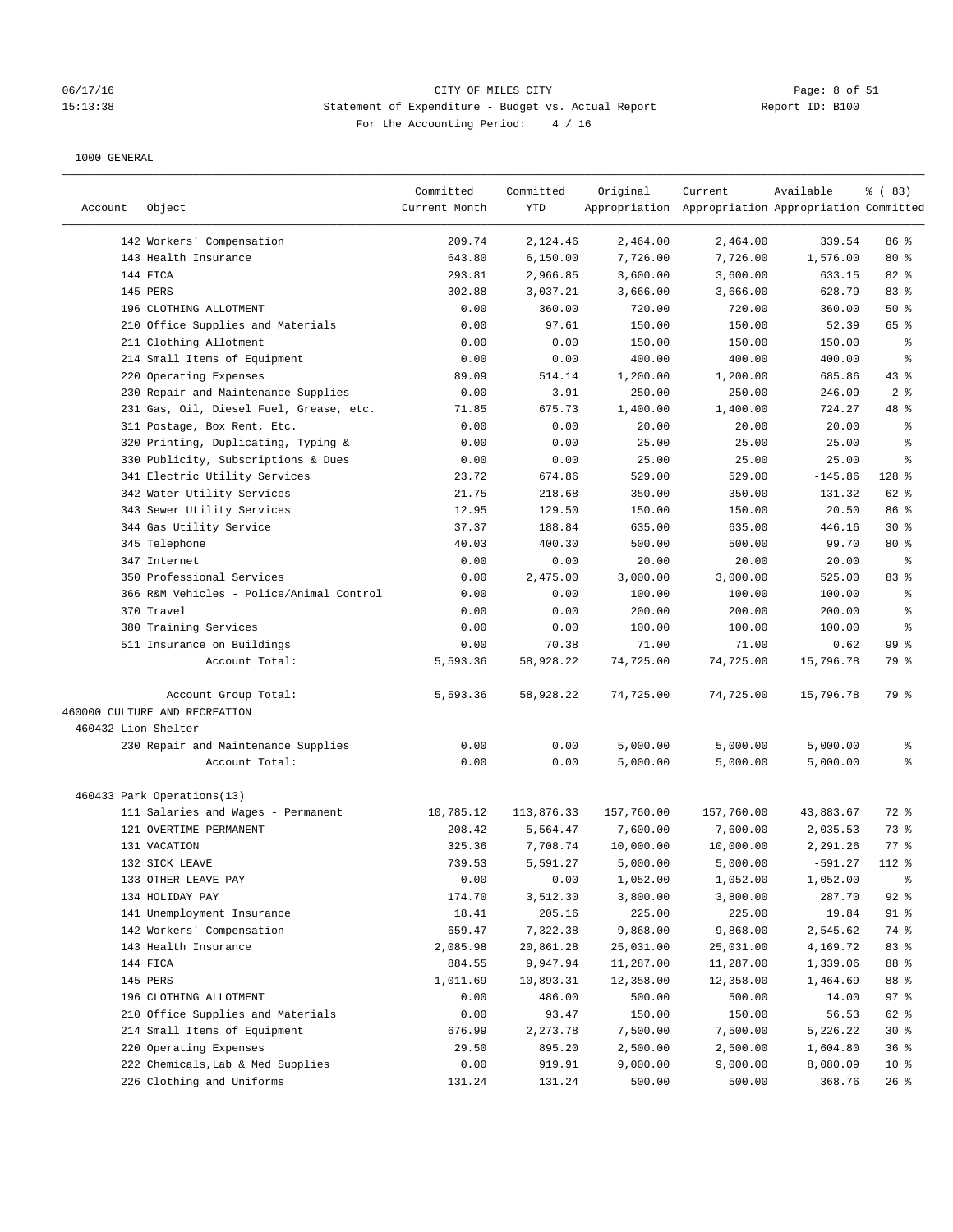CITY OF MILES CITY
Statement of Expenditure - Budget vs. Actual Report
For the Accounting Period: 4 / 16

06/17/16
15:13:38

Report ID: B100

1000 GENERAL

| Account | Object | Committed Current Month | Committed YTD | Original Appropriation | Current Appropriation | Available Appropriation | % ( 83) Committed |
|---|---|---|---|---|---|---|---|
| | 142 Workers' Compensation | 209.74 | 2,124.46 | 2,464.00 | 2,464.00 | 339.54 | 86 % |
| | 143 Health Insurance | 643.80 | 6,150.00 | 7,726.00 | 7,726.00 | 1,576.00 | 80 % |
| | 144 FICA | 293.81 | 2,966.85 | 3,600.00 | 3,600.00 | 633.15 | 82 % |
| | 145 PERS | 302.88 | 3,037.21 | 3,666.00 | 3,666.00 | 628.79 | 83 % |
| | 196 CLOTHING ALLOTMENT | 0.00 | 360.00 | 720.00 | 720.00 | 360.00 | 50 % |
| | 210 Office Supplies and Materials | 0.00 | 97.61 | 150.00 | 150.00 | 52.39 | 65 % |
| | 211 Clothing Allotment | 0.00 | 0.00 | 150.00 | 150.00 | 150.00 | % |
| | 214 Small Items of Equipment | 0.00 | 0.00 | 400.00 | 400.00 | 400.00 | % |
| | 220 Operating Expenses | 89.09 | 514.14 | 1,200.00 | 1,200.00 | 685.86 | 43 % |
| | 230 Repair and Maintenance Supplies | 0.00 | 3.91 | 250.00 | 250.00 | 246.09 | 2 % |
| | 231 Gas, Oil, Diesel Fuel, Grease, etc. | 71.85 | 675.73 | 1,400.00 | 1,400.00 | 724.27 | 48 % |
| | 311 Postage, Box Rent, Etc. | 0.00 | 0.00 | 20.00 | 20.00 | 20.00 | % |
| | 320 Printing, Duplicating, Typing & | 0.00 | 0.00 | 25.00 | 25.00 | 25.00 | % |
| | 330 Publicity, Subscriptions & Dues | 0.00 | 0.00 | 25.00 | 25.00 | 25.00 | % |
| | 341 Electric Utility Services | 23.72 | 674.86 | 529.00 | 529.00 | -145.86 | 128 % |
| | 342 Water Utility Services | 21.75 | 218.68 | 350.00 | 350.00 | 131.32 | 62 % |
| | 343 Sewer Utility Services | 12.95 | 129.50 | 150.00 | 150.00 | 20.50 | 86 % |
| | 344 Gas Utility Service | 37.37 | 188.84 | 635.00 | 635.00 | 446.16 | 30 % |
| | 345 Telephone | 40.03 | 400.30 | 500.00 | 500.00 | 99.70 | 80 % |
| | 347 Internet | 0.00 | 0.00 | 20.00 | 20.00 | 20.00 | % |
| | 350 Professional Services | 0.00 | 2,475.00 | 3,000.00 | 3,000.00 | 525.00 | 83 % |
| | 366 R&M Vehicles - Police/Animal Control | 0.00 | 0.00 | 100.00 | 100.00 | 100.00 | % |
| | 370 Travel | 0.00 | 0.00 | 200.00 | 200.00 | 200.00 | % |
| | 380 Training Services | 0.00 | 0.00 | 100.00 | 100.00 | 100.00 | % |
| | 511 Insurance on Buildings | 0.00 | 70.38 | 71.00 | 71.00 | 0.62 | 99 % |
| | Account Total: | 5,593.36 | 58,928.22 | 74,725.00 | 74,725.00 | 15,796.78 | 79 % |
| | Account Group Total: | 5,593.36 | 58,928.22 | 74,725.00 | 74,725.00 | 15,796.78 | 79 % |
| 460000 CULTURE AND RECREATION | | | | | | | |
| 460432 Lion Shelter | | | | | | | |
| | 230 Repair and Maintenance Supplies | 0.00 | 0.00 | 5,000.00 | 5,000.00 | 5,000.00 | % |
| | Account Total: | 0.00 | 0.00 | 5,000.00 | 5,000.00 | 5,000.00 | % |
| 460433 Park Operations(13) | | | | | | | |
| | 111 Salaries and Wages - Permanent | 10,785.12 | 113,876.33 | 157,760.00 | 157,760.00 | 43,883.67 | 72 % |
| | 121 OVERTIME-PERMANENT | 208.42 | 5,564.47 | 7,600.00 | 7,600.00 | 2,035.53 | 73 % |
| | 131 VACATION | 325.36 | 7,708.74 | 10,000.00 | 10,000.00 | 2,291.26 | 77 % |
| | 132 SICK LEAVE | 739.53 | 5,591.27 | 5,000.00 | 5,000.00 | -591.27 | 112 % |
| | 133 OTHER LEAVE PAY | 0.00 | 0.00 | 1,052.00 | 1,052.00 | 1,052.00 | % |
| | 134 HOLIDAY PAY | 174.70 | 3,512.30 | 3,800.00 | 3,800.00 | 287.70 | 92 % |
| | 141 Unemployment Insurance | 18.41 | 205.16 | 225.00 | 225.00 | 19.84 | 91 % |
| | 142 Workers' Compensation | 659.47 | 7,322.38 | 9,868.00 | 9,868.00 | 2,545.62 | 74 % |
| | 143 Health Insurance | 2,085.98 | 20,861.28 | 25,031.00 | 25,031.00 | 4,169.72 | 83 % |
| | 144 FICA | 884.55 | 9,947.94 | 11,287.00 | 11,287.00 | 1,339.06 | 88 % |
| | 145 PERS | 1,011.69 | 10,893.31 | 12,358.00 | 12,358.00 | 1,464.69 | 88 % |
| | 196 CLOTHING ALLOTMENT | 0.00 | 486.00 | 500.00 | 500.00 | 14.00 | 97 % |
| | 210 Office Supplies and Materials | 0.00 | 93.47 | 150.00 | 150.00 | 56.53 | 62 % |
| | 214 Small Items of Equipment | 676.99 | 2,273.78 | 7,500.00 | 7,500.00 | 5,226.22 | 30 % |
| | 220 Operating Expenses | 29.50 | 895.20 | 2,500.00 | 2,500.00 | 1,604.80 | 36 % |
| | 222 Chemicals,Lab & Med Supplies | 0.00 | 919.91 | 9,000.00 | 9,000.00 | 8,080.09 | 10 % |
| | 226 Clothing and Uniforms | 131.24 | 131.24 | 500.00 | 500.00 | 368.76 | 26 % |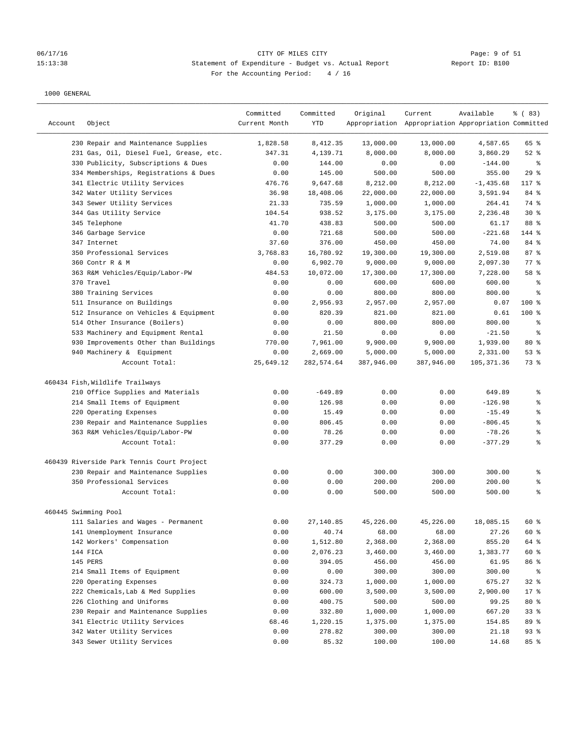CITY OF MILES CITY

Statement of Expenditure - Budget vs. Actual Report

For the Accounting Period: 4 / 16

1000 GENERAL

| Account | Object | Committed Current Month | Committed YTD | Original Appropriation | Current Appropriation | Available Appropriation | % ( 83) Committed |
|---|---|---|---|---|---|---|---|
| | 230 Repair and Maintenance Supplies | 1,828.58 | 8,412.35 | 13,000.00 | 13,000.00 | 4,587.65 | 65 % |
| | 231 Gas, Oil, Diesel Fuel, Grease, etc. | 347.31 | 4,139.71 | 8,000.00 | 8,000.00 | 3,860.29 | 52 % |
| | 330 Publicity, Subscriptions & Dues | 0.00 | 144.00 | 0.00 | 0.00 | -144.00 | % |
| | 334 Memberships, Registrations & Dues | 0.00 | 145.00 | 500.00 | 500.00 | 355.00 | 29 % |
| | 341 Electric Utility Services | 476.76 | 9,647.68 | 8,212.00 | 8,212.00 | -1,435.68 | 117 % |
| | 342 Water Utility Services | 36.98 | 18,408.06 | 22,000.00 | 22,000.00 | 3,591.94 | 84 % |
| | 343 Sewer Utility Services | 21.33 | 735.59 | 1,000.00 | 1,000.00 | 264.41 | 74 % |
| | 344 Gas Utility Service | 104.54 | 938.52 | 3,175.00 | 3,175.00 | 2,236.48 | 30 % |
| | 345 Telephone | 41.70 | 438.83 | 500.00 | 500.00 | 61.17 | 88 % |
| | 346 Garbage Service | 0.00 | 721.68 | 500.00 | 500.00 | -221.68 | 144 % |
| | 347 Internet | 37.60 | 376.00 | 450.00 | 450.00 | 74.00 | 84 % |
| | 350 Professional Services | 3,768.83 | 16,780.92 | 19,300.00 | 19,300.00 | 2,519.08 | 87 % |
| | 360 Contr R & M | 0.00 | 6,902.70 | 9,000.00 | 9,000.00 | 2,097.30 | 77 % |
| | 363 R&M Vehicles/Equip/Labor-PW | 484.53 | 10,072.00 | 17,300.00 | 17,300.00 | 7,228.00 | 58 % |
| | 370 Travel | 0.00 | 0.00 | 600.00 | 600.00 | 600.00 | % |
| | 380 Training Services | 0.00 | 0.00 | 800.00 | 800.00 | 800.00 | % |
| | 511 Insurance on Buildings | 0.00 | 2,956.93 | 2,957.00 | 2,957.00 | 0.07 | 100 % |
| | 512 Insurance on Vehicles & Equipment | 0.00 | 820.39 | 821.00 | 821.00 | 0.61 | 100 % |
| | 514 Other Insurance (Boilers) | 0.00 | 0.00 | 800.00 | 800.00 | 800.00 | % |
| | 533 Machinery and Equipment Rental | 0.00 | 21.50 | 0.00 | 0.00 | -21.50 | % |
| | 930 Improvements Other than Buildings | 770.00 | 7,961.00 | 9,900.00 | 9,900.00 | 1,939.00 | 80 % |
| | 940 Machinery & Equipment | 0.00 | 2,669.00 | 5,000.00 | 5,000.00 | 2,331.00 | 53 % |
| | Account Total: | 25,649.12 | 282,574.64 | 387,946.00 | 387,946.00 | 105,371.36 | 73 % |
| 460434 | Fish,Wildlife Trailways | | | | | | |
| | 210 Office Supplies and Materials | 0.00 | -649.89 | 0.00 | 0.00 | 649.89 | % |
| | 214 Small Items of Equipment | 0.00 | 126.98 | 0.00 | 0.00 | -126.98 | % |
| | 220 Operating Expenses | 0.00 | 15.49 | 0.00 | 0.00 | -15.49 | % |
| | 230 Repair and Maintenance Supplies | 0.00 | 806.45 | 0.00 | 0.00 | -806.45 | % |
| | 363 R&M Vehicles/Equip/Labor-PW | 0.00 | 78.26 | 0.00 | 0.00 | -78.26 | % |
| | Account Total: | 0.00 | 377.29 | 0.00 | 0.00 | -377.29 | % |
| 460439 | Riverside Park Tennis Court Project | | | | | | |
| | 230 Repair and Maintenance Supplies | 0.00 | 0.00 | 300.00 | 300.00 | 300.00 | % |
| | 350 Professional Services | 0.00 | 0.00 | 200.00 | 200.00 | 200.00 | % |
| | Account Total: | 0.00 | 0.00 | 500.00 | 500.00 | 500.00 | % |
| 460445 | Swimming Pool | | | | | | |
| | 111 Salaries and Wages - Permanent | 0.00 | 27,140.85 | 45,226.00 | 45,226.00 | 18,085.15 | 60 % |
| | 141 Unemployment Insurance | 0.00 | 40.74 | 68.00 | 68.00 | 27.26 | 60 % |
| | 142 Workers' Compensation | 0.00 | 1,512.80 | 2,368.00 | 2,368.00 | 855.20 | 64 % |
| | 144 FICA | 0.00 | 2,076.23 | 3,460.00 | 3,460.00 | 1,383.77 | 60 % |
| | 145 PERS | 0.00 | 394.05 | 456.00 | 456.00 | 61.95 | 86 % |
| | 214 Small Items of Equipment | 0.00 | 0.00 | 300.00 | 300.00 | 300.00 | % |
| | 220 Operating Expenses | 0.00 | 324.73 | 1,000.00 | 1,000.00 | 675.27 | 32 % |
| | 222 Chemicals,Lab & Med Supplies | 0.00 | 600.00 | 3,500.00 | 3,500.00 | 2,900.00 | 17 % |
| | 226 Clothing and Uniforms | 0.00 | 400.75 | 500.00 | 500.00 | 99.25 | 80 % |
| | 230 Repair and Maintenance Supplies | 0.00 | 332.80 | 1,000.00 | 1,000.00 | 667.20 | 33 % |
| | 341 Electric Utility Services | 68.46 | 1,220.15 | 1,375.00 | 1,375.00 | 154.85 | 89 % |
| | 342 Water Utility Services | 0.00 | 278.82 | 300.00 | 300.00 | 21.18 | 93 % |
| | 343 Sewer Utility Services | 0.00 | 85.32 | 100.00 | 100.00 | 14.68 | 85 % |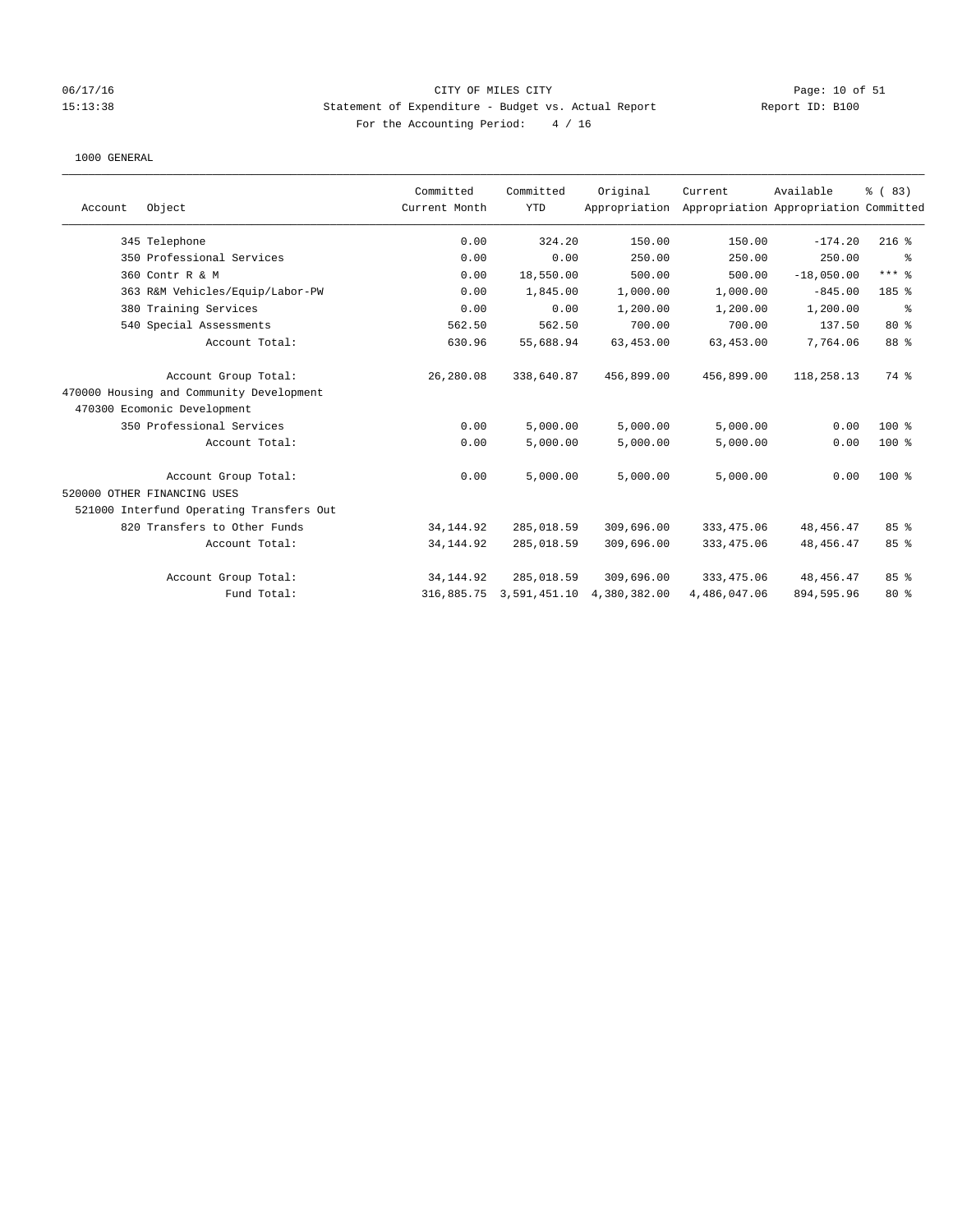CITY OF MILES CITY
Statement of Expenditure - Budget vs. Actual Report
For the Accounting Period: 4 / 16

06/17/16
15:13:38

Report ID: B100

1000 GENERAL

| Account | Object | Committed Current Month | Committed YTD | Original Appropriation | Current Appropriation | Available Appropriation | % ( 83) Committed |
|---|---|---|---|---|---|---|---|
| 345 | Telephone | 0.00 | 324.20 | 150.00 | 150.00 | -174.20 | 216 % |
| 350 | Professional Services | 0.00 | 0.00 | 250.00 | 250.00 | 250.00 | % |
| 360 | Contr R & M | 0.00 | 18,550.00 | 500.00 | 500.00 | -18,050.00 | *** % |
| 363 | R&M Vehicles/Equip/Labor-PW | 0.00 | 1,845.00 | 1,000.00 | 1,000.00 | -845.00 | 185 % |
| 380 | Training Services | 0.00 | 0.00 | 1,200.00 | 1,200.00 | 1,200.00 | % |
| 540 | Special Assessments | 562.50 | 562.50 | 700.00 | 700.00 | 137.50 | 80 % |
| | Account Total: | 630.96 | 55,688.94 | 63,453.00 | 63,453.00 | 7,764.06 | 88 % |
| | Account Group Total: | 26,280.08 | 338,640.87 | 456,899.00 | 456,899.00 | 118,258.13 | 74 % |
| 470000 Housing and Community Development | | | | | | | |
| 470300 Ecomonic Development | | | | | | | |
| 350 | Professional Services | 0.00 | 5,000.00 | 5,000.00 | 5,000.00 | 0.00 | 100 % |
| | Account Total: | 0.00 | 5,000.00 | 5,000.00 | 5,000.00 | 0.00 | 100 % |
| | Account Group Total: | 0.00 | 5,000.00 | 5,000.00 | 5,000.00 | 0.00 | 100 % |
| 520000 OTHER FINANCING USES | | | | | | | |
| 521000 Interfund Operating Transfers Out | | | | | | | |
| 820 | Transfers to Other Funds | 34,144.92 | 285,018.59 | 309,696.00 | 333,475.06 | 48,456.47 | 85 % |
| | Account Total: | 34,144.92 | 285,018.59 | 309,696.00 | 333,475.06 | 48,456.47 | 85 % |
| | Account Group Total: | 34,144.92 | 285,018.59 | 309,696.00 | 333,475.06 | 48,456.47 | 85 % |
| | Fund Total: | 316,885.75 | 3,591,451.10 | 4,380,382.00 | 4,486,047.06 | 894,595.96 | 80 % |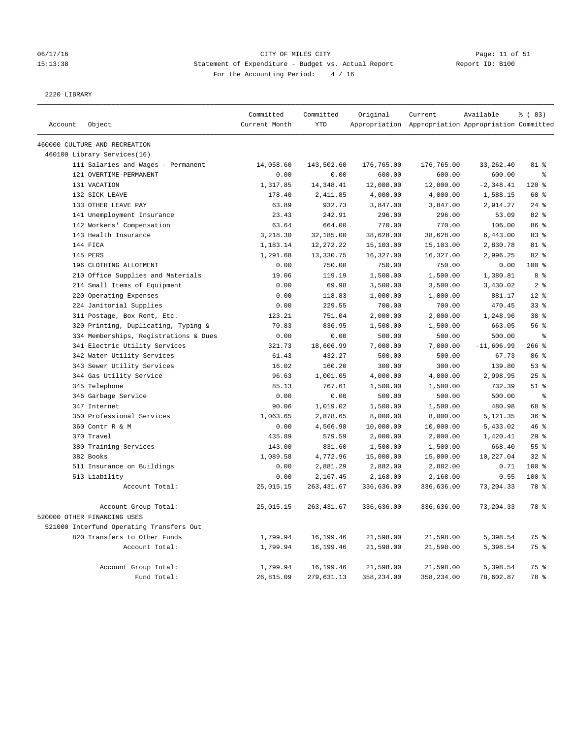CITY OF MILES CITY

Statement of Expenditure - Budget vs. Actual Report

For the Accounting Period: 4 / 16

2220 LIBRARY

| Account | Object | Committed Current Month | Committed YTD | Original Appropriation | Current Appropriation | Available Appropriation | % ( 83) Committed |
|---|---|---|---|---|---|---|---|
| 460000 CULTURE AND RECREATION | | | | | | | |
| 460100 Library Services(16) | | | | | | | |
| | 111 Salaries and Wages - Permanent | 14,058.60 | 143,502.60 | 176,765.00 | 176,765.00 | 33,262.40 | 81 % |
| | 121 OVERTIME-PERMANENT | 0.00 | 0.00 | 600.00 | 600.00 | 600.00 | % |
| | 131 VACATION | 1,317.85 | 14,348.41 | 12,000.00 | 12,000.00 | -2,348.41 | 120 % |
| | 132 SICK LEAVE | 178.40 | 2,411.85 | 4,000.00 | 4,000.00 | 1,588.15 | 60 % |
| | 133 OTHER LEAVE PAY | 63.89 | 932.73 | 3,847.00 | 3,847.00 | 2,914.27 | 24 % |
| | 141 Unemployment Insurance | 23.43 | 242.91 | 296.00 | 296.00 | 53.09 | 82 % |
| | 142 Workers' Compensation | 63.64 | 664.00 | 770.00 | 770.00 | 106.00 | 86 % |
| | 143 Health Insurance | 3,218.30 | 32,185.00 | 38,628.00 | 38,628.00 | 6,443.00 | 83 % |
| | 144 FICA | 1,183.14 | 12,272.22 | 15,103.00 | 15,103.00 | 2,830.78 | 81 % |
| | 145 PERS | 1,291.68 | 13,330.75 | 16,327.00 | 16,327.00 | 2,996.25 | 82 % |
| | 196 CLOTHING ALLOTMENT | 0.00 | 750.00 | 750.00 | 750.00 | 0.00 | 100 % |
| | 210 Office Supplies and Materials | 19.06 | 119.19 | 1,500.00 | 1,500.00 | 1,380.81 | 8 % |
| | 214 Small Items of Equipment | 0.00 | 69.98 | 3,500.00 | 3,500.00 | 3,430.02 | 2 % |
| | 220 Operating Expenses | 0.00 | 118.83 | 1,000.00 | 1,000.00 | 881.17 | 12 % |
| | 224 Janitorial Supplies | 0.00 | 229.55 | 700.00 | 700.00 | 470.45 | 33 % |
| | 311 Postage, Box Rent, Etc. | 123.21 | 751.04 | 2,000.00 | 2,000.00 | 1,248.96 | 38 % |
| | 320 Printing, Duplicating, Typing & | 70.83 | 836.95 | 1,500.00 | 1,500.00 | 663.05 | 56 % |
| | 334 Memberships, Registrations & Dues | 0.00 | 0.00 | 500.00 | 500.00 | 500.00 | % |
| | 341 Electric Utility Services | 321.73 | 18,606.99 | 7,000.00 | 7,000.00 | -11,606.99 | 266 % |
| | 342 Water Utility Services | 61.43 | 432.27 | 500.00 | 500.00 | 67.73 | 86 % |
| | 343 Sewer Utility Services | 16.02 | 160.20 | 300.00 | 300.00 | 139.80 | 53 % |
| | 344 Gas Utility Service | 96.63 | 1,001.05 | 4,000.00 | 4,000.00 | 2,998.95 | 25 % |
| | 345 Telephone | 85.13 | 767.61 | 1,500.00 | 1,500.00 | 732.39 | 51 % |
| | 346 Garbage Service | 0.00 | 0.00 | 500.00 | 500.00 | 500.00 | % |
| | 347 Internet | 90.06 | 1,019.02 | 1,500.00 | 1,500.00 | 480.98 | 68 % |
| | 350 Professional Services | 1,063.65 | 2,878.65 | 8,000.00 | 8,000.00 | 5,121.35 | 36 % |
| | 360 Contr R & M | 0.00 | 4,566.98 | 10,000.00 | 10,000.00 | 5,433.02 | 46 % |
| | 370 Travel | 435.89 | 579.59 | 2,000.00 | 2,000.00 | 1,420.41 | 29 % |
| | 380 Training Services | 143.00 | 831.60 | 1,500.00 | 1,500.00 | 668.40 | 55 % |
| | 382 Books | 1,089.58 | 4,772.96 | 15,000.00 | 15,000.00 | 10,227.04 | 32 % |
| | 511 Insurance on Buildings | 0.00 | 2,881.29 | 2,882.00 | 2,882.00 | 0.71 | 100 % |
| | 513 Liability | 0.00 | 2,167.45 | 2,168.00 | 2,168.00 | 0.55 | 100 % |
| | Account Total: | 25,015.15 | 263,431.67 | 336,636.00 | 336,636.00 | 73,204.33 | 78 % |
| | Account Group Total: | 25,015.15 | 263,431.67 | 336,636.00 | 336,636.00 | 73,204.33 | 78 % |
| 520000 OTHER FINANCING USES | | | | | | | |
| 521000 Interfund Operating Transfers Out | | | | | | | |
| | 820 Transfers to Other Funds | 1,799.94 | 16,199.46 | 21,598.00 | 21,598.00 | 5,398.54 | 75 % |
| | Account Total: | 1,799.94 | 16,199.46 | 21,598.00 | 21,598.00 | 5,398.54 | 75 % |
| | Account Group Total: | 1,799.94 | 16,199.46 | 21,598.00 | 21,598.00 | 5,398.54 | 75 % |
| | Fund Total: | 26,815.09 | 279,631.13 | 358,234.00 | 358,234.00 | 78,602.87 | 78 % |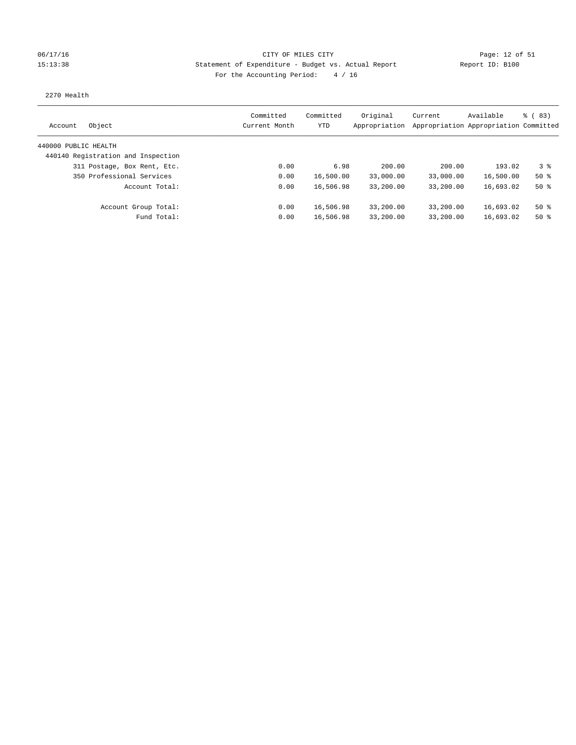CITY OF MILES CITY

Statement of Expenditure - Budget vs. Actual Report

Report ID: B100

06/17/16 15:13:38

For the Accounting Period: 4 / 16

2270 Health

| Account | Object | Committed Current Month | Committed YTD | Original Appropriation | Current Appropriation | Available Appropriation | % ( 83) Committed |
|---|---|---|---|---|---|---|---|
| 440000 PUBLIC HEALTH | | | | | | | |
| 440140 Registration and Inspection | | | | | | | |
| | 311 Postage, Box Rent, Etc. | 0.00 | 6.98 | 200.00 | 200.00 | 193.02 | 3 % |
| | 350 Professional Services | 0.00 | 16,500.00 | 33,000.00 | 33,000.00 | 16,500.00 | 50 % |
| | Account Total: | 0.00 | 16,506.98 | 33,200.00 | 33,200.00 | 16,693.02 | 50 % |
| | Account Group Total: | 0.00 | 16,506.98 | 33,200.00 | 33,200.00 | 16,693.02 | 50 % |
| | Fund Total: | 0.00 | 16,506.98 | 33,200.00 | 33,200.00 | 16,693.02 | 50 % |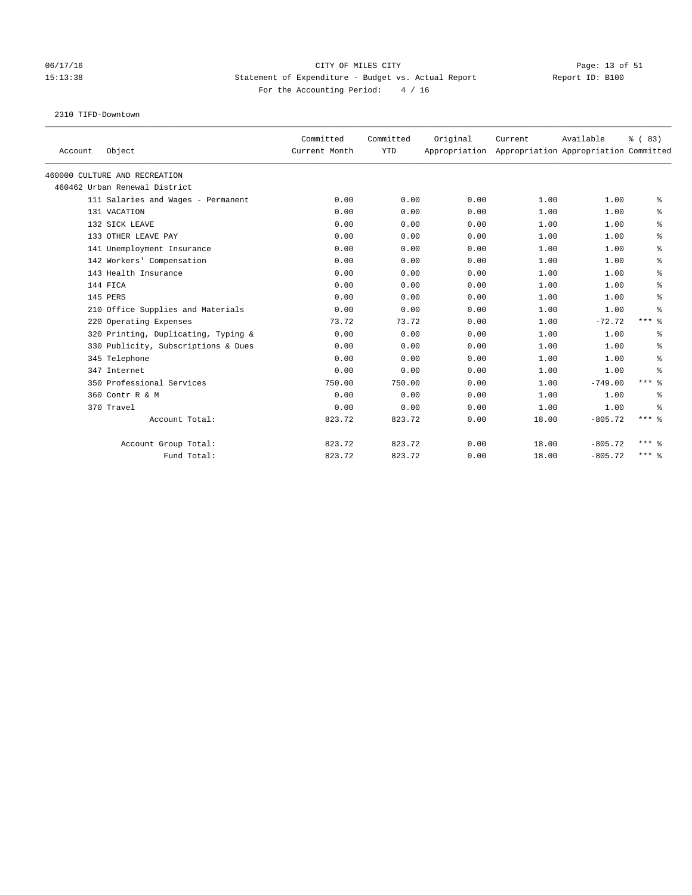CITY OF MILES CITY

Statement of Expenditure - Budget vs. Actual Report

Report ID: B100

For the Accounting Period: 4 / 16

06/17/16
15:13:38

2310 TIFD-Downtown

| Account | Object | Committed Current Month | Committed YTD | Original Appropriation | Current Appropriation | Available Appropriation | % ( 83) Committed |
|---|---|---|---|---|---|---|---|
| 460000 CULTURE AND RECREATION | | | | | | | |
| 460462 Urban Renewal District | | | | | | | |
| | 111 Salaries and Wages - Permanent | 0.00 | 0.00 | 0.00 | 1.00 | 1.00 | % |
| | 131 VACATION | 0.00 | 0.00 | 0.00 | 1.00 | 1.00 | % |
| | 132 SICK LEAVE | 0.00 | 0.00 | 0.00 | 1.00 | 1.00 | % |
| | 133 OTHER LEAVE PAY | 0.00 | 0.00 | 0.00 | 1.00 | 1.00 | % |
| | 141 Unemployment Insurance | 0.00 | 0.00 | 0.00 | 1.00 | 1.00 | % |
| | 142 Workers' Compensation | 0.00 | 0.00 | 0.00 | 1.00 | 1.00 | % |
| | 143 Health Insurance | 0.00 | 0.00 | 0.00 | 1.00 | 1.00 | % |
| | 144 FICA | 0.00 | 0.00 | 0.00 | 1.00 | 1.00 | % |
| | 145 PERS | 0.00 | 0.00 | 0.00 | 1.00 | 1.00 | % |
| | 210 Office Supplies and Materials | 0.00 | 0.00 | 0.00 | 1.00 | 1.00 | % |
| | 220 Operating Expenses | 73.72 | 73.72 | 0.00 | 1.00 | -72.72 | *** % |
| | 320 Printing, Duplicating, Typing & | 0.00 | 0.00 | 0.00 | 1.00 | 1.00 | % |
| | 330 Publicity, Subscriptions & Dues | 0.00 | 0.00 | 0.00 | 1.00 | 1.00 | % |
| | 345 Telephone | 0.00 | 0.00 | 0.00 | 1.00 | 1.00 | % |
| | 347 Internet | 0.00 | 0.00 | 0.00 | 1.00 | 1.00 | % |
| | 350 Professional Services | 750.00 | 750.00 | 0.00 | 1.00 | -749.00 | *** % |
| | 360 Contr R & M | 0.00 | 0.00 | 0.00 | 1.00 | 1.00 | % |
| | 370 Travel | 0.00 | 0.00 | 0.00 | 1.00 | 1.00 | % |
| | Account Total: | 823.72 | 823.72 | 0.00 | 18.00 | -805.72 | *** % |
| | Account Group Total: | 823.72 | 823.72 | 0.00 | 18.00 | -805.72 | *** % |
| | Fund Total: | 823.72 | 823.72 | 0.00 | 18.00 | -805.72 | *** % |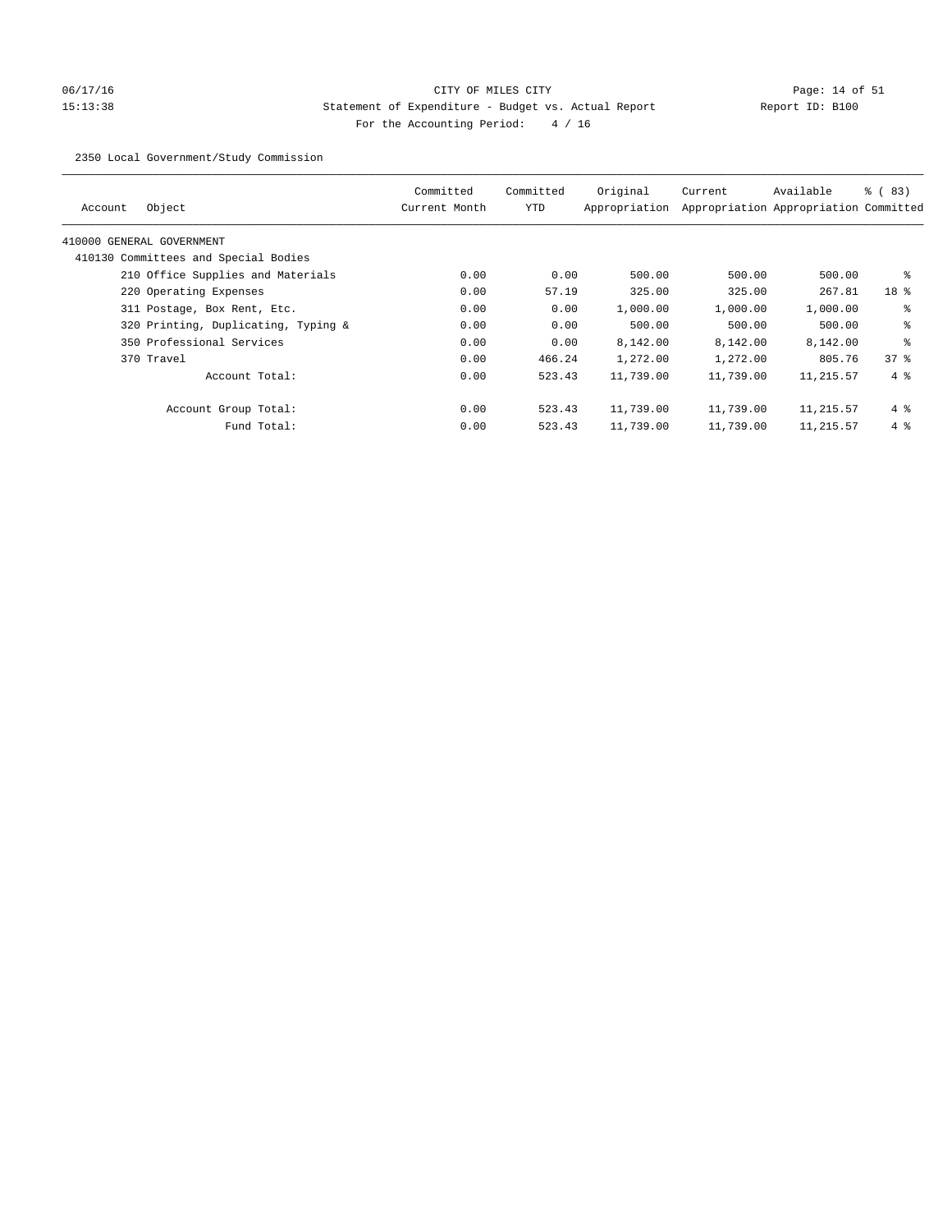CITY OF MILES CITY

Statement of Expenditure - Budget vs. Actual Report

Report ID: B100

For the Accounting Period: 4 / 16

06/17/16 15:13:38

2350 Local Government/Study Commission

| Account | Object | Committed Current Month | Committed YTD | Original Appropriation | Current Appropriation | Available Appropriation | % ( 83) Committed |
|---|---|---|---|---|---|---|---|
| 410000 GENERAL GOVERNMENT | | | | | | | |
| 410130 Committees and Special Bodies | | | | | | | |
| | 210 Office Supplies and Materials | 0.00 | 0.00 | 500.00 | 500.00 | 500.00 | % |
| | 220 Operating Expenses | 0.00 | 57.19 | 325.00 | 325.00 | 267.81 | 18 % |
| | 311 Postage, Box Rent, Etc. | 0.00 | 0.00 | 1,000.00 | 1,000.00 | 1,000.00 | % |
| | 320 Printing, Duplicating, Typing & | 0.00 | 0.00 | 500.00 | 500.00 | 500.00 | % |
| | 350 Professional Services | 0.00 | 0.00 | 8,142.00 | 8,142.00 | 8,142.00 | % |
| | 370 Travel | 0.00 | 466.24 | 1,272.00 | 1,272.00 | 805.76 | 37 % |
| | Account Total: | 0.00 | 523.43 | 11,739.00 | 11,739.00 | 11,215.57 | 4 % |
| | Account Group Total: | 0.00 | 523.43 | 11,739.00 | 11,739.00 | 11,215.57 | 4 % |
| | Fund Total: | 0.00 | 523.43 | 11,739.00 | 11,739.00 | 11,215.57 | 4 % |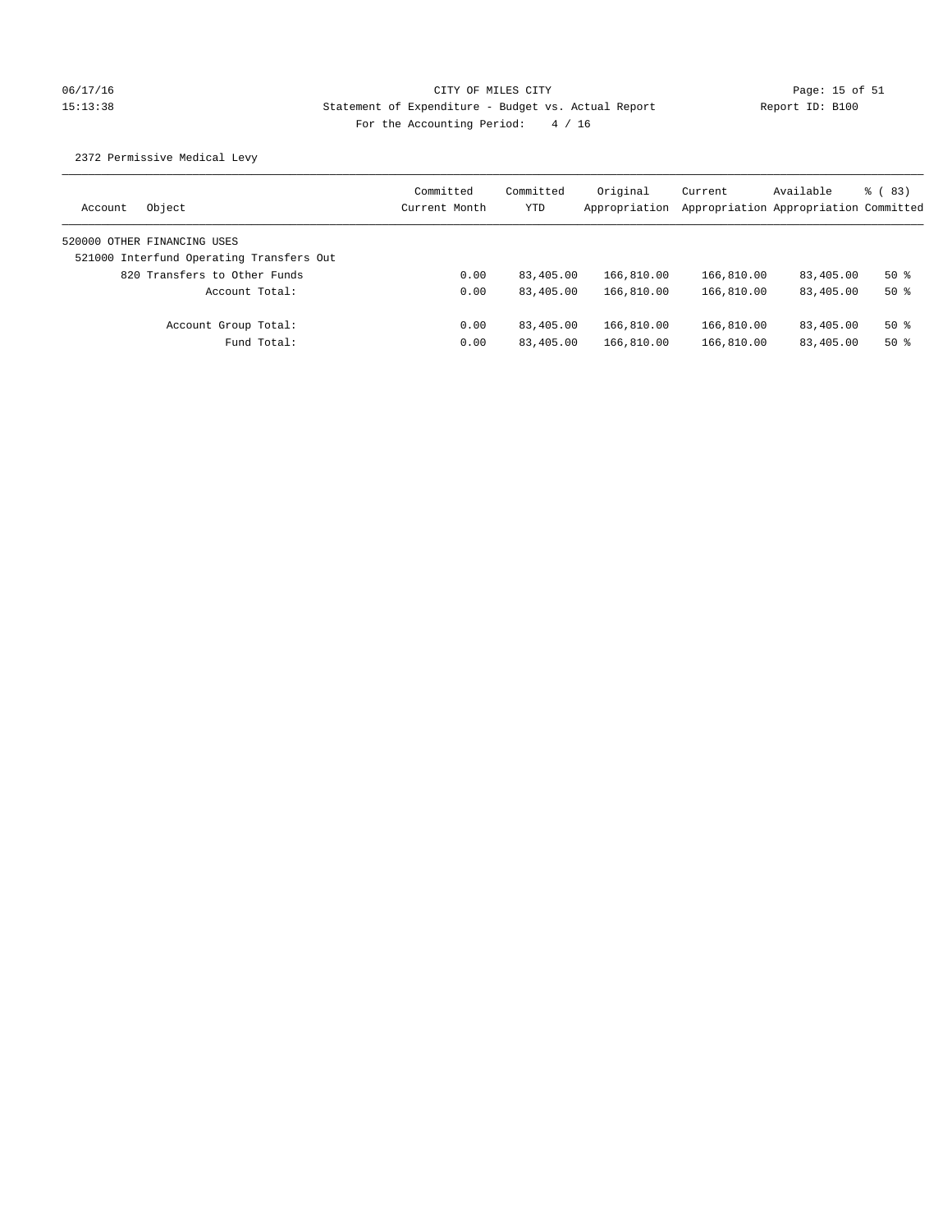CITY OF MILES CITY

Statement of Expenditure - Budget vs. Actual Report

Report ID: B100

For the Accounting Period: 4 / 16

2372 Permissive Medical Levy

| Account Object | Committed Current Month | Committed YTD | Original Appropriation | Current Appropriation | Available Appropriation | % ( 83) Committed |
|---|---|---|---|---|---|---|
| 520000 OTHER FINANCING USES | | | | | | |
| 521000 Interfund Operating Transfers Out | | | | | | |
| 820 Transfers to Other Funds | 0.00 | 83,405.00 | 166,810.00 | 166,810.00 | 83,405.00 | 50 % |
| Account Total: | 0.00 | 83,405.00 | 166,810.00 | 166,810.00 | 83,405.00 | 50 % |
| Account Group Total: | 0.00 | 83,405.00 | 166,810.00 | 166,810.00 | 83,405.00 | 50 % |
| Fund Total: | 0.00 | 83,405.00 | 166,810.00 | 166,810.00 | 83,405.00 | 50 % |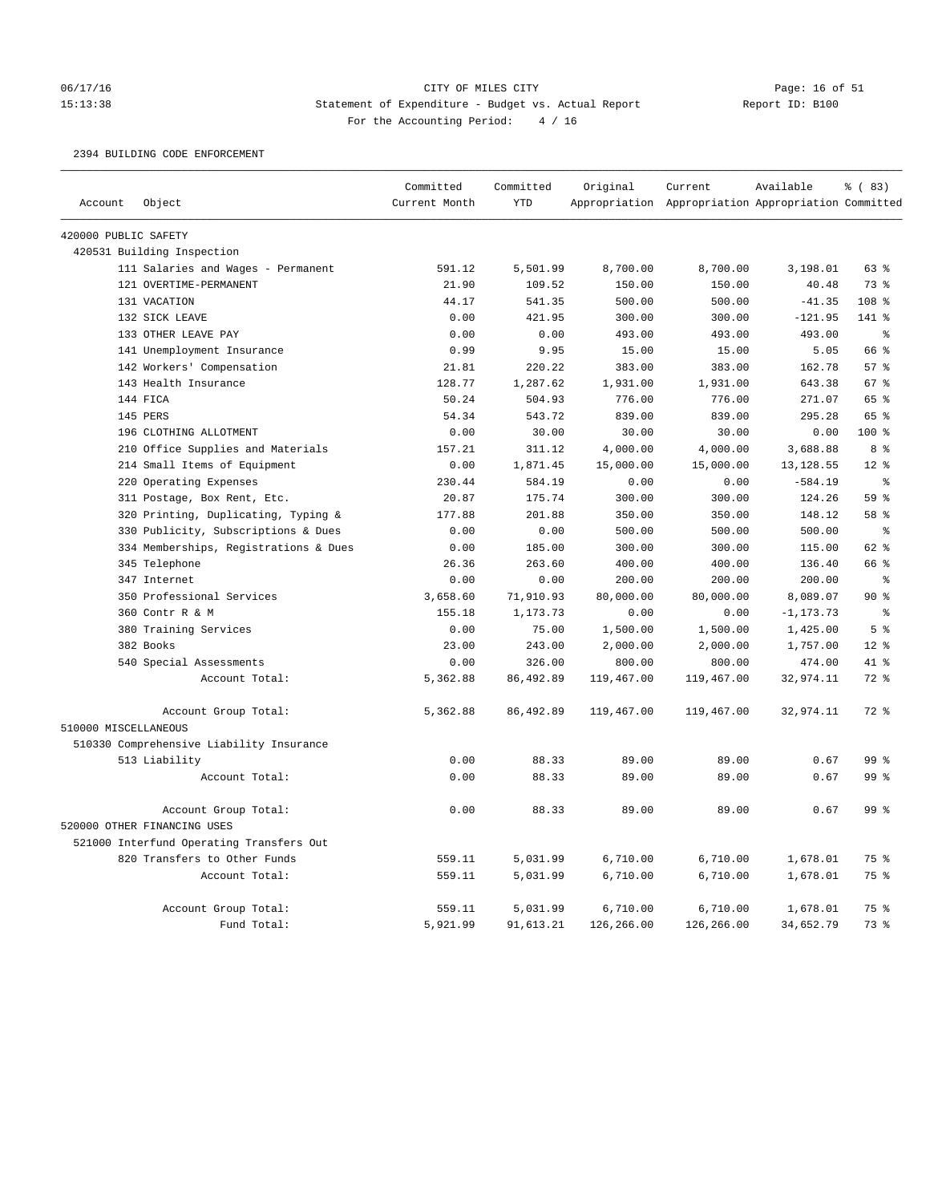CITY OF MILES CITY

Statement of Expenditure - Budget vs. Actual Report

For the Accounting Period: 4 / 16

06/17/16 15:13:38 — Report ID: B100

2394 BUILDING CODE ENFORCEMENT

| Account | Object | Committed Current Month | Committed YTD | Original Appropriation | Current Appropriation | Available Appropriation | % ( 83) Committed |
|---|---|---|---|---|---|---|---|
| 420000 PUBLIC SAFETY | | | | | | | |
| 420531 Building Inspection | | | | | | | |
| | 111 Salaries and Wages - Permanent | 591.12 | 5,501.99 | 8,700.00 | 8,700.00 | 3,198.01 | 63 % |
| | 121 OVERTIME-PERMANENT | 21.90 | 109.52 | 150.00 | 150.00 | 40.48 | 73 % |
| | 131 VACATION | 44.17 | 541.35 | 500.00 | 500.00 | -41.35 | 108 % |
| | 132 SICK LEAVE | 0.00 | 421.95 | 300.00 | 300.00 | -121.95 | 141 % |
| | 133 OTHER LEAVE PAY | 0.00 | 0.00 | 493.00 | 493.00 | 493.00 | % |
| | 141 Unemployment Insurance | 0.99 | 9.95 | 15.00 | 15.00 | 5.05 | 66 % |
| | 142 Workers' Compensation | 21.81 | 220.22 | 383.00 | 383.00 | 162.78 | 57 % |
| | 143 Health Insurance | 128.77 | 1,287.62 | 1,931.00 | 1,931.00 | 643.38 | 67 % |
| | 144 FICA | 50.24 | 504.93 | 776.00 | 776.00 | 271.07 | 65 % |
| | 145 PERS | 54.34 | 543.72 | 839.00 | 839.00 | 295.28 | 65 % |
| | 196 CLOTHING ALLOTMENT | 0.00 | 30.00 | 30.00 | 30.00 | 0.00 | 100 % |
| | 210 Office Supplies and Materials | 157.21 | 311.12 | 4,000.00 | 4,000.00 | 3,688.88 | 8 % |
| | 214 Small Items of Equipment | 0.00 | 1,871.45 | 15,000.00 | 15,000.00 | 13,128.55 | 12 % |
| | 220 Operating Expenses | 230.44 | 584.19 | 0.00 | 0.00 | -584.19 | % |
| | 311 Postage, Box Rent, Etc. | 20.87 | 175.74 | 300.00 | 300.00 | 124.26 | 59 % |
| | 320 Printing, Duplicating, Typing & | 177.88 | 201.88 | 350.00 | 350.00 | 148.12 | 58 % |
| | 330 Publicity, Subscriptions & Dues | 0.00 | 0.00 | 500.00 | 500.00 | 500.00 | % |
| | 334 Memberships, Registrations & Dues | 0.00 | 185.00 | 300.00 | 300.00 | 115.00 | 62 % |
| | 345 Telephone | 26.36 | 263.60 | 400.00 | 400.00 | 136.40 | 66 % |
| | 347 Internet | 0.00 | 0.00 | 200.00 | 200.00 | 200.00 | % |
| | 350 Professional Services | 3,658.60 | 71,910.93 | 80,000.00 | 80,000.00 | 8,089.07 | 90 % |
| | 360 Contr R & M | 155.18 | 1,173.73 | 0.00 | 0.00 | -1,173.73 | % |
| | 380 Training Services | 0.00 | 75.00 | 1,500.00 | 1,500.00 | 1,425.00 | 5 % |
| | 382 Books | 23.00 | 243.00 | 2,000.00 | 2,000.00 | 1,757.00 | 12 % |
| | 540 Special Assessments | 0.00 | 326.00 | 800.00 | 800.00 | 474.00 | 41 % |
| | Account Total: | 5,362.88 | 86,492.89 | 119,467.00 | 119,467.00 | 32,974.11 | 72 % |
| | Account Group Total: | 5,362.88 | 86,492.89 | 119,467.00 | 119,467.00 | 32,974.11 | 72 % |
| 510000 MISCELLANEOUS | | | | | | | |
| 510330 Comprehensive Liability Insurance | | | | | | | |
| | 513 Liability | 0.00 | 88.33 | 89.00 | 89.00 | 0.67 | 99 % |
| | Account Total: | 0.00 | 88.33 | 89.00 | 89.00 | 0.67 | 99 % |
| | Account Group Total: | 0.00 | 88.33 | 89.00 | 89.00 | 0.67 | 99 % |
| 520000 OTHER FINANCING USES | | | | | | | |
| 521000 Interfund Operating Transfers Out | | | | | | | |
| | 820 Transfers to Other Funds | 559.11 | 5,031.99 | 6,710.00 | 6,710.00 | 1,678.01 | 75 % |
| | Account Total: | 559.11 | 5,031.99 | 6,710.00 | 6,710.00 | 1,678.01 | 75 % |
| | Account Group Total: | 559.11 | 5,031.99 | 6,710.00 | 6,710.00 | 1,678.01 | 75 % |
| | Fund Total: | 5,921.99 | 91,613.21 | 126,266.00 | 126,266.00 | 34,652.79 | 73 % |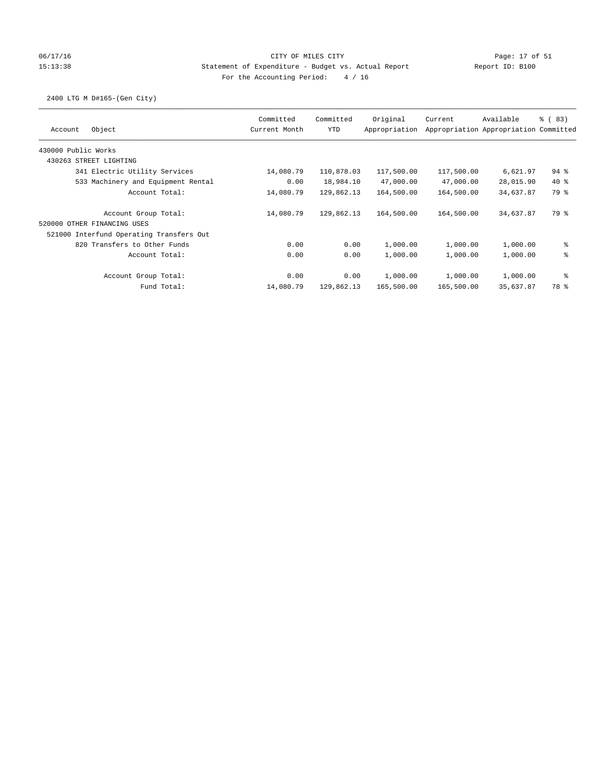CITY OF MILES CITY

Statement of Expenditure - Budget vs. Actual Report

Report ID: B100

For the Accounting Period: 4 / 16

06/17/16
15:13:38

2400 LTG M D#165-(Gen City)

| Account | Object | Committed Current Month | Committed YTD | Original Appropriation | Current Appropriation | Available Appropriation | % ( 83) Committed |
|---|---|---|---|---|---|---|---|
| 430000 Public Works | | | | | | | |
| 430263 STREET LIGHTING | | | | | | | |
| | 341 Electric Utility Services | 14,080.79 | 110,878.03 | 117,500.00 | 117,500.00 | 6,621.97 | 94 % |
| | 533 Machinery and Equipment Rental | 0.00 | 18,984.10 | 47,000.00 | 47,000.00 | 28,015.90 | 40 % |
| | Account Total: | 14,080.79 | 129,862.13 | 164,500.00 | 164,500.00 | 34,637.87 | 79 % |
| | Account Group Total: | 14,080.79 | 129,862.13 | 164,500.00 | 164,500.00 | 34,637.87 | 79 % |
| 520000 OTHER FINANCING USES | | | | | | | |
| 521000 Interfund Operating Transfers Out | | | | | | | |
| | 820 Transfers to Other Funds | 0.00 | 0.00 | 1,000.00 | 1,000.00 | 1,000.00 | % |
| | Account Total: | 0.00 | 0.00 | 1,000.00 | 1,000.00 | 1,000.00 | % |
| | Account Group Total: | 0.00 | 0.00 | 1,000.00 | 1,000.00 | 1,000.00 | % |
| | Fund Total: | 14,080.79 | 129,862.13 | 165,500.00 | 165,500.00 | 35,637.87 | 78 % |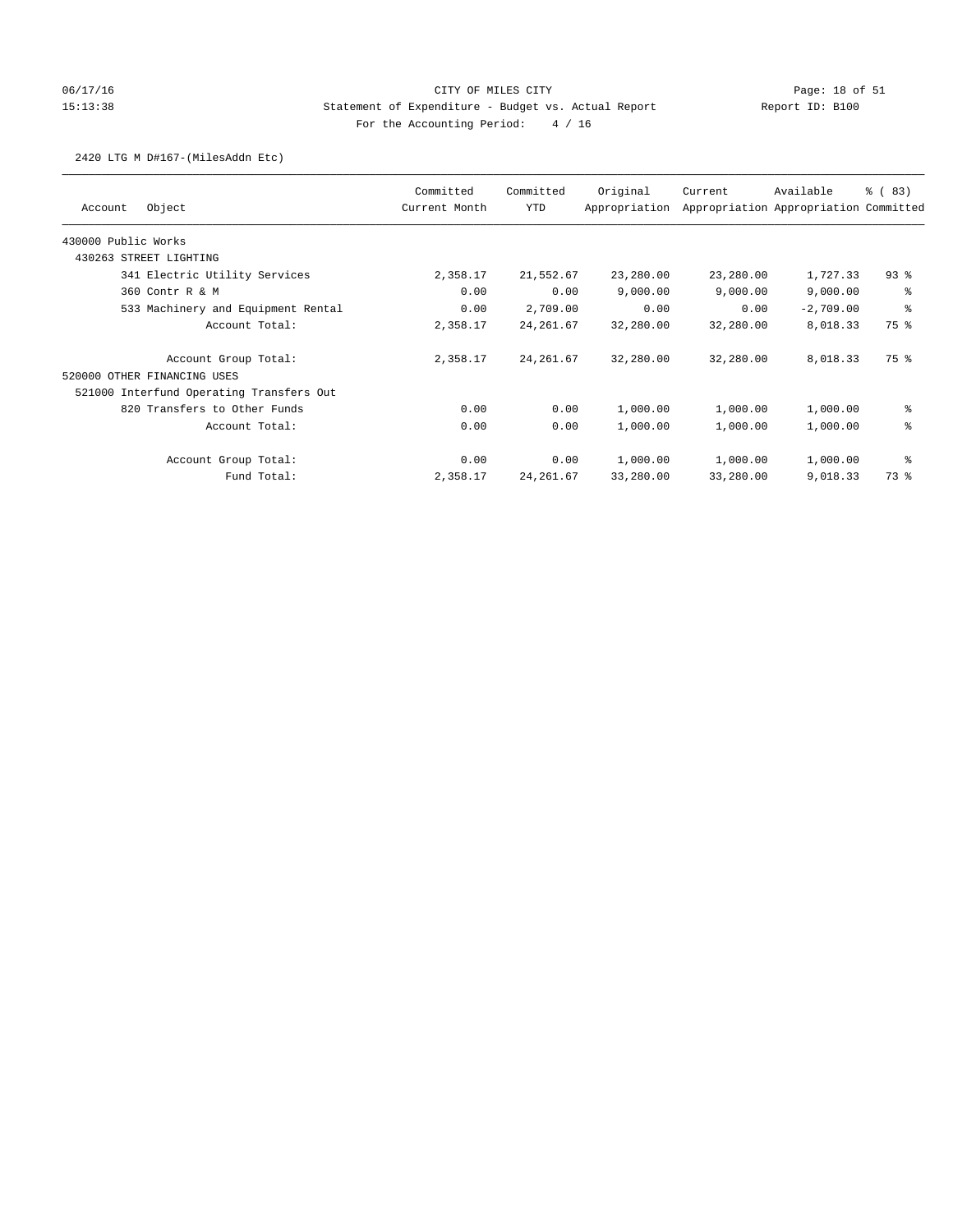CITY OF MILES CITY
Statement of Expenditure - Budget vs. Actual Report
Report ID: B100
For the Accounting Period: 4 / 16

06/17/16
15:13:38

2420 LTG M D#167-(MilesAddn Etc)

| Account Object | Committed Current Month | Committed YTD | Original Appropriation | Current Appropriation | Available Appropriation | % ( 83) Committed |
|---|---|---|---|---|---|---|
| 430000 Public Works | | | | | | |
| 430263 STREET LIGHTING | | | | | | |
| 341 Electric Utility Services | 2,358.17 | 21,552.67 | 23,280.00 | 23,280.00 | 1,727.33 | 93 % |
| 360 Contr R & M | 0.00 | 0.00 | 9,000.00 | 9,000.00 | 9,000.00 | % |
| 533 Machinery and Equipment Rental | 0.00 | 2,709.00 | 0.00 | 0.00 | -2,709.00 | % |
| Account Total: | 2,358.17 | 24,261.67 | 32,280.00 | 32,280.00 | 8,018.33 | 75 % |
| Account Group Total: | 2,358.17 | 24,261.67 | 32,280.00 | 32,280.00 | 8,018.33 | 75 % |
| 520000 OTHER FINANCING USES | | | | | | |
| 521000 Interfund Operating Transfers Out | | | | | | |
| 820 Transfers to Other Funds | 0.00 | 0.00 | 1,000.00 | 1,000.00 | 1,000.00 | % |
| Account Total: | 0.00 | 0.00 | 1,000.00 | 1,000.00 | 1,000.00 | % |
| Account Group Total: | 0.00 | 0.00 | 1,000.00 | 1,000.00 | 1,000.00 | % |
| Fund Total: | 2,358.17 | 24,261.67 | 33,280.00 | 33,280.00 | 9,018.33 | 73 % |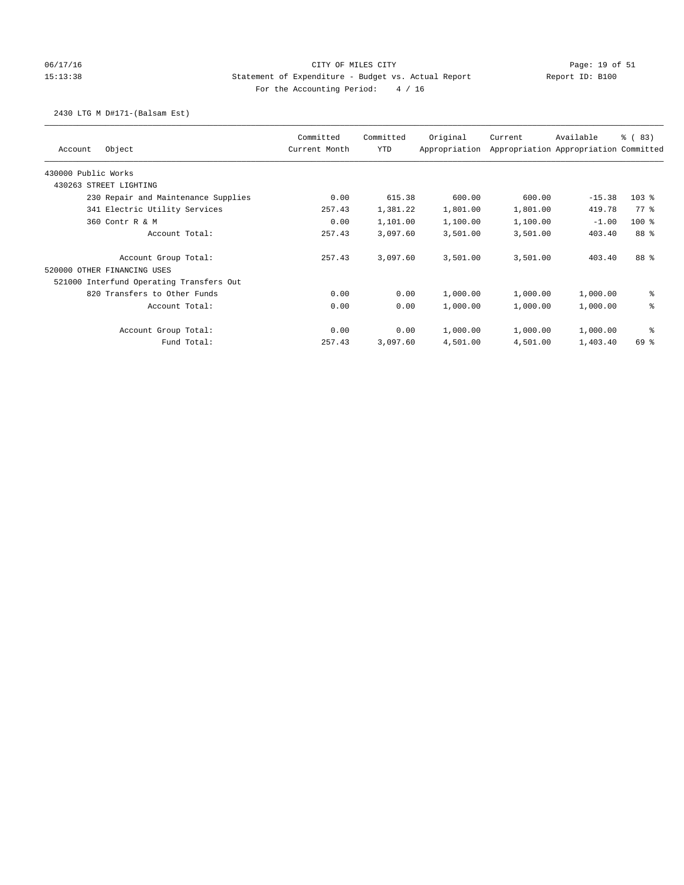CITY OF MILES CITY

Statement of Expenditure - Budget vs. Actual Report

Report ID: B100

For the Accounting Period: 4 / 16

06/17/16 15:13:38

2430 LTG M D#171-(Balsam Est)

| Account Object | Committed Current Month | Committed YTD | Original Appropriation | Current Appropriation | Available Appropriation | % ( 83) Committed |
|---|---|---|---|---|---|---|
| 430000 Public Works | | | | | | |
| 430263 STREET LIGHTING | | | | | | |
| 230 Repair and Maintenance Supplies | 0.00 | 615.38 | 600.00 | 600.00 | -15.38 | 103 % |
| 341 Electric Utility Services | 257.43 | 1,381.22 | 1,801.00 | 1,801.00 | 419.78 | 77 % |
| 360 Contr R & M | 0.00 | 1,101.00 | 1,100.00 | 1,100.00 | -1.00 | 100 % |
| Account Total: | 257.43 | 3,097.60 | 3,501.00 | 3,501.00 | 403.40 | 88 % |
| Account Group Total: | 257.43 | 3,097.60 | 3,501.00 | 3,501.00 | 403.40 | 88 % |
| 520000 OTHER FINANCING USES | | | | | | |
| 521000 Interfund Operating Transfers Out | | | | | | |
| 820 Transfers to Other Funds | 0.00 | 0.00 | 1,000.00 | 1,000.00 | 1,000.00 | % |
| Account Total: | 0.00 | 0.00 | 1,000.00 | 1,000.00 | 1,000.00 | % |
| Account Group Total: | 0.00 | 0.00 | 1,000.00 | 1,000.00 | 1,000.00 | % |
| Fund Total: | 257.43 | 3,097.60 | 4,501.00 | 4,501.00 | 1,403.40 | 69 % |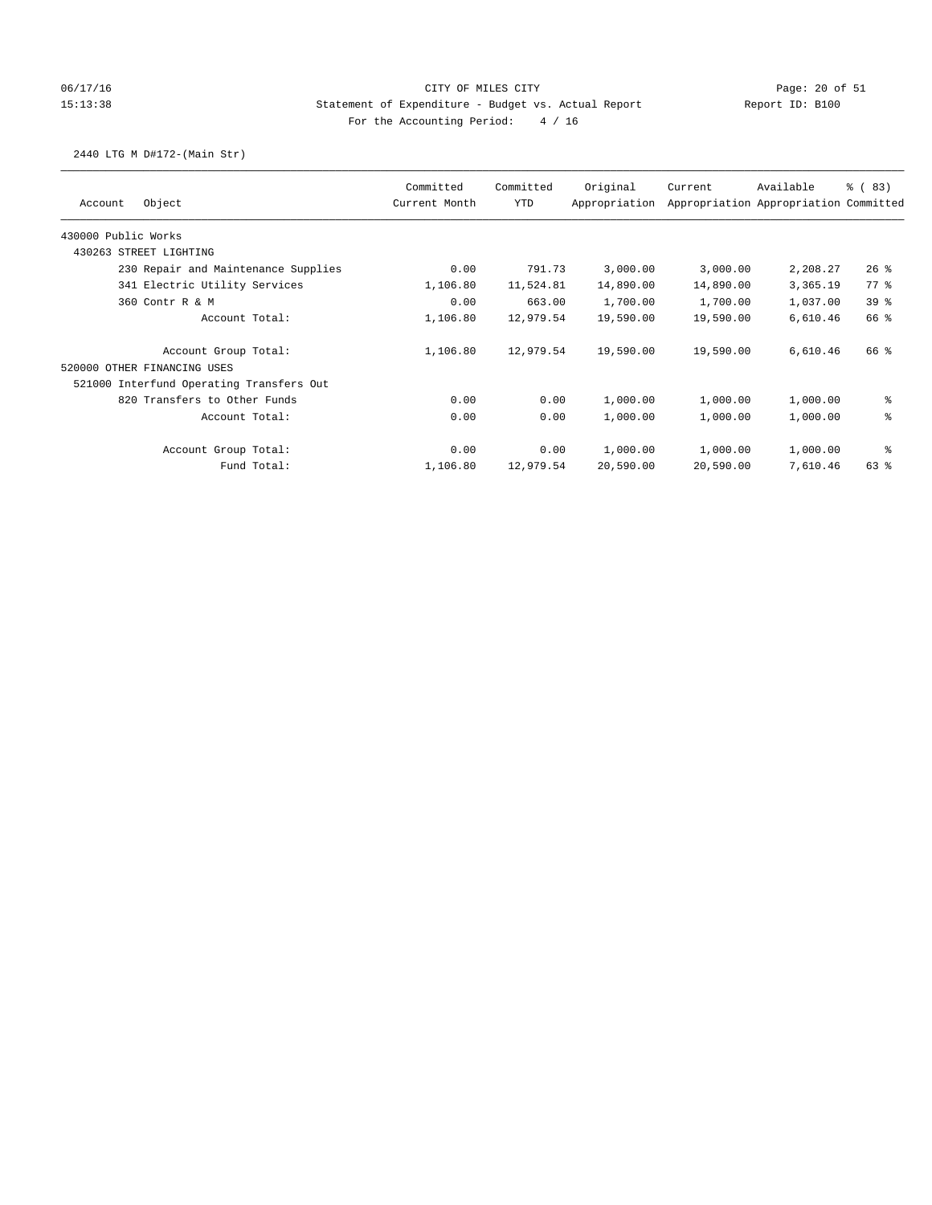CITY OF MILES CITY
Statement of Expenditure - Budget vs. Actual Report
For the Accounting Period: 4 / 16

06/17/16
15:13:38
Report ID: B100

2440 LTG M D#172-(Main Str)

| Account | Object | Committed Current Month | Committed YTD | Original Appropriation | Current Appropriation | Available Appropriation | % ( 83) Committed |
|---|---|---|---|---|---|---|---|
| 430000 Public Works | | | | | | | |
| 430263 STREET LIGHTING | | | | | | | |
| | 230 Repair and Maintenance Supplies | 0.00 | 791.73 | 3,000.00 | 3,000.00 | 2,208.27 | 26 % |
| | 341 Electric Utility Services | 1,106.80 | 11,524.81 | 14,890.00 | 14,890.00 | 3,365.19 | 77 % |
| | 360 Contr R & M | 0.00 | 663.00 | 1,700.00 | 1,700.00 | 1,037.00 | 39 % |
| | Account Total: | 1,106.80 | 12,979.54 | 19,590.00 | 19,590.00 | 6,610.46 | 66 % |
| | Account Group Total: | 1,106.80 | 12,979.54 | 19,590.00 | 19,590.00 | 6,610.46 | 66 % |
| 520000 OTHER FINANCING USES | | | | | | | |
| 521000 Interfund Operating Transfers Out | | | | | | | |
| | 820 Transfers to Other Funds | 0.00 | 0.00 | 1,000.00 | 1,000.00 | 1,000.00 | % |
| | Account Total: | 0.00 | 0.00 | 1,000.00 | 1,000.00 | 1,000.00 | % |
| | Account Group Total: | 0.00 | 0.00 | 1,000.00 | 1,000.00 | 1,000.00 | % |
| | Fund Total: | 1,106.80 | 12,979.54 | 20,590.00 | 20,590.00 | 7,610.46 | 63 % |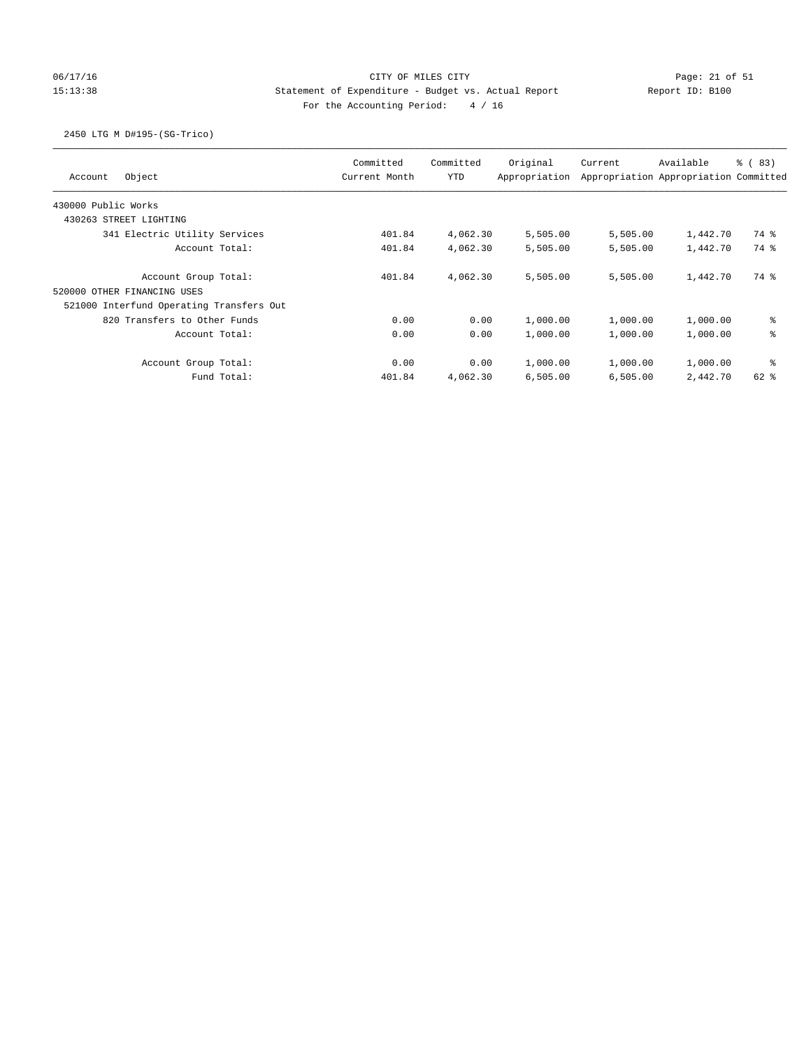CITY OF MILES CITY

Statement of Expenditure - Budget vs. Actual Report

Report ID: B100

For the Accounting Period: 4 / 16

06/17/16 15:13:38

2450 LTG M D#195-(SG-Trico)

| Account Object | Committed Current Month | Committed YTD | Original Appropriation | Current Appropriation | Available Appropriation | % ( 83) Committed |
|---|---|---|---|---|---|---|
| 430000 Public Works | | | | | | |
| 430263 STREET LIGHTING | | | | | | |
| 341 Electric Utility Services | 401.84 | 4,062.30 | 5,505.00 | 5,505.00 | 1,442.70 | 74 % |
| Account Total: | 401.84 | 4,062.30 | 5,505.00 | 5,505.00 | 1,442.70 | 74 % |
| Account Group Total: | 401.84 | 4,062.30 | 5,505.00 | 5,505.00 | 1,442.70 | 74 % |
| 520000 OTHER FINANCING USES | | | | | | |
| 521000 Interfund Operating Transfers Out | | | | | | |
| 820 Transfers to Other Funds | 0.00 | 0.00 | 1,000.00 | 1,000.00 | 1,000.00 | % |
| Account Total: | 0.00 | 0.00 | 1,000.00 | 1,000.00 | 1,000.00 | % |
| Account Group Total: | 0.00 | 0.00 | 1,000.00 | 1,000.00 | 1,000.00 | % |
| Fund Total: | 401.84 | 4,062.30 | 6,505.00 | 6,505.00 | 2,442.70 | 62 % |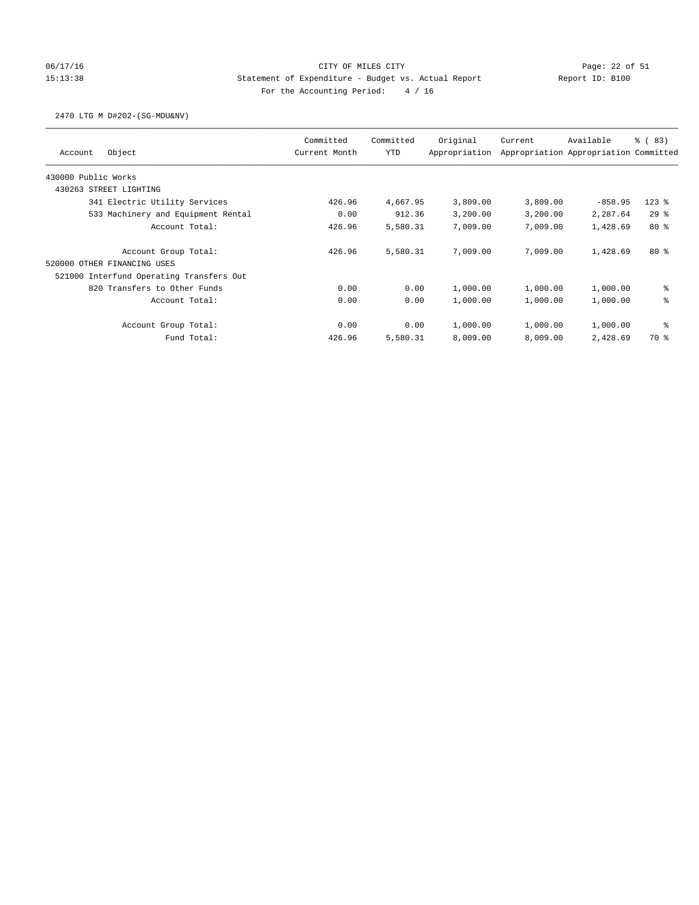CITY OF MILES CITY

Statement of Expenditure - Budget vs. Actual Report

Report ID: B100

For the Accounting Period: 4 / 16

06/17/16
15:13:38

2470 LTG M D#202-(SG-MDU&NV)

| Account | Object | Committed Current Month | Committed YTD | Original Appropriation | Current Appropriation | Available Appropriation | % ( 83) Committed |
|---|---|---|---|---|---|---|---|
| 430000 Public Works | | | | | | | |
| 430263 STREET LIGHTING | | | | | | | |
| | 341 Electric Utility Services | 426.96 | 4,667.95 | 3,809.00 | 3,809.00 | -858.95 | 123 % |
| | 533 Machinery and Equipment Rental | 0.00 | 912.36 | 3,200.00 | 3,200.00 | 2,287.64 | 29 % |
| | Account Total: | 426.96 | 5,580.31 | 7,009.00 | 7,009.00 | 1,428.69 | 80 % |
| | Account Group Total: | 426.96 | 5,580.31 | 7,009.00 | 7,009.00 | 1,428.69 | 80 % |
| 520000 OTHER FINANCING USES | | | | | | | |
| 521000 Interfund Operating Transfers Out | | | | | | | |
| | 820 Transfers to Other Funds | 0.00 | 0.00 | 1,000.00 | 1,000.00 | 1,000.00 | % |
| | Account Total: | 0.00 | 0.00 | 1,000.00 | 1,000.00 | 1,000.00 | % |
| | Account Group Total: | 0.00 | 0.00 | 1,000.00 | 1,000.00 | 1,000.00 | % |
| | Fund Total: | 426.96 | 5,580.31 | 8,009.00 | 8,009.00 | 2,428.69 | 70 % |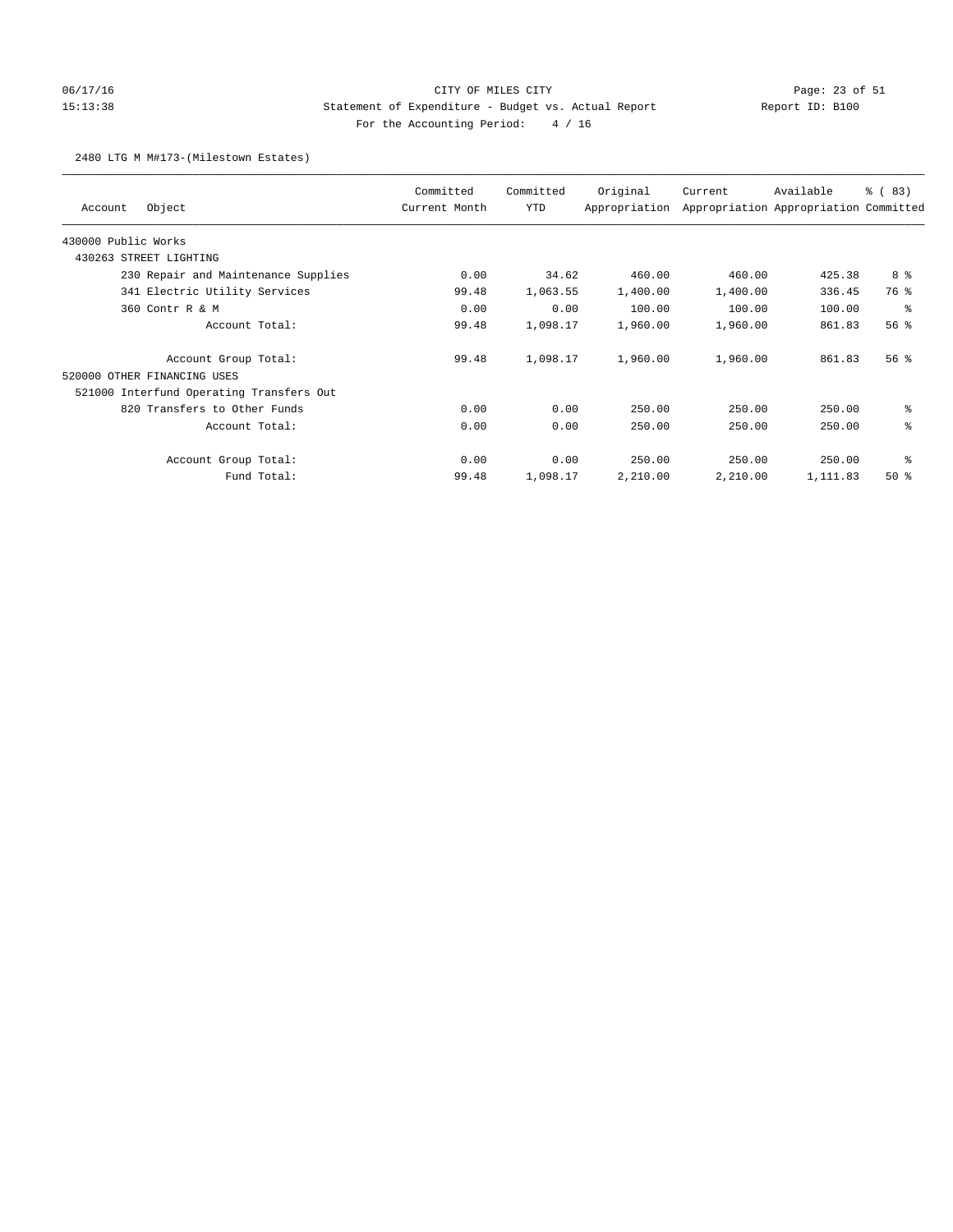CITY OF MILES CITY

Statement of Expenditure - Budget vs. Actual Report

Report ID: B100

For the Accounting Period: 4 / 16

2480 LTG M M#173-(Milestown Estates)

| Account Object | Committed Current Month | Committed YTD | Original Appropriation | Current Appropriation | Available Appropriation | % ( 83) Committed |
|---|---|---|---|---|---|---|
| 430000 Public Works | | | | | | |
| 430263 STREET LIGHTING | | | | | | |
| 230 Repair and Maintenance Supplies | 0.00 | 34.62 | 460.00 | 460.00 | 425.38 | 8 % |
| 341 Electric Utility Services | 99.48 | 1,063.55 | 1,400.00 | 1,400.00 | 336.45 | 76 % |
| 360 Contr R & M | 0.00 | 0.00 | 100.00 | 100.00 | 100.00 | % |
| Account Total: | 99.48 | 1,098.17 | 1,960.00 | 1,960.00 | 861.83 | 56 % |
| Account Group Total: | 99.48 | 1,098.17 | 1,960.00 | 1,960.00 | 861.83 | 56 % |
| 520000 OTHER FINANCING USES | | | | | | |
| 521000 Interfund Operating Transfers Out | | | | | | |
| 820 Transfers to Other Funds | 0.00 | 0.00 | 250.00 | 250.00 | 250.00 | % |
| Account Total: | 0.00 | 0.00 | 250.00 | 250.00 | 250.00 | % |
| Account Group Total: | 0.00 | 0.00 | 250.00 | 250.00 | 250.00 | % |
| Fund Total: | 99.48 | 1,098.17 | 2,210.00 | 2,210.00 | 1,111.83 | 50 % |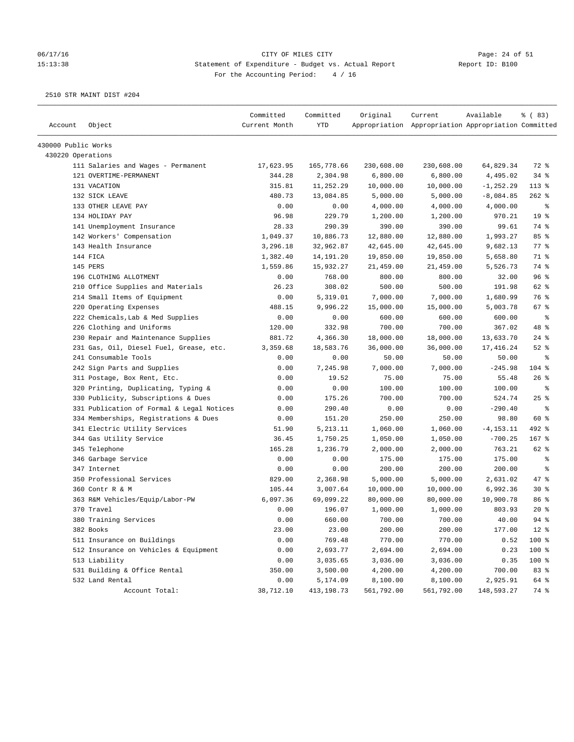CITY OF MILES CITY

Statement of Expenditure - Budget vs. Actual Report

For the Accounting Period: 4 / 16

06/17/16 15:13:38 Report ID: B100

2510 STR MAINT DIST #204

| Account | Object | Committed Current Month | Committed YTD | Original Appropriation | Current Appropriation | Available Appropriation | % ( 83) Committed |
|---|---|---|---|---|---|---|---|
| 430000 Public Works | | | | | | | |
| 430220 Operations | | | | | | | |
| | 111 Salaries and Wages - Permanent | 17,623.95 | 165,778.66 | 230,608.00 | 230,608.00 | 64,829.34 | 72 % |
| | 121 OVERTIME-PERMANENT | 344.28 | 2,304.98 | 6,800.00 | 6,800.00 | 4,495.02 | 34 % |
| | 131 VACATION | 315.81 | 11,252.29 | 10,000.00 | 10,000.00 | -1,252.29 | 113 % |
| | 132 SICK LEAVE | 480.73 | 13,084.85 | 5,000.00 | 5,000.00 | -8,084.85 | 262 % |
| | 133 OTHER LEAVE PAY | 0.00 | 0.00 | 4,000.00 | 4,000.00 | 4,000.00 | % |
| | 134 HOLIDAY PAY | 96.98 | 229.79 | 1,200.00 | 1,200.00 | 970.21 | 19 % |
| | 141 Unemployment Insurance | 28.33 | 290.39 | 390.00 | 390.00 | 99.61 | 74 % |
| | 142 Workers' Compensation | 1,049.37 | 10,886.73 | 12,880.00 | 12,880.00 | 1,993.27 | 85 % |
| | 143 Health Insurance | 3,296.18 | 32,962.87 | 42,645.00 | 42,645.00 | 9,682.13 | 77 % |
| | 144 FICA | 1,382.40 | 14,191.20 | 19,850.00 | 19,850.00 | 5,658.80 | 71 % |
| | 145 PERS | 1,559.86 | 15,932.27 | 21,459.00 | 21,459.00 | 5,526.73 | 74 % |
| | 196 CLOTHING ALLOTMENT | 0.00 | 768.00 | 800.00 | 800.00 | 32.00 | 96 % |
| | 210 Office Supplies and Materials | 26.23 | 308.02 | 500.00 | 500.00 | 191.98 | 62 % |
| | 214 Small Items of Equipment | 0.00 | 5,319.01 | 7,000.00 | 7,000.00 | 1,680.99 | 76 % |
| | 220 Operating Expenses | 488.15 | 9,996.22 | 15,000.00 | 15,000.00 | 5,003.78 | 67 % |
| | 222 Chemicals,Lab & Med Supplies | 0.00 | 0.00 | 600.00 | 600.00 | 600.00 | % |
| | 226 Clothing and Uniforms | 120.00 | 332.98 | 700.00 | 700.00 | 367.02 | 48 % |
| | 230 Repair and Maintenance Supplies | 881.72 | 4,366.30 | 18,000.00 | 18,000.00 | 13,633.70 | 24 % |
| | 231 Gas, Oil, Diesel Fuel, Grease, etc. | 3,359.68 | 18,583.76 | 36,000.00 | 36,000.00 | 17,416.24 | 52 % |
| | 241 Consumable Tools | 0.00 | 0.00 | 50.00 | 50.00 | 50.00 | % |
| | 242 Sign Parts and Supplies | 0.00 | 7,245.98 | 7,000.00 | 7,000.00 | -245.98 | 104 % |
| | 311 Postage, Box Rent, Etc. | 0.00 | 19.52 | 75.00 | 75.00 | 55.48 | 26 % |
| | 320 Printing, Duplicating, Typing & | 0.00 | 0.00 | 100.00 | 100.00 | 100.00 | % |
| | 330 Publicity, Subscriptions & Dues | 0.00 | 175.26 | 700.00 | 700.00 | 524.74 | 25 % |
| | 331 Publication of Formal & Legal Notices | 0.00 | 290.40 | 0.00 | 0.00 | -290.40 | % |
| | 334 Memberships, Registrations & Dues | 0.00 | 151.20 | 250.00 | 250.00 | 98.80 | 60 % |
| | 341 Electric Utility Services | 51.90 | 5,213.11 | 1,060.00 | 1,060.00 | -4,153.11 | 492 % |
| | 344 Gas Utility Service | 36.45 | 1,750.25 | 1,050.00 | 1,050.00 | -700.25 | 167 % |
| | 345 Telephone | 165.28 | 1,236.79 | 2,000.00 | 2,000.00 | 763.21 | 62 % |
| | 346 Garbage Service | 0.00 | 0.00 | 175.00 | 175.00 | 175.00 | % |
| | 347 Internet | 0.00 | 0.00 | 200.00 | 200.00 | 200.00 | % |
| | 350 Professional Services | 829.00 | 2,368.98 | 5,000.00 | 5,000.00 | 2,631.02 | 47 % |
| | 360 Contr R & M | 105.44 | 3,007.64 | 10,000.00 | 10,000.00 | 6,992.36 | 30 % |
| | 363 R&M Vehicles/Equip/Labor-PW | 6,097.36 | 69,099.22 | 80,000.00 | 80,000.00 | 10,900.78 | 86 % |
| | 370 Travel | 0.00 | 196.07 | 1,000.00 | 1,000.00 | 803.93 | 20 % |
| | 380 Training Services | 0.00 | 660.00 | 700.00 | 700.00 | 40.00 | 94 % |
| | 382 Books | 23.00 | 23.00 | 200.00 | 200.00 | 177.00 | 12 % |
| | 511 Insurance on Buildings | 0.00 | 769.48 | 770.00 | 770.00 | 0.52 | 100 % |
| | 512 Insurance on Vehicles & Equipment | 0.00 | 2,693.77 | 2,694.00 | 2,694.00 | 0.23 | 100 % |
| | 513 Liability | 0.00 | 3,035.65 | 3,036.00 | 3,036.00 | 0.35 | 100 % |
| | 531 Building & Office Rental | 350.00 | 3,500.00 | 4,200.00 | 4,200.00 | 700.00 | 83 % |
| | 532 Land Rental | 0.00 | 5,174.09 | 8,100.00 | 8,100.00 | 2,925.91 | 64 % |
| | Account Total: | 38,712.10 | 413,198.73 | 561,792.00 | 561,792.00 | 148,593.27 | 74 % |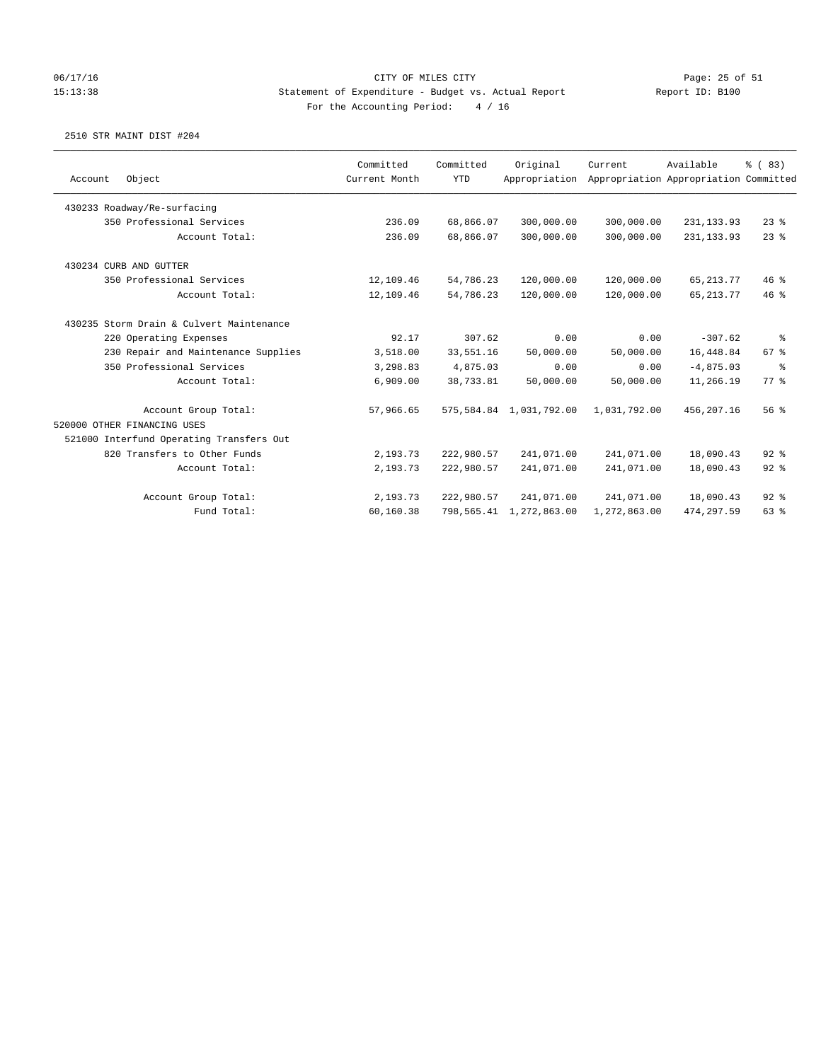CITY OF MILES CITY

Statement of Expenditure - Budget vs. Actual Report

Report ID: B100

For the Accounting Period: 4 / 16

06/17/16 15:13:38

2510 STR MAINT DIST #204

| Account | Object | Committed Current Month | Committed YTD | Original Appropriation | Current Appropriation | Available Appropriation | % ( 83) Committed |
|---|---|---|---|---|---|---|---|
| 430233 Roadway/Re-surfacing | | | | | | | |
| | 350 Professional Services | 236.09 | 68,866.07 | 300,000.00 | 300,000.00 | 231,133.93 | 23 % |
| | Account Total: | 236.09 | 68,866.07 | 300,000.00 | 300,000.00 | 231,133.93 | 23 % |
| 430234 CURB AND GUTTER | | | | | | | |
| | 350 Professional Services | 12,109.46 | 54,786.23 | 120,000.00 | 120,000.00 | 65,213.77 | 46 % |
| | Account Total: | 12,109.46 | 54,786.23 | 120,000.00 | 120,000.00 | 65,213.77 | 46 % |
| 430235 Storm Drain & Culvert Maintenance | | | | | | | |
| | 220 Operating Expenses | 92.17 | 307.62 | 0.00 | 0.00 | -307.62 | % |
| | 230 Repair and Maintenance Supplies | 3,518.00 | 33,551.16 | 50,000.00 | 50,000.00 | 16,448.84 | 67 % |
| | 350 Professional Services | 3,298.83 | 4,875.03 | 0.00 | 0.00 | -4,875.03 | % |
| | Account Total: | 6,909.00 | 38,733.81 | 50,000.00 | 50,000.00 | 11,266.19 | 77 % |
| | Account Group Total: | 57,966.65 | 575,584.84 | 1,031,792.00 | 1,031,792.00 | 456,207.16 | 56 % |
| 520000 OTHER FINANCING USES | | | | | | | |
| 521000 Interfund Operating Transfers Out | | | | | | | |
| | 820 Transfers to Other Funds | 2,193.73 | 222,980.57 | 241,071.00 | 241,071.00 | 18,090.43 | 92 % |
| | Account Total: | 2,193.73 | 222,980.57 | 241,071.00 | 241,071.00 | 18,090.43 | 92 % |
| | Account Group Total: | 2,193.73 | 222,980.57 | 241,071.00 | 241,071.00 | 18,090.43 | 92 % |
| | Fund Total: | 60,160.38 | 798,565.41 | 1,272,863.00 | 1,272,863.00 | 474,297.59 | 63 % |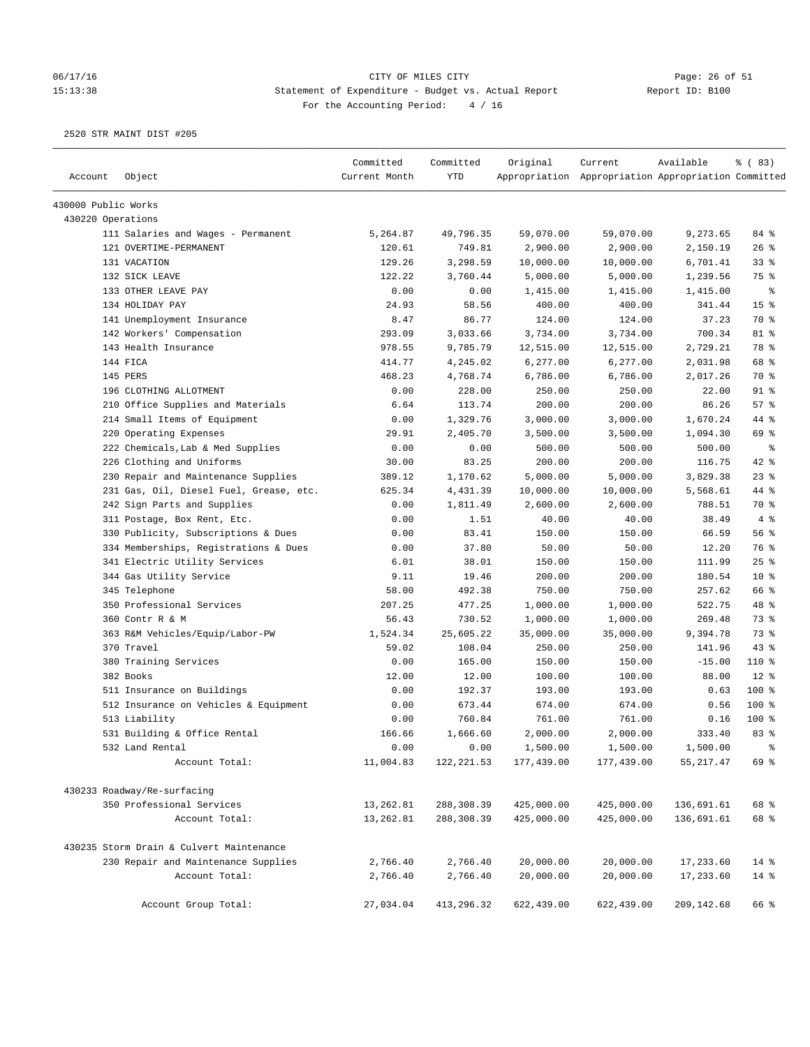CITY OF MILES CITY

Statement of Expenditure - Budget vs. Actual Report

For the Accounting Period: 4 / 16

06/17/16 15:13:38 — Report ID: B100

2520 STR MAINT DIST #205

| Account | Object | Committed Current Month | Committed YTD | Original Appropriation | Current Appropriation | Available Appropriation | % ( 83) Committed |
|---|---|---|---|---|---|---|---|
| 430000 Public Works | | | | | | | |
| 430220 Operations | | | | | | | |
| | 111 Salaries and Wages - Permanent | 5,264.87 | 49,796.35 | 59,070.00 | 59,070.00 | 9,273.65 | 84 % |
| | 121 OVERTIME-PERMANENT | 120.61 | 749.81 | 2,900.00 | 2,900.00 | 2,150.19 | 26 % |
| | 131 VACATION | 129.26 | 3,298.59 | 10,000.00 | 10,000.00 | 6,701.41 | 33 % |
| | 132 SICK LEAVE | 122.22 | 3,760.44 | 5,000.00 | 5,000.00 | 1,239.56 | 75 % |
| | 133 OTHER LEAVE PAY | 0.00 | 0.00 | 1,415.00 | 1,415.00 | 1,415.00 | % |
| | 134 HOLIDAY PAY | 24.93 | 58.56 | 400.00 | 400.00 | 341.44 | 15 % |
| | 141 Unemployment Insurance | 8.47 | 86.77 | 124.00 | 124.00 | 37.23 | 70 % |
| | 142 Workers' Compensation | 293.09 | 3,033.66 | 3,734.00 | 3,734.00 | 700.34 | 81 % |
| | 143 Health Insurance | 978.55 | 9,785.79 | 12,515.00 | 12,515.00 | 2,729.21 | 78 % |
| | 144 FICA | 414.77 | 4,245.02 | 6,277.00 | 6,277.00 | 2,031.98 | 68 % |
| | 145 PERS | 468.23 | 4,768.74 | 6,786.00 | 6,786.00 | 2,017.26 | 70 % |
| | 196 CLOTHING ALLOTMENT | 0.00 | 228.00 | 250.00 | 250.00 | 22.00 | 91 % |
| | 210 Office Supplies and Materials | 6.64 | 113.74 | 200.00 | 200.00 | 86.26 | 57 % |
| | 214 Small Items of Equipment | 0.00 | 1,329.76 | 3,000.00 | 3,000.00 | 1,670.24 | 44 % |
| | 220 Operating Expenses | 29.91 | 2,405.70 | 3,500.00 | 3,500.00 | 1,094.30 | 69 % |
| | 222 Chemicals,Lab & Med Supplies | 0.00 | 0.00 | 500.00 | 500.00 | 500.00 | % |
| | 226 Clothing and Uniforms | 30.00 | 83.25 | 200.00 | 200.00 | 116.75 | 42 % |
| | 230 Repair and Maintenance Supplies | 389.12 | 1,170.62 | 5,000.00 | 5,000.00 | 3,829.38 | 23 % |
| | 231 Gas, Oil, Diesel Fuel, Grease, etc. | 625.34 | 4,431.39 | 10,000.00 | 10,000.00 | 5,568.61 | 44 % |
| | 242 Sign Parts and Supplies | 0.00 | 1,811.49 | 2,600.00 | 2,600.00 | 788.51 | 70 % |
| | 311 Postage, Box Rent, Etc. | 0.00 | 1.51 | 40.00 | 40.00 | 38.49 | 4 % |
| | 330 Publicity, Subscriptions & Dues | 0.00 | 83.41 | 150.00 | 150.00 | 66.59 | 56 % |
| | 334 Memberships, Registrations & Dues | 0.00 | 37.80 | 50.00 | 50.00 | 12.20 | 76 % |
| | 341 Electric Utility Services | 6.01 | 38.01 | 150.00 | 150.00 | 111.99 | 25 % |
| | 344 Gas Utility Service | 9.11 | 19.46 | 200.00 | 200.00 | 180.54 | 10 % |
| | 345 Telephone | 58.00 | 492.38 | 750.00 | 750.00 | 257.62 | 66 % |
| | 350 Professional Services | 207.25 | 477.25 | 1,000.00 | 1,000.00 | 522.75 | 48 % |
| | 360 Contr R & M | 56.43 | 730.52 | 1,000.00 | 1,000.00 | 269.48 | 73 % |
| | 363 R&M Vehicles/Equip/Labor-PW | 1,524.34 | 25,605.22 | 35,000.00 | 35,000.00 | 9,394.78 | 73 % |
| | 370 Travel | 59.02 | 108.04 | 250.00 | 250.00 | 141.96 | 43 % |
| | 380 Training Services | 0.00 | 165.00 | 150.00 | 150.00 | -15.00 | 110 % |
| | 382 Books | 12.00 | 12.00 | 100.00 | 100.00 | 88.00 | 12 % |
| | 511 Insurance on Buildings | 0.00 | 192.37 | 193.00 | 193.00 | 0.63 | 100 % |
| | 512 Insurance on Vehicles & Equipment | 0.00 | 673.44 | 674.00 | 674.00 | 0.56 | 100 % |
| | 513 Liability | 0.00 | 760.84 | 761.00 | 761.00 | 0.16 | 100 % |
| | 531 Building & Office Rental | 166.66 | 1,666.60 | 2,000.00 | 2,000.00 | 333.40 | 83 % |
| | 532 Land Rental | 0.00 | 0.00 | 1,500.00 | 1,500.00 | 1,500.00 | % |
| | Account Total: | 11,004.83 | 122,221.53 | 177,439.00 | 177,439.00 | 55,217.47 | 69 % |
| 430233 Roadway/Re-surfacing | | | | | | | |
| | 350 Professional Services | 13,262.81 | 288,308.39 | 425,000.00 | 425,000.00 | 136,691.61 | 68 % |
| | Account Total: | 13,262.81 | 288,308.39 | 425,000.00 | 425,000.00 | 136,691.61 | 68 % |
| 430235 Storm Drain & Culvert Maintenance | | | | | | | |
| | 230 Repair and Maintenance Supplies | 2,766.40 | 2,766.40 | 20,000.00 | 20,000.00 | 17,233.60 | 14 % |
| | Account Total: | 2,766.40 | 2,766.40 | 20,000.00 | 20,000.00 | 17,233.60 | 14 % |
| | Account Group Total: | 27,034.04 | 413,296.32 | 622,439.00 | 622,439.00 | 209,142.68 | 66 % |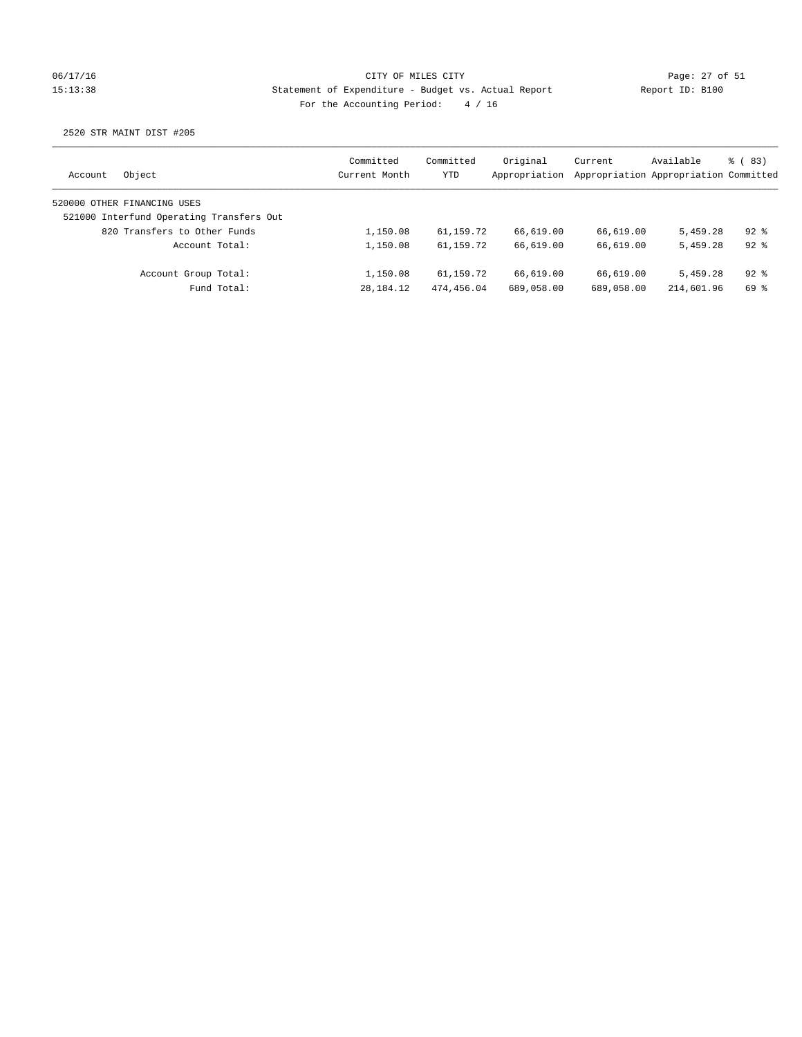CITY OF MILES CITY
Statement of Expenditure - Budget vs. Actual Report
For the Accounting Period: 4 / 16

06/17/16
15:13:38

Report ID: B100

2520 STR MAINT DIST #205

| Account Object | Committed Current Month | Committed YTD | Original Appropriation | Current Appropriation | Available Appropriation | % ( 83) Committed |
|---|---|---|---|---|---|---|
| 520000 OTHER FINANCING USES | | | | | | |
| 521000 Interfund Operating Transfers Out | | | | | | |
| 820 Transfers to Other Funds | 1,150.08 | 61,159.72 | 66,619.00 | 66,619.00 | 5,459.28 | 92 % |
| Account Total: | 1,150.08 | 61,159.72 | 66,619.00 | 66,619.00 | 5,459.28 | 92 % |
| Account Group Total: | 1,150.08 | 61,159.72 | 66,619.00 | 66,619.00 | 5,459.28 | 92 % |
| Fund Total: | 28,184.12 | 474,456.04 | 689,058.00 | 689,058.00 | 214,601.96 | 69 % |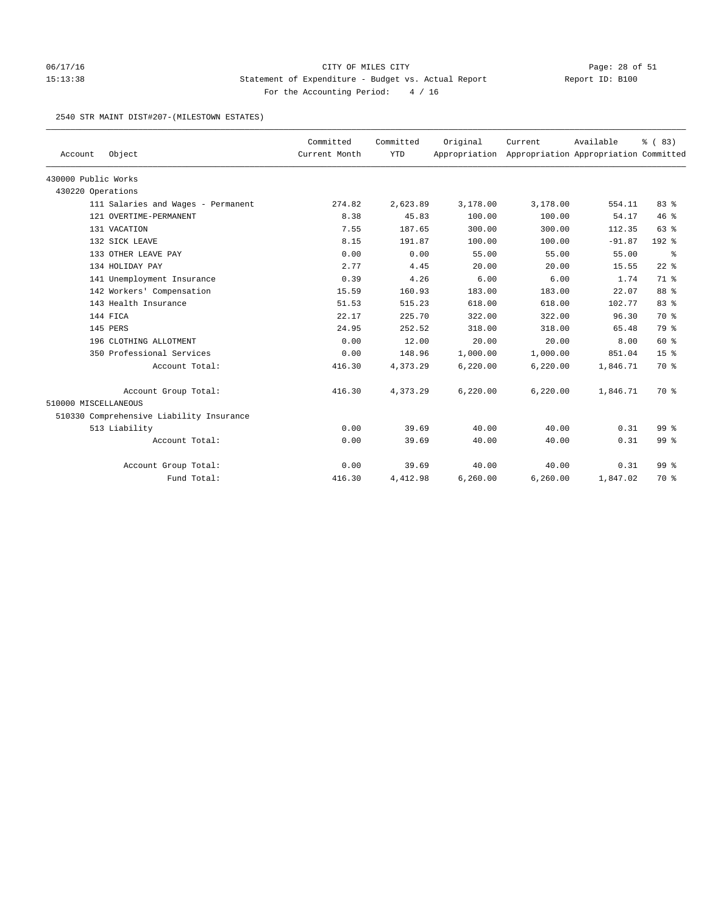06/17/16 CITY OF MILES CITY
15:13:38 Statement of Expenditure - Budget vs. Actual Report Report ID: B100
For the Accounting Period: 4 / 16

2540 STR MAINT DIST#207-(MILESTOWN ESTATES)

| Account Object | Committed Current Month | Committed YTD | Original Appropriation | Current Appropriation | Available Appropriation | % ( 83) Committed |
|---|---|---|---|---|---|---|
| 430000 Public Works | | | | | | |
| 430220 Operations | | | | | | |
| 111 Salaries and Wages - Permanent | 274.82 | 2,623.89 | 3,178.00 | 3,178.00 | 554.11 | 83 % |
| 121 OVERTIME-PERMANENT | 8.38 | 45.83 | 100.00 | 100.00 | 54.17 | 46 % |
| 131 VACATION | 7.55 | 187.65 | 300.00 | 300.00 | 112.35 | 63 % |
| 132 SICK LEAVE | 8.15 | 191.87 | 100.00 | 100.00 | -91.87 | 192 % |
| 133 OTHER LEAVE PAY | 0.00 | 0.00 | 55.00 | 55.00 | 55.00 | % |
| 134 HOLIDAY PAY | 2.77 | 4.45 | 20.00 | 20.00 | 15.55 | 22 % |
| 141 Unemployment Insurance | 0.39 | 4.26 | 6.00 | 6.00 | 1.74 | 71 % |
| 142 Workers' Compensation | 15.59 | 160.93 | 183.00 | 183.00 | 22.07 | 88 % |
| 143 Health Insurance | 51.53 | 515.23 | 618.00 | 618.00 | 102.77 | 83 % |
| 144 FICA | 22.17 | 225.70 | 322.00 | 322.00 | 96.30 | 70 % |
| 145 PERS | 24.95 | 252.52 | 318.00 | 318.00 | 65.48 | 79 % |
| 196 CLOTHING ALLOTMENT | 0.00 | 12.00 | 20.00 | 20.00 | 8.00 | 60 % |
| 350 Professional Services | 0.00 | 148.96 | 1,000.00 | 1,000.00 | 851.04 | 15 % |
| Account Total: | 416.30 | 4,373.29 | 6,220.00 | 6,220.00 | 1,846.71 | 70 % |
| Account Group Total: | 416.30 | 4,373.29 | 6,220.00 | 6,220.00 | 1,846.71 | 70 % |
| 510000 MISCELLANEOUS | | | | | | |
| 510330 Comprehensive Liability Insurance | | | | | | |
| 513 Liability | 0.00 | 39.69 | 40.00 | 40.00 | 0.31 | 99 % |
| Account Total: | 0.00 | 39.69 | 40.00 | 40.00 | 0.31 | 99 % |
| Account Group Total: | 0.00 | 39.69 | 40.00 | 40.00 | 0.31 | 99 % |
| Fund Total: | 416.30 | 4,412.98 | 6,260.00 | 6,260.00 | 1,847.02 | 70 % |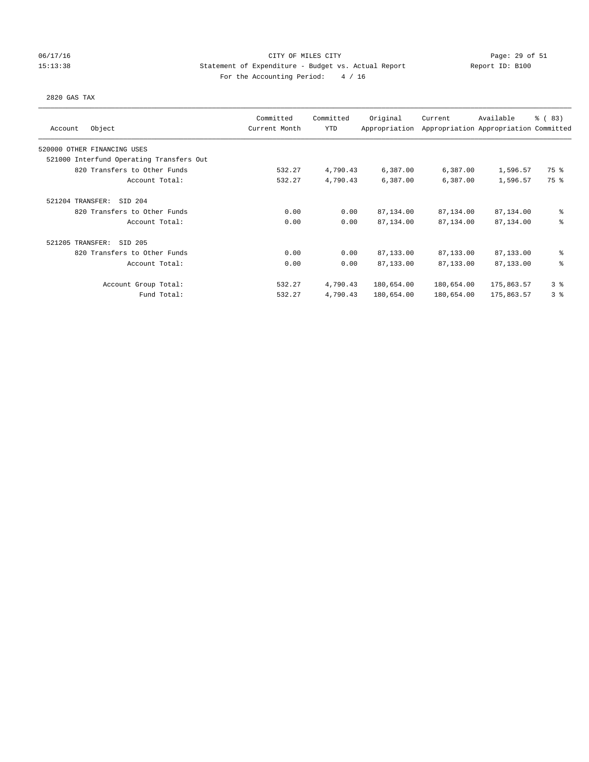CITY OF MILES CITY

Statement of Expenditure - Budget vs. Actual Report

For the Accounting Period: 4 / 16

06/17/16 15:13:38 Report ID: B100

2820 GAS TAX

| Account Object | Committed Current Month | Committed YTD | Original Appropriation | Current Appropriation | Available Appropriation | % ( 83) Committed |
|---|---|---|---|---|---|---|
| 520000 OTHER FINANCING USES | | | | | | |
| 521000 Interfund Operating Transfers Out | | | | | | |
| 820 Transfers to Other Funds | 532.27 | 4,790.43 | 6,387.00 | 6,387.00 | 1,596.57 | 75 % |
| Account Total: | 532.27 | 4,790.43 | 6,387.00 | 6,387.00 | 1,596.57 | 75 % |
| 521204 TRANSFER: SID 204 | | | | | | |
| 820 Transfers to Other Funds | 0.00 | 0.00 | 87,134.00 | 87,134.00 | 87,134.00 | % |
| Account Total: | 0.00 | 0.00 | 87,134.00 | 87,134.00 | 87,134.00 | % |
| 521205 TRANSFER: SID 205 | | | | | | |
| 820 Transfers to Other Funds | 0.00 | 0.00 | 87,133.00 | 87,133.00 | 87,133.00 | % |
| Account Total: | 0.00 | 0.00 | 87,133.00 | 87,133.00 | 87,133.00 | % |
| Account Group Total: | 532.27 | 4,790.43 | 180,654.00 | 180,654.00 | 175,863.57 | 3 % |
| Fund Total: | 532.27 | 4,790.43 | 180,654.00 | 180,654.00 | 175,863.57 | 3 % |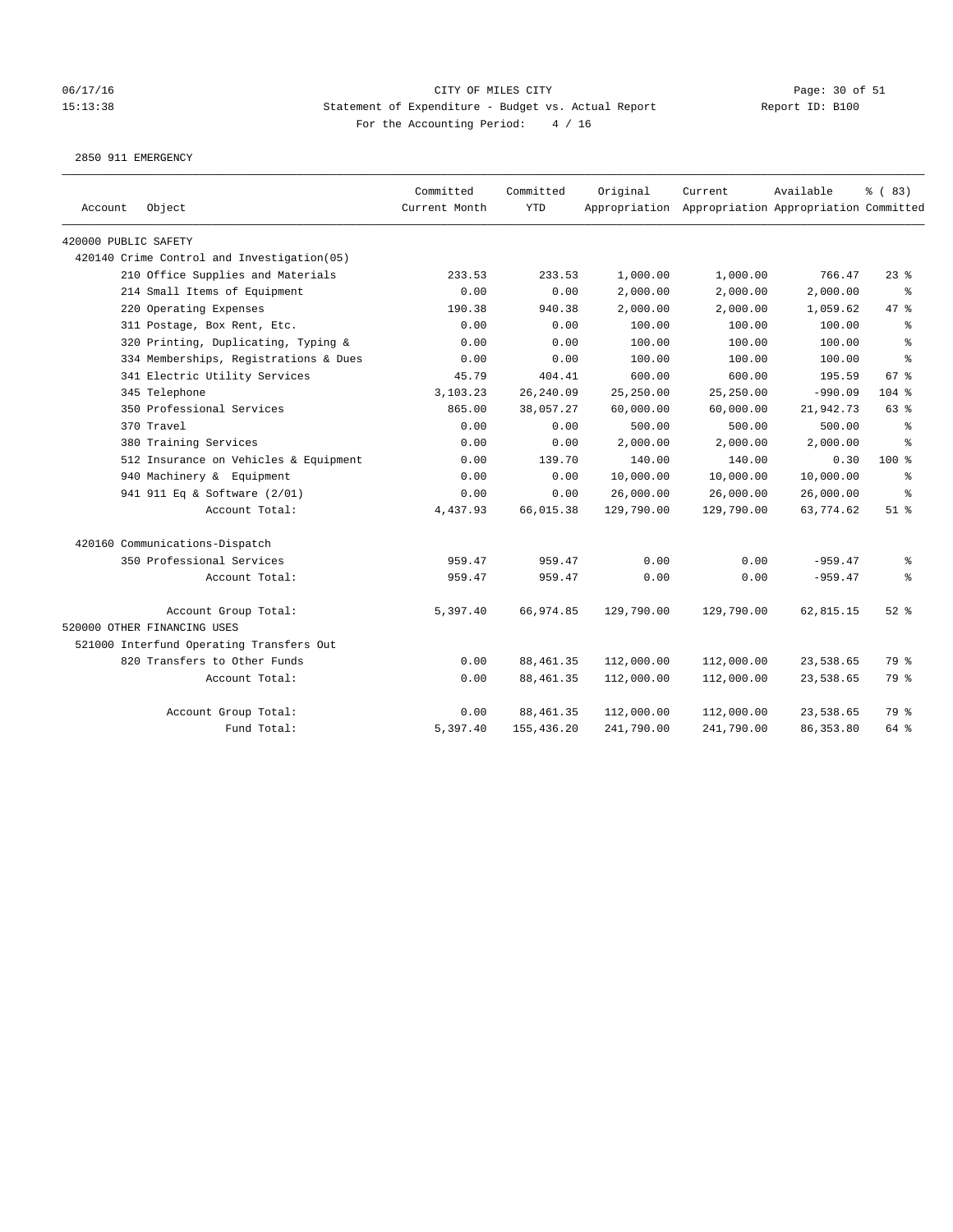06/17/16 CITY OF MILES CITY
15:13:38 Statement of Expenditure - Budget vs. Actual Report Report ID: B100
For the Accounting Period: 4 / 16

2850 911 EMERGENCY

| Account Object | Committed Current Month | Committed YTD | Original Appropriation | Current Appropriation | Available Appropriation | % ( 83) Committed |
|---|---|---|---|---|---|---|
| 420000 PUBLIC SAFETY | | | | | | |
| 420140 Crime Control and Investigation(05) | | | | | | |
| 210 Office Supplies and Materials | 233.53 | 233.53 | 1,000.00 | 1,000.00 | 766.47 | 23 % |
| 214 Small Items of Equipment | 0.00 | 0.00 | 2,000.00 | 2,000.00 | 2,000.00 | % |
| 220 Operating Expenses | 190.38 | 940.38 | 2,000.00 | 2,000.00 | 1,059.62 | 47 % |
| 311 Postage, Box Rent, Etc. | 0.00 | 0.00 | 100.00 | 100.00 | 100.00 | % |
| 320 Printing, Duplicating, Typing & | 0.00 | 0.00 | 100.00 | 100.00 | 100.00 | % |
| 334 Memberships, Registrations & Dues | 0.00 | 0.00 | 100.00 | 100.00 | 100.00 | % |
| 341 Electric Utility Services | 45.79 | 404.41 | 600.00 | 600.00 | 195.59 | 67 % |
| 345 Telephone | 3,103.23 | 26,240.09 | 25,250.00 | 25,250.00 | -990.09 | 104 % |
| 350 Professional Services | 865.00 | 38,057.27 | 60,000.00 | 60,000.00 | 21,942.73 | 63 % |
| 370 Travel | 0.00 | 0.00 | 500.00 | 500.00 | 500.00 | % |
| 380 Training Services | 0.00 | 0.00 | 2,000.00 | 2,000.00 | 2,000.00 | % |
| 512 Insurance on Vehicles & Equipment | 0.00 | 139.70 | 140.00 | 140.00 | 0.30 | 100 % |
| 940 Machinery & Equipment | 0.00 | 0.00 | 10,000.00 | 10,000.00 | 10,000.00 | % |
| 941 911 Eq & Software (2/01) | 0.00 | 0.00 | 26,000.00 | 26,000.00 | 26,000.00 | % |
| Account Total: | 4,437.93 | 66,015.38 | 129,790.00 | 129,790.00 | 63,774.62 | 51 % |
| 420160 Communications-Dispatch | | | | | | |
| 350 Professional Services | 959.47 | 959.47 | 0.00 | 0.00 | -959.47 | % |
| Account Total: | 959.47 | 959.47 | 0.00 | 0.00 | -959.47 | % |
| Account Group Total: | 5,397.40 | 66,974.85 | 129,790.00 | 129,790.00 | 62,815.15 | 52 % |
| 520000 OTHER FINANCING USES | | | | | | |
| 521000 Interfund Operating Transfers Out | | | | | | |
| 820 Transfers to Other Funds | 0.00 | 88,461.35 | 112,000.00 | 112,000.00 | 23,538.65 | 79 % |
| Account Total: | 0.00 | 88,461.35 | 112,000.00 | 112,000.00 | 23,538.65 | 79 % |
| Account Group Total: | 0.00 | 88,461.35 | 112,000.00 | 112,000.00 | 23,538.65 | 79 % |
| Fund Total: | 5,397.40 | 155,436.20 | 241,790.00 | 241,790.00 | 86,353.80 | 64 % |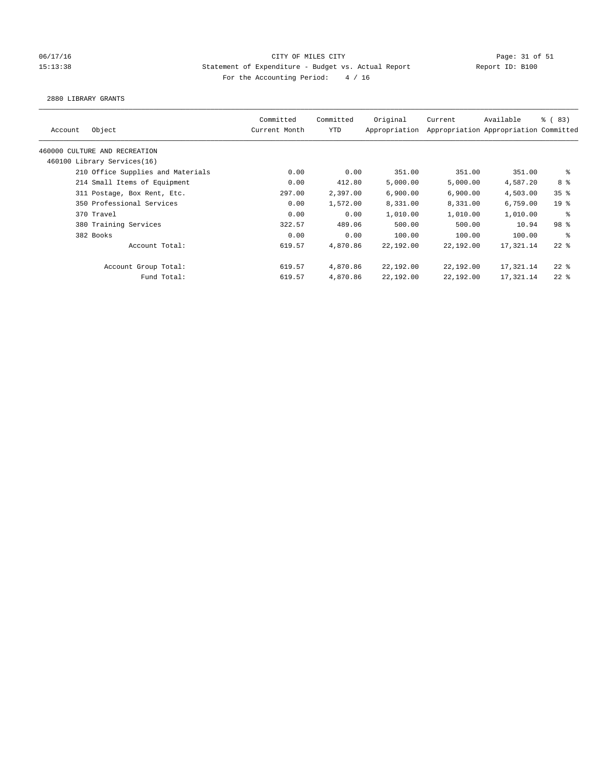CITY OF MILES CITY

Statement of Expenditure - Budget vs. Actual Report

Report ID: B100

For the Accounting Period: 4 / 16

06/17/16
15:13:38

2880 LIBRARY GRANTS

| Account | Object | Committed Current Month | Committed YTD | Original Appropriation | Current Appropriation | Available Appropriation | % ( 83) Committed |
|---|---|---|---|---|---|---|---|
| 460000 CULTURE AND RECREATION | | | | | | | |
| 460100 Library Services(16) | | | | | | | |
| | 210 Office Supplies and Materials | 0.00 | 0.00 | 351.00 | 351.00 | 351.00 | % |
| | 214 Small Items of Equipment | 0.00 | 412.80 | 5,000.00 | 5,000.00 | 4,587.20 | 8 % |
| | 311 Postage, Box Rent, Etc. | 297.00 | 2,397.00 | 6,900.00 | 6,900.00 | 4,503.00 | 35 % |
| | 350 Professional Services | 0.00 | 1,572.00 | 8,331.00 | 8,331.00 | 6,759.00 | 19 % |
| | 370 Travel | 0.00 | 0.00 | 1,010.00 | 1,010.00 | 1,010.00 | % |
| | 380 Training Services | 322.57 | 489.06 | 500.00 | 500.00 | 10.94 | 98 % |
| | 382 Books | 0.00 | 0.00 | 100.00 | 100.00 | 100.00 | % |
| | Account Total: | 619.57 | 4,870.86 | 22,192.00 | 22,192.00 | 17,321.14 | 22 % |
| | Account Group Total: | 619.57 | 4,870.86 | 22,192.00 | 22,192.00 | 17,321.14 | 22 % |
| | Fund Total: | 619.57 | 4,870.86 | 22,192.00 | 22,192.00 | 17,321.14 | 22 % |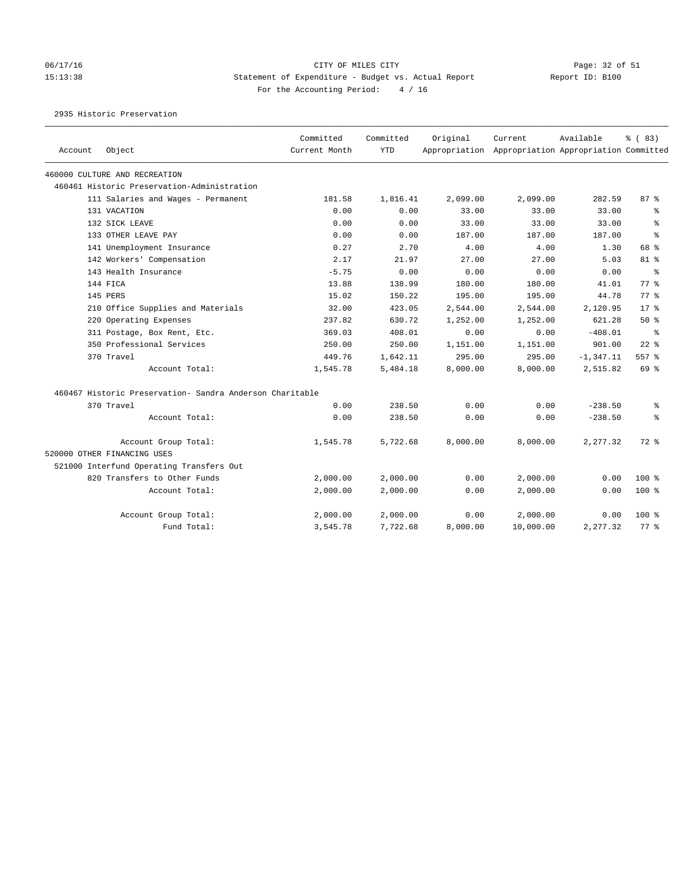06/17/16 CITY OF MILES CITY
15:13:38 Statement of Expenditure - Budget vs. Actual Report Report ID: B100
For the Accounting Period: 4 / 16

2935 Historic Preservation

| Account Object | Committed Current Month | Committed YTD | Original Appropriation | Current Appropriation | Available Appropriation | % ( 83) Committed |
|---|---|---|---|---|---|---|
| 460000 CULTURE AND RECREATION | | | | | | |
| 460461 Historic Preservation-Administration | | | | | | |
| 111 Salaries and Wages - Permanent | 181.58 | 1,816.41 | 2,099.00 | 2,099.00 | 282.59 | 87 % |
| 131 VACATION | 0.00 | 0.00 | 33.00 | 33.00 | 33.00 | % |
| 132 SICK LEAVE | 0.00 | 0.00 | 33.00 | 33.00 | 33.00 | % |
| 133 OTHER LEAVE PAY | 0.00 | 0.00 | 187.00 | 187.00 | 187.00 | % |
| 141 Unemployment Insurance | 0.27 | 2.70 | 4.00 | 4.00 | 1.30 | 68 % |
| 142 Workers' Compensation | 2.17 | 21.97 | 27.00 | 27.00 | 5.03 | 81 % |
| 143 Health Insurance | -5.75 | 0.00 | 0.00 | 0.00 | 0.00 | % |
| 144 FICA | 13.88 | 138.99 | 180.00 | 180.00 | 41.01 | 77 % |
| 145 PERS | 15.02 | 150.22 | 195.00 | 195.00 | 44.78 | 77 % |
| 210 Office Supplies and Materials | 32.00 | 423.05 | 2,544.00 | 2,544.00 | 2,120.95 | 17 % |
| 220 Operating Expenses | 237.82 | 630.72 | 1,252.00 | 1,252.00 | 621.28 | 50 % |
| 311 Postage, Box Rent, Etc. | 369.03 | 408.01 | 0.00 | 0.00 | -408.01 | % |
| 350 Professional Services | 250.00 | 250.00 | 1,151.00 | 1,151.00 | 901.00 | 22 % |
| 370 Travel | 449.76 | 1,642.11 | 295.00 | 295.00 | -1,347.11 | 557 % |
| Account Total: | 1,545.78 | 5,484.18 | 8,000.00 | 8,000.00 | 2,515.82 | 69 % |
| 460467 Historic Preservation- Sandra Anderson Charitable | | | | | | |
| 370 Travel | 0.00 | 238.50 | 0.00 | 0.00 | -238.50 | % |
| Account Total: | 0.00 | 238.50 | 0.00 | 0.00 | -238.50 | % |
| Account Group Total: | 1,545.78 | 5,722.68 | 8,000.00 | 8,000.00 | 2,277.32 | 72 % |
| 520000 OTHER FINANCING USES | | | | | | |
| 521000 Interfund Operating Transfers Out | | | | | | |
| 820 Transfers to Other Funds | 2,000.00 | 2,000.00 | 0.00 | 2,000.00 | 0.00 | 100 % |
| Account Total: | 2,000.00 | 2,000.00 | 0.00 | 2,000.00 | 0.00 | 100 % |
| Account Group Total: | 2,000.00 | 2,000.00 | 0.00 | 2,000.00 | 0.00 | 100 % |
| Fund Total: | 3,545.78 | 7,722.68 | 8,000.00 | 10,000.00 | 2,277.32 | 77 % |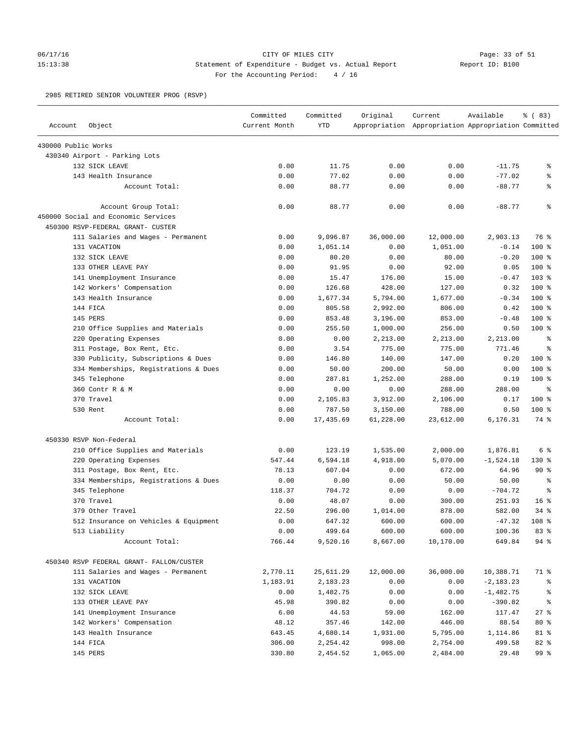CITY OF MILES CITY

Statement of Expenditure - Budget vs. Actual Report

Report ID: B100

For the Accounting Period: 4 / 16

2985 RETIRED SENIOR VOLUNTEER PROG (RSVP)

| Account Object | Committed Current Month | Committed YTD | Original Appropriation | Current Appropriation | Available Appropriation | % ( 83) Committed |
|---|---|---|---|---|---|---|
| 430000 Public Works | | | | | | |
| 430340 Airport - Parking Lots | | | | | | |
| 132 SICK LEAVE | 0.00 | 11.75 | 0.00 | 0.00 | -11.75 | % |
| 143 Health Insurance | 0.00 | 77.02 | 0.00 | 0.00 | -77.02 | % |
| Account Total: | 0.00 | 88.77 | 0.00 | 0.00 | -88.77 | % |
| Account Group Total: | 0.00 | 88.77 | 0.00 | 0.00 | -88.77 | % |
| 450000 Social and Economic Services | | | | | | |
| 450300 RSVP-FEDERAL GRANT- CUSTER | | | | | | |
| 111 Salaries and Wages - Permanent | 0.00 | 9,096.87 | 36,000.00 | 12,000.00 | 2,903.13 | 76 % |
| 131 VACATION | 0.00 | 1,051.14 | 0.00 | 1,051.00 | -0.14 | 100 % |
| 132 SICK LEAVE | 0.00 | 80.20 | 0.00 | 80.00 | -0.20 | 100 % |
| 133 OTHER LEAVE PAY | 0.00 | 91.95 | 0.00 | 92.00 | 0.05 | 100 % |
| 141 Unemployment Insurance | 0.00 | 15.47 | 176.00 | 15.00 | -0.47 | 103 % |
| 142 Workers' Compensation | 0.00 | 126.68 | 428.00 | 127.00 | 0.32 | 100 % |
| 143 Health Insurance | 0.00 | 1,677.34 | 5,794.00 | 1,677.00 | -0.34 | 100 % |
| 144 FICA | 0.00 | 805.58 | 2,992.00 | 806.00 | 0.42 | 100 % |
| 145 PERS | 0.00 | 853.48 | 3,196.00 | 853.00 | -0.48 | 100 % |
| 210 Office Supplies and Materials | 0.00 | 255.50 | 1,000.00 | 256.00 | 0.50 | 100 % |
| 220 Operating Expenses | 0.00 | 0.00 | 2,213.00 | 2,213.00 | 2,213.00 | % |
| 311 Postage, Box Rent, Etc. | 0.00 | 3.54 | 775.00 | 775.00 | 771.46 | % |
| 330 Publicity, Subscriptions & Dues | 0.00 | 146.80 | 140.00 | 147.00 | 0.20 | 100 % |
| 334 Memberships, Registrations & Dues | 0.00 | 50.00 | 200.00 | 50.00 | 0.00 | 100 % |
| 345 Telephone | 0.00 | 287.81 | 1,252.00 | 288.00 | 0.19 | 100 % |
| 360 Contr R & M | 0.00 | 0.00 | 0.00 | 288.00 | 288.00 | % |
| 370 Travel | 0.00 | 2,105.83 | 3,912.00 | 2,106.00 | 0.17 | 100 % |
| 530 Rent | 0.00 | 787.50 | 3,150.00 | 788.00 | 0.50 | 100 % |
| Account Total: | 0.00 | 17,435.69 | 61,228.00 | 23,612.00 | 6,176.31 | 74 % |
| 450330 RSVP Non-Federal | | | | | | |
| 210 Office Supplies and Materials | 0.00 | 123.19 | 1,535.00 | 2,000.00 | 1,876.81 | 6 % |
| 220 Operating Expenses | 547.44 | 6,594.18 | 4,918.00 | 5,070.00 | -1,524.18 | 130 % |
| 311 Postage, Box Rent, Etc. | 78.13 | 607.04 | 0.00 | 672.00 | 64.96 | 90 % |
| 334 Memberships, Registrations & Dues | 0.00 | 0.00 | 0.00 | 50.00 | 50.00 | % |
| 345 Telephone | 118.37 | 704.72 | 0.00 | 0.00 | -704.72 | % |
| 370 Travel | 0.00 | 48.07 | 0.00 | 300.00 | 251.93 | 16 % |
| 379 Other Travel | 22.50 | 296.00 | 1,014.00 | 878.00 | 582.00 | 34 % |
| 512 Insurance on Vehicles & Equipment | 0.00 | 647.32 | 600.00 | 600.00 | -47.32 | 108 % |
| 513 Liability | 0.00 | 499.64 | 600.00 | 600.00 | 100.36 | 83 % |
| Account Total: | 766.44 | 9,520.16 | 8,667.00 | 10,170.00 | 649.84 | 94 % |
| 450340 RSVP FEDERAL GRANT- FALLON/CUSTER | | | | | | |
| 111 Salaries and Wages - Permanent | 2,770.11 | 25,611.29 | 12,000.00 | 36,000.00 | 10,388.71 | 71 % |
| 131 VACATION | 1,183.91 | 2,183.23 | 0.00 | 0.00 | -2,183.23 | % |
| 132 SICK LEAVE | 0.00 | 1,482.75 | 0.00 | 0.00 | -1,482.75 | % |
| 133 OTHER LEAVE PAY | 45.98 | 390.82 | 0.00 | 0.00 | -390.82 | % |
| 141 Unemployment Insurance | 6.00 | 44.53 | 59.00 | 162.00 | 117.47 | 27 % |
| 142 Workers' Compensation | 48.12 | 357.46 | 142.00 | 446.00 | 88.54 | 80 % |
| 143 Health Insurance | 643.45 | 4,680.14 | 1,931.00 | 5,795.00 | 1,114.86 | 81 % |
| 144 FICA | 306.00 | 2,254.42 | 998.00 | 2,754.00 | 499.58 | 82 % |
| 145 PERS | 330.80 | 2,454.52 | 1,065.00 | 2,484.00 | 29.48 | 99 % |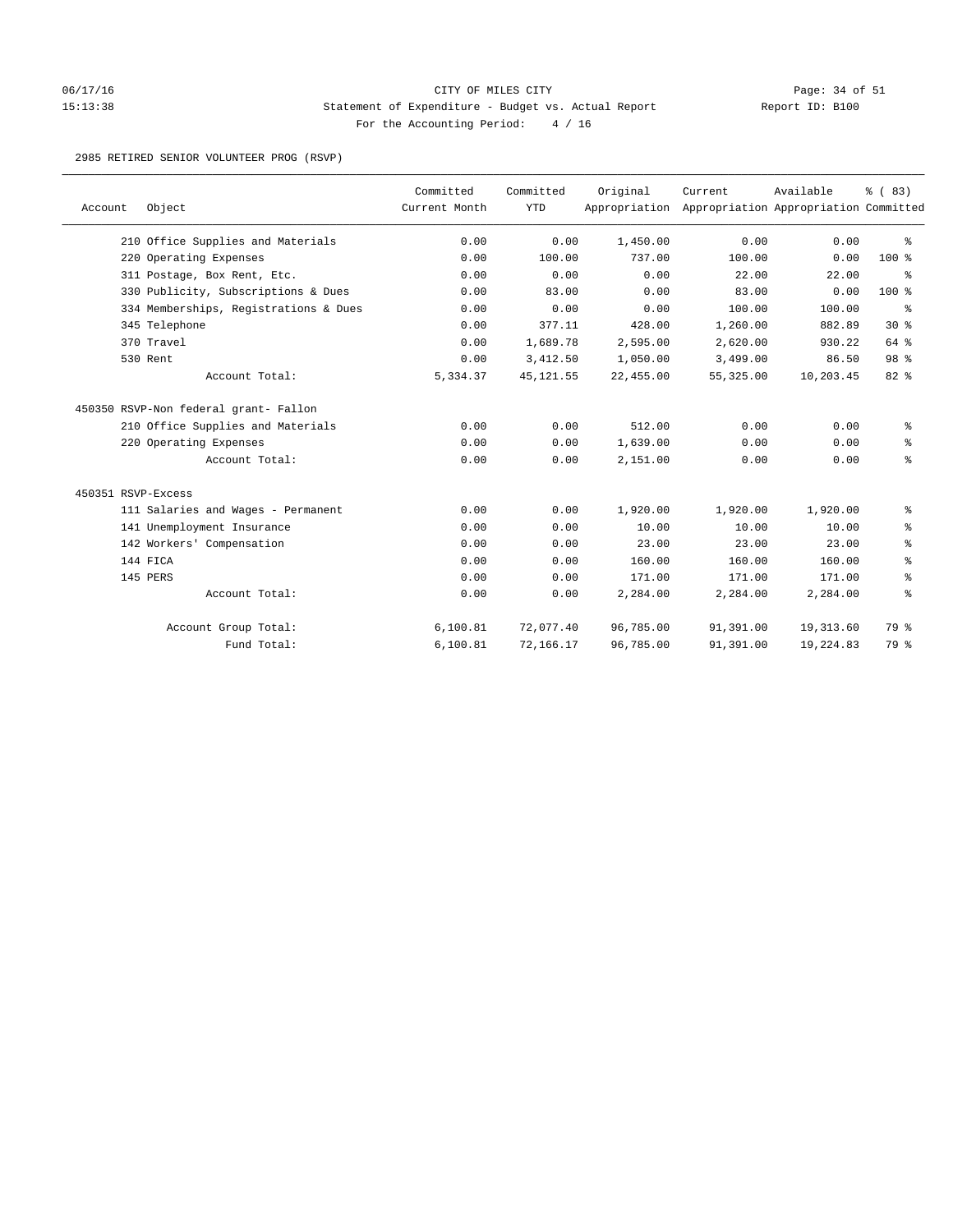CITY OF MILES CITY

Statement of Expenditure - Budget vs. Actual Report

Report ID: B100

For the Accounting Period: 4 / 16

06/17/16 15:13:38

## 2985 RETIRED SENIOR VOLUNTEER PROG (RSVP)

| Account | Object | Committed Current Month | Committed YTD | Original Appropriation | Current Appropriation | Available Appropriation | % ( 83) Committed |
|---|---|---|---|---|---|---|---|
| | 210 Office Supplies and Materials | 0.00 | 0.00 | 1,450.00 | 0.00 | 0.00 | % |
| | 220 Operating Expenses | 0.00 | 100.00 | 737.00 | 100.00 | 0.00 | 100 % |
| | 311 Postage, Box Rent, Etc. | 0.00 | 0.00 | 0.00 | 22.00 | 22.00 | % |
| | 330 Publicity, Subscriptions & Dues | 0.00 | 83.00 | 0.00 | 83.00 | 0.00 | 100 % |
| | 334 Memberships, Registrations & Dues | 0.00 | 0.00 | 0.00 | 100.00 | 100.00 | % |
| | 345 Telephone | 0.00 | 377.11 | 428.00 | 1,260.00 | 882.89 | 30 % |
| | 370 Travel | 0.00 | 1,689.78 | 2,595.00 | 2,620.00 | 930.22 | 64 % |
| | 530 Rent | 0.00 | 3,412.50 | 1,050.00 | 3,499.00 | 86.50 | 98 % |
| | Account Total: | 5,334.37 | 45,121.55 | 22,455.00 | 55,325.00 | 10,203.45 | 82 % |
| 450350 RSVP-Non federal grant- Fallon | | | | | | | |
| | 210 Office Supplies and Materials | 0.00 | 0.00 | 512.00 | 0.00 | 0.00 | % |
| | 220 Operating Expenses | 0.00 | 0.00 | 1,639.00 | 0.00 | 0.00 | % |
| | Account Total: | 0.00 | 0.00 | 2,151.00 | 0.00 | 0.00 | % |
| 450351 RSVP-Excess | | | | | | | |
| | 111 Salaries and Wages - Permanent | 0.00 | 0.00 | 1,920.00 | 1,920.00 | 1,920.00 | % |
| | 141 Unemployment Insurance | 0.00 | 0.00 | 10.00 | 10.00 | 10.00 | % |
| | 142 Workers' Compensation | 0.00 | 0.00 | 23.00 | 23.00 | 23.00 | % |
| | 144 FICA | 0.00 | 0.00 | 160.00 | 160.00 | 160.00 | % |
| | 145 PERS | 0.00 | 0.00 | 171.00 | 171.00 | 171.00 | % |
| | Account Total: | 0.00 | 0.00 | 2,284.00 | 2,284.00 | 2,284.00 | % |
| | Account Group Total: | 6,100.81 | 72,077.40 | 96,785.00 | 91,391.00 | 19,313.60 | 79 % |
| | Fund Total: | 6,100.81 | 72,166.17 | 96,785.00 | 91,391.00 | 19,224.83 | 79 % |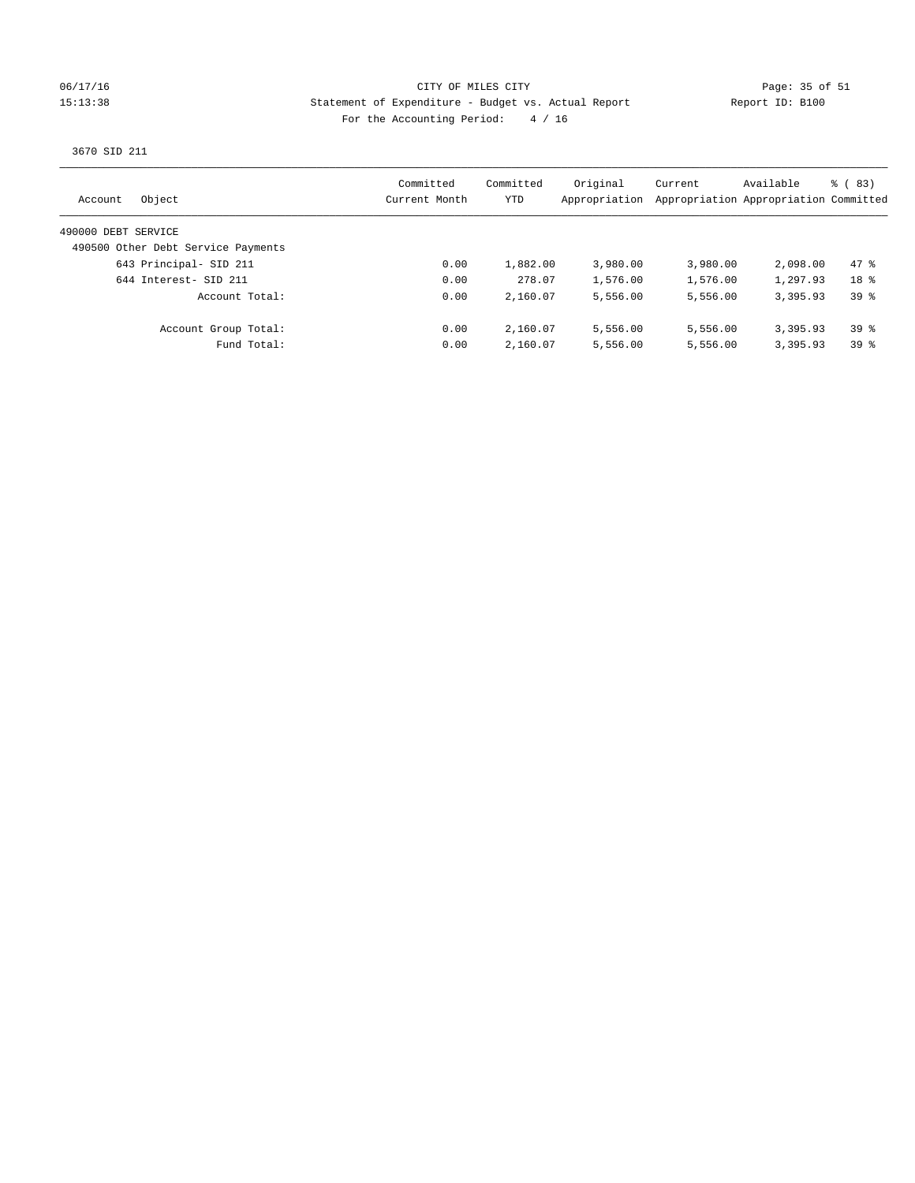CITY OF MILES CITY
Statement of Expenditure - Budget vs. Actual Report
Report ID: B100
For the Accounting Period: 4 / 16

06/17/16
15:13:38

3670 SID 211

| Account Object | Committed Current Month | Committed YTD | Original Appropriation | Current Appropriation | Available Appropriation | % ( 83) Committed |
|---|---|---|---|---|---|---|
| 490000 DEBT SERVICE | | | | | | |
| 490500 Other Debt Service Payments | | | | | | |
| 643 Principal- SID 211 | 0.00 | 1,882.00 | 3,980.00 | 3,980.00 | 2,098.00 | 47 % |
| 644 Interest- SID 211 | 0.00 | 278.07 | 1,576.00 | 1,576.00 | 1,297.93 | 18 % |
| Account Total: | 0.00 | 2,160.07 | 5,556.00 | 5,556.00 | 3,395.93 | 39 % |
| Account Group Total: | 0.00 | 2,160.07 | 5,556.00 | 5,556.00 | 3,395.93 | 39 % |
| Fund Total: | 0.00 | 2,160.07 | 5,556.00 | 5,556.00 | 3,395.93 | 39 % |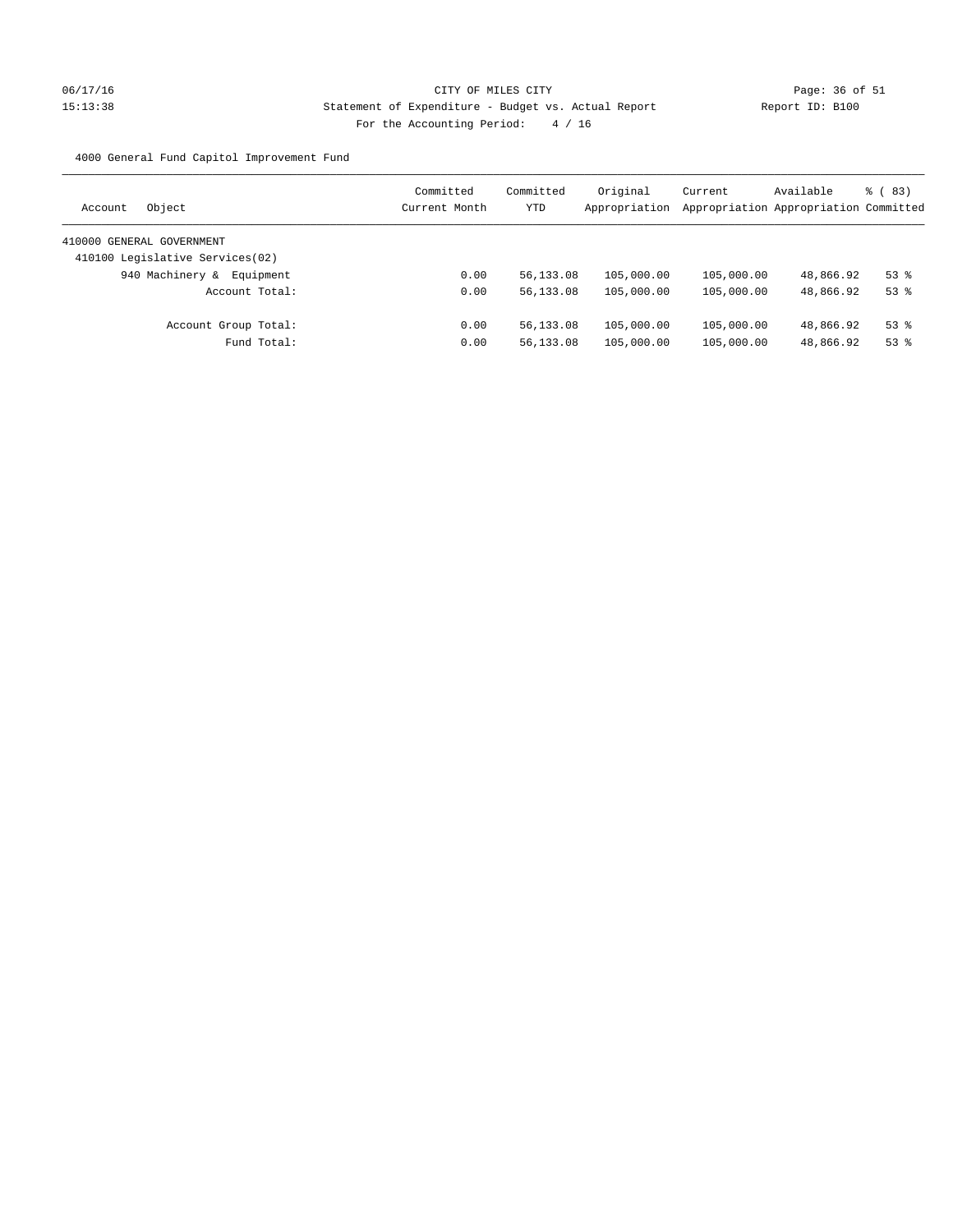CITY OF MILES CITY

Statement of Expenditure - Budget vs. Actual Report

Report ID: B100

For the Accounting Period: 4 / 16

06/17/16 15:13:38

4000 General Fund Capitol Improvement Fund

| Account Object | Committed Current Month | Committed YTD | Original Appropriation | Current Appropriation | Available Appropriation | % ( 83) Committed |
|---|---|---|---|---|---|---|
| 410000 GENERAL GOVERNMENT | | | | | | |
| 410100 Legislative Services(02) | | | | | | |
| 940 Machinery & Equipment | 0.00 | 56,133.08 | 105,000.00 | 105,000.00 | 48,866.92 | 53 % |
| Account Total: | 0.00 | 56,133.08 | 105,000.00 | 105,000.00 | 48,866.92 | 53 % |
| Account Group Total: | 0.00 | 56,133.08 | 105,000.00 | 105,000.00 | 48,866.92 | 53 % |
| Fund Total: | 0.00 | 56,133.08 | 105,000.00 | 105,000.00 | 48,866.92 | 53 % |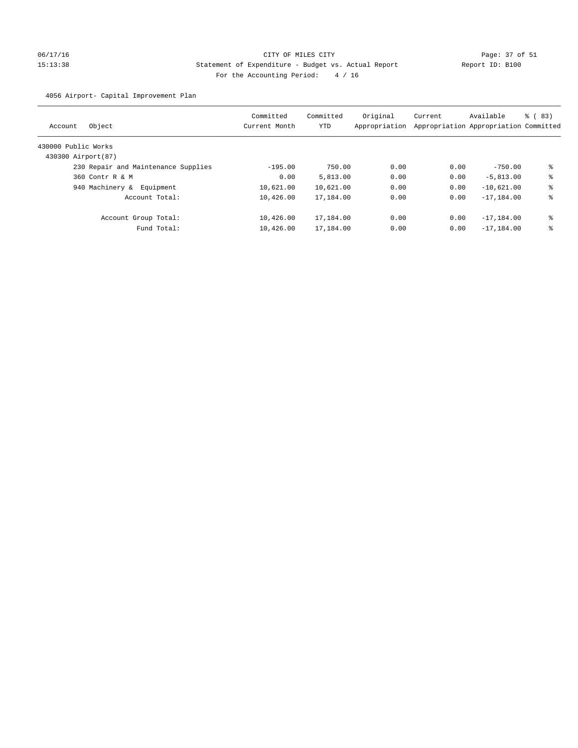CITY OF MILES CITY

Statement of Expenditure - Budget vs. Actual Report

Report ID: B100

For the Accounting Period: 4 / 16

06/17/16 15:13:38

4056 Airport- Capital Improvement Plan

| Account | Object | Committed Current Month | Committed YTD | Original Appropriation | Current Appropriation | Available Appropriation | % ( 83) Committed |
|---|---|---|---|---|---|---|---|
| 430000 Public Works | | | | | | | |
| 430300 Airport(87) | | | | | | | |
| | 230 Repair and Maintenance Supplies | -195.00 | 750.00 | 0.00 | 0.00 | -750.00 | % |
| | 360 Contr R & M | 0.00 | 5,813.00 | 0.00 | 0.00 | -5,813.00 | % |
| | 940 Machinery & Equipment | 10,621.00 | 10,621.00 | 0.00 | 0.00 | -10,621.00 | % |
| | Account Total: | 10,426.00 | 17,184.00 | 0.00 | 0.00 | -17,184.00 | % |
| | Account Group Total: | 10,426.00 | 17,184.00 | 0.00 | 0.00 | -17,184.00 | % |
| | Fund Total: | 10,426.00 | 17,184.00 | 0.00 | 0.00 | -17,184.00 | % |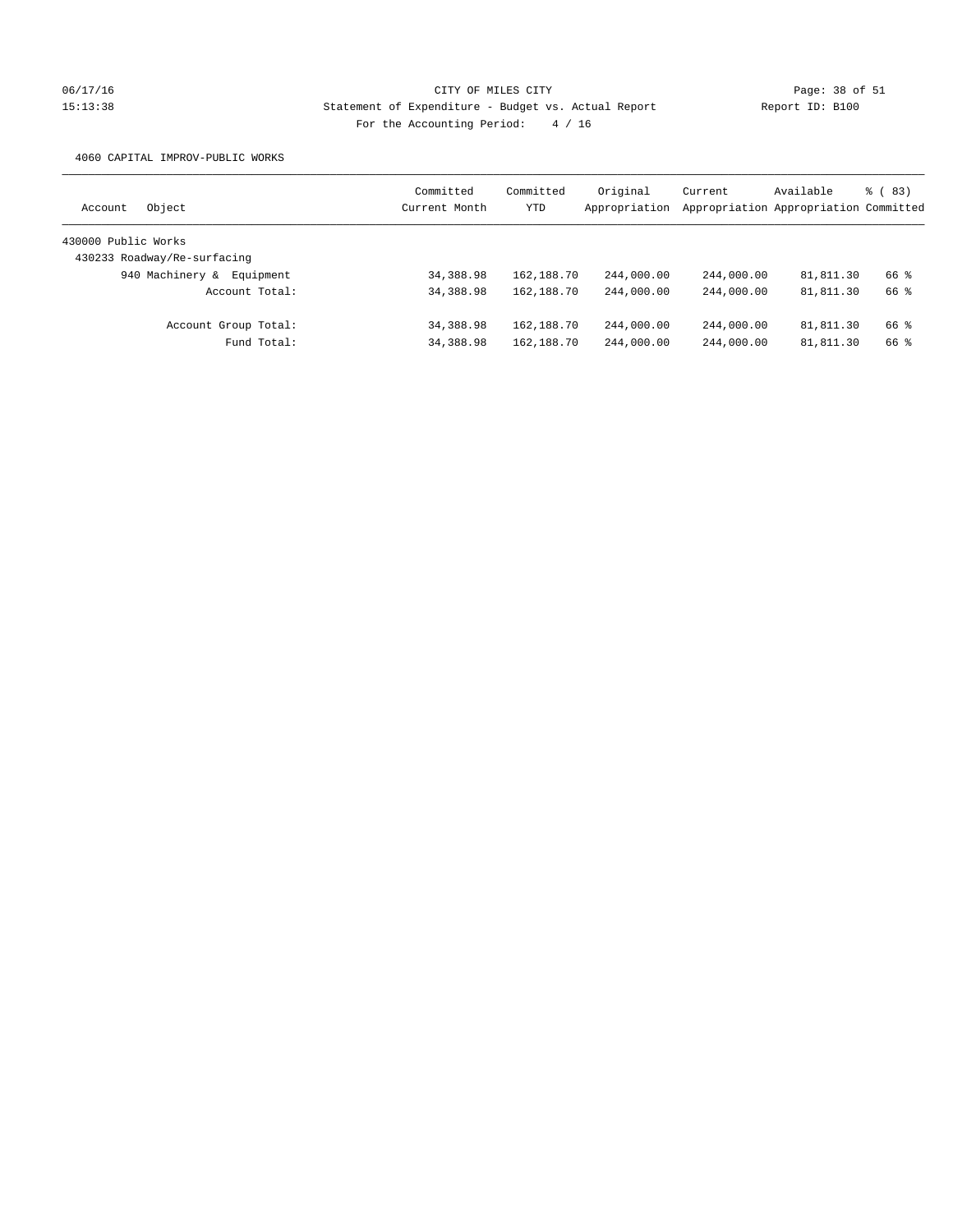CITY OF MILES CITY

Statement of Expenditure - Budget vs. Actual Report

Report ID: B100

For the Accounting Period: 4 / 16

06/17/16 15:13:38

4060 CAPITAL IMPROV-PUBLIC WORKS

| Account Object | Committed Current Month | Committed YTD | Original Appropriation | Current Appropriation | Available Appropriation | % ( 83) Committed |
|---|---|---|---|---|---|---|
| 430000 Public Works | | | | | | |
| 430233 Roadway/Re-surfacing | | | | | | |
| 940 Machinery & Equipment | 34,388.98 | 162,188.70 | 244,000.00 | 244,000.00 | 81,811.30 | 66 % |
| Account Total: | 34,388.98 | 162,188.70 | 244,000.00 | 244,000.00 | 81,811.30 | 66 % |
| Account Group Total: | 34,388.98 | 162,188.70 | 244,000.00 | 244,000.00 | 81,811.30 | 66 % |
| Fund Total: | 34,388.98 | 162,188.70 | 244,000.00 | 244,000.00 | 81,811.30 | 66 % |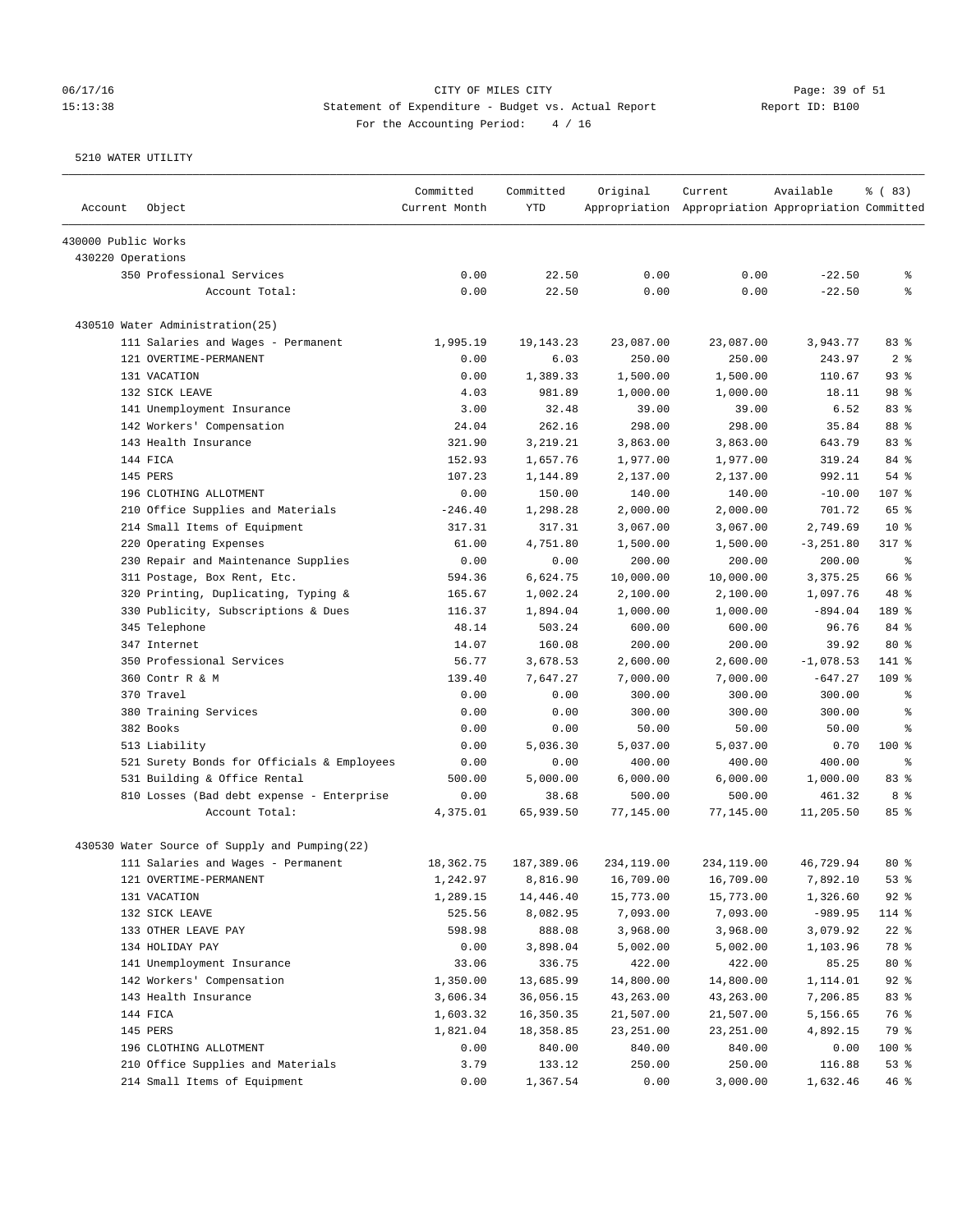CITY OF MILES CITY
Statement of Expenditure - Budget vs. Actual Report
For the Accounting Period: 4 / 16

06/17/16
15:13:38

Report ID: B100

5210 WATER UTILITY

| Account | Object | Committed Current Month | Committed YTD | Original Appropriation | Current Appropriation | Available Appropriation | % ( 83) Committed |
|---|---|---|---|---|---|---|---|
| 430000 Public Works | | | | | | | |
| 430220 Operations | | | | | | | |
| | 350 Professional Services | 0.00 | 22.50 | 0.00 | 0.00 | -22.50 | % |
| | Account Total: | 0.00 | 22.50 | 0.00 | 0.00 | -22.50 | % |
| 430510 Water Administration(25) | | | | | | | |
| | 111 Salaries and Wages - Permanent | 1,995.19 | 19,143.23 | 23,087.00 | 23,087.00 | 3,943.77 | 83 % |
| | 121 OVERTIME-PERMANENT | 0.00 | 6.03 | 250.00 | 250.00 | 243.97 | 2 % |
| | 131 VACATION | 0.00 | 1,389.33 | 1,500.00 | 1,500.00 | 110.67 | 93 % |
| | 132 SICK LEAVE | 4.03 | 981.89 | 1,000.00 | 1,000.00 | 18.11 | 98 % |
| | 141 Unemployment Insurance | 3.00 | 32.48 | 39.00 | 39.00 | 6.52 | 83 % |
| | 142 Workers' Compensation | 24.04 | 262.16 | 298.00 | 298.00 | 35.84 | 88 % |
| | 143 Health Insurance | 321.90 | 3,219.21 | 3,863.00 | 3,863.00 | 643.79 | 83 % |
| | 144 FICA | 152.93 | 1,657.76 | 1,977.00 | 1,977.00 | 319.24 | 84 % |
| | 145 PERS | 107.23 | 1,144.89 | 2,137.00 | 2,137.00 | 992.11 | 54 % |
| | 196 CLOTHING ALLOTMENT | 0.00 | 150.00 | 140.00 | 140.00 | -10.00 | 107 % |
| | 210 Office Supplies and Materials | -246.40 | 1,298.28 | 2,000.00 | 2,000.00 | 701.72 | 65 % |
| | 214 Small Items of Equipment | 317.31 | 317.31 | 3,067.00 | 3,067.00 | 2,749.69 | 10 % |
| | 220 Operating Expenses | 61.00 | 4,751.80 | 1,500.00 | 1,500.00 | -3,251.80 | 317 % |
| | 230 Repair and Maintenance Supplies | 0.00 | 0.00 | 200.00 | 200.00 | 200.00 | % |
| | 311 Postage, Box Rent, Etc. | 594.36 | 6,624.75 | 10,000.00 | 10,000.00 | 3,375.25 | 66 % |
| | 320 Printing, Duplicating, Typing & | 165.67 | 1,002.24 | 2,100.00 | 2,100.00 | 1,097.76 | 48 % |
| | 330 Publicity, Subscriptions & Dues | 116.37 | 1,894.04 | 1,000.00 | 1,000.00 | -894.04 | 189 % |
| | 345 Telephone | 48.14 | 503.24 | 600.00 | 600.00 | 96.76 | 84 % |
| | 347 Internet | 14.07 | 160.08 | 200.00 | 200.00 | 39.92 | 80 % |
| | 350 Professional Services | 56.77 | 3,678.53 | 2,600.00 | 2,600.00 | -1,078.53 | 141 % |
| | 360 Contr R & M | 139.40 | 7,647.27 | 7,000.00 | 7,000.00 | -647.27 | 109 % |
| | 370 Travel | 0.00 | 0.00 | 300.00 | 300.00 | 300.00 | % |
| | 380 Training Services | 0.00 | 0.00 | 300.00 | 300.00 | 300.00 | % |
| | 382 Books | 0.00 | 0.00 | 50.00 | 50.00 | 50.00 | % |
| | 513 Liability | 0.00 | 5,036.30 | 5,037.00 | 5,037.00 | 0.70 | 100 % |
| | 521 Surety Bonds for Officials & Employees | 0.00 | 0.00 | 400.00 | 400.00 | 400.00 | % |
| | 531 Building & Office Rental | 500.00 | 5,000.00 | 6,000.00 | 6,000.00 | 1,000.00 | 83 % |
| | 810 Losses (Bad debt expense - Enterprise | 0.00 | 38.68 | 500.00 | 500.00 | 461.32 | 8 % |
| | Account Total: | 4,375.01 | 65,939.50 | 77,145.00 | 77,145.00 | 11,205.50 | 85 % |
| 430530 Water Source of Supply and Pumping(22) | | | | | | | |
| | 111 Salaries and Wages - Permanent | 18,362.75 | 187,389.06 | 234,119.00 | 234,119.00 | 46,729.94 | 80 % |
| | 121 OVERTIME-PERMANENT | 1,242.97 | 8,816.90 | 16,709.00 | 16,709.00 | 7,892.10 | 53 % |
| | 131 VACATION | 1,289.15 | 14,446.40 | 15,773.00 | 15,773.00 | 1,326.60 | 92 % |
| | 132 SICK LEAVE | 525.56 | 8,082.95 | 7,093.00 | 7,093.00 | -989.95 | 114 % |
| | 133 OTHER LEAVE PAY | 598.98 | 888.08 | 3,968.00 | 3,968.00 | 3,079.92 | 22 % |
| | 134 HOLIDAY PAY | 0.00 | 3,898.04 | 5,002.00 | 5,002.00 | 1,103.96 | 78 % |
| | 141 Unemployment Insurance | 33.06 | 336.75 | 422.00 | 422.00 | 85.25 | 80 % |
| | 142 Workers' Compensation | 1,350.00 | 13,685.99 | 14,800.00 | 14,800.00 | 1,114.01 | 92 % |
| | 143 Health Insurance | 3,606.34 | 36,056.15 | 43,263.00 | 43,263.00 | 7,206.85 | 83 % |
| | 144 FICA | 1,603.32 | 16,350.35 | 21,507.00 | 21,507.00 | 5,156.65 | 76 % |
| | 145 PERS | 1,821.04 | 18,358.85 | 23,251.00 | 23,251.00 | 4,892.15 | 79 % |
| | 196 CLOTHING ALLOTMENT | 0.00 | 840.00 | 840.00 | 840.00 | 0.00 | 100 % |
| | 210 Office Supplies and Materials | 3.79 | 133.12 | 250.00 | 250.00 | 116.88 | 53 % |
| | 214 Small Items of Equipment | 0.00 | 1,367.54 | 0.00 | 3,000.00 | 1,632.46 | 46 % |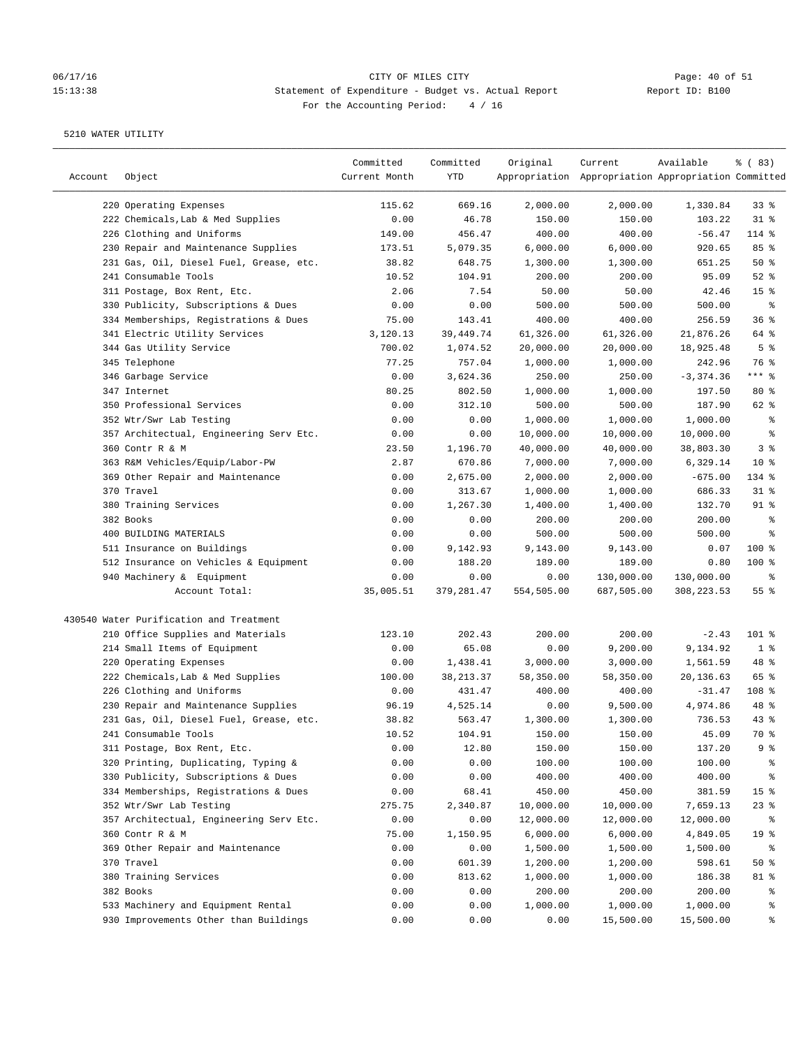CITY OF MILES CITY
Statement of Expenditure - Budget vs. Actual Report
For the Accounting Period: 4 / 16

5210 WATER UTILITY

| Account | Object | Committed Current Month | Committed YTD | Original Appropriation | Current Appropriation | Available Appropriation | % ( 83) Committed |
|---|---|---|---|---|---|---|---|
| | 220 Operating Expenses | 115.62 | 669.16 | 2,000.00 | 2,000.00 | 1,330.84 | 33 % |
| | 222 Chemicals,Lab & Med Supplies | 0.00 | 46.78 | 150.00 | 150.00 | 103.22 | 31 % |
| | 226 Clothing and Uniforms | 149.00 | 456.47 | 400.00 | 400.00 | -56.47 | 114 % |
| | 230 Repair and Maintenance Supplies | 173.51 | 5,079.35 | 6,000.00 | 6,000.00 | 920.65 | 85 % |
| | 231 Gas, Oil, Diesel Fuel, Grease, etc. | 38.82 | 648.75 | 1,300.00 | 1,300.00 | 651.25 | 50 % |
| | 241 Consumable Tools | 10.52 | 104.91 | 200.00 | 200.00 | 95.09 | 52 % |
| | 311 Postage, Box Rent, Etc. | 2.06 | 7.54 | 50.00 | 50.00 | 42.46 | 15 % |
| | 330 Publicity, Subscriptions & Dues | 0.00 | 0.00 | 500.00 | 500.00 | 500.00 | % |
| | 334 Memberships, Registrations & Dues | 75.00 | 143.41 | 400.00 | 400.00 | 256.59 | 36 % |
| | 341 Electric Utility Services | 3,120.13 | 39,449.74 | 61,326.00 | 61,326.00 | 21,876.26 | 64 % |
| | 344 Gas Utility Service | 700.02 | 1,074.52 | 20,000.00 | 20,000.00 | 18,925.48 | 5 % |
| | 345 Telephone | 77.25 | 757.04 | 1,000.00 | 1,000.00 | 242.96 | 76 % |
| | 346 Garbage Service | 0.00 | 3,624.36 | 250.00 | 250.00 | -3,374.36 | *** % |
| | 347 Internet | 80.25 | 802.50 | 1,000.00 | 1,000.00 | 197.50 | 80 % |
| | 350 Professional Services | 0.00 | 312.10 | 500.00 | 500.00 | 187.90 | 62 % |
| | 352 Wtr/Swr Lab Testing | 0.00 | 0.00 | 1,000.00 | 1,000.00 | 1,000.00 | % |
| | 357 Architectual, Engineering Serv Etc. | 0.00 | 0.00 | 10,000.00 | 10,000.00 | 10,000.00 | % |
| | 360 Contr R & M | 23.50 | 1,196.70 | 40,000.00 | 40,000.00 | 38,803.30 | 3 % |
| | 363 R&M Vehicles/Equip/Labor-PW | 2.87 | 670.86 | 7,000.00 | 7,000.00 | 6,329.14 | 10 % |
| | 369 Other Repair and Maintenance | 0.00 | 2,675.00 | 2,000.00 | 2,000.00 | -675.00 | 134 % |
| | 370 Travel | 0.00 | 313.67 | 1,000.00 | 1,000.00 | 686.33 | 31 % |
| | 380 Training Services | 0.00 | 1,267.30 | 1,400.00 | 1,400.00 | 132.70 | 91 % |
| | 382 Books | 0.00 | 0.00 | 200.00 | 200.00 | 200.00 | % |
| | 400 BUILDING MATERIALS | 0.00 | 0.00 | 500.00 | 500.00 | 500.00 | % |
| | 511 Insurance on Buildings | 0.00 | 9,142.93 | 9,143.00 | 9,143.00 | 0.07 | 100 % |
| | 512 Insurance on Vehicles & Equipment | 0.00 | 188.20 | 189.00 | 189.00 | 0.80 | 100 % |
| | 940 Machinery & Equipment | 0.00 | 0.00 | 0.00 | 130,000.00 | 130,000.00 | % |
| | Account Total: | 35,005.51 | 379,281.47 | 554,505.00 | 687,505.00 | 308,223.53 | 55 % |
| 430540 Water Purification and Treatment | | | | | | | |
| | 210 Office Supplies and Materials | 123.10 | 202.43 | 200.00 | 200.00 | -2.43 | 101 % |
| | 214 Small Items of Equipment | 0.00 | 65.08 | 0.00 | 9,200.00 | 9,134.92 | 1 % |
| | 220 Operating Expenses | 0.00 | 1,438.41 | 3,000.00 | 3,000.00 | 1,561.59 | 48 % |
| | 222 Chemicals,Lab & Med Supplies | 100.00 | 38,213.37 | 58,350.00 | 58,350.00 | 20,136.63 | 65 % |
| | 226 Clothing and Uniforms | 0.00 | 431.47 | 400.00 | 400.00 | -31.47 | 108 % |
| | 230 Repair and Maintenance Supplies | 96.19 | 4,525.14 | 0.00 | 9,500.00 | 4,974.86 | 48 % |
| | 231 Gas, Oil, Diesel Fuel, Grease, etc. | 38.82 | 563.47 | 1,300.00 | 1,300.00 | 736.53 | 43 % |
| | 241 Consumable Tools | 10.52 | 104.91 | 150.00 | 150.00 | 45.09 | 70 % |
| | 311 Postage, Box Rent, Etc. | 0.00 | 12.80 | 150.00 | 150.00 | 137.20 | 9 % |
| | 320 Printing, Duplicating, Typing & | 0.00 | 0.00 | 100.00 | 100.00 | 100.00 | % |
| | 330 Publicity, Subscriptions & Dues | 0.00 | 0.00 | 400.00 | 400.00 | 400.00 | % |
| | 334 Memberships, Registrations & Dues | 0.00 | 68.41 | 450.00 | 450.00 | 381.59 | 15 % |
| | 352 Wtr/Swr Lab Testing | 275.75 | 2,340.87 | 10,000.00 | 10,000.00 | 7,659.13 | 23 % |
| | 357 Architectual, Engineering Serv Etc. | 0.00 | 0.00 | 12,000.00 | 12,000.00 | 12,000.00 | % |
| | 360 Contr R & M | 75.00 | 1,150.95 | 6,000.00 | 6,000.00 | 4,849.05 | 19 % |
| | 369 Other Repair and Maintenance | 0.00 | 0.00 | 1,500.00 | 1,500.00 | 1,500.00 | % |
| | 370 Travel | 0.00 | 601.39 | 1,200.00 | 1,200.00 | 598.61 | 50 % |
| | 380 Training Services | 0.00 | 813.62 | 1,000.00 | 1,000.00 | 186.38 | 81 % |
| | 382 Books | 0.00 | 0.00 | 200.00 | 200.00 | 200.00 | % |
| | 533 Machinery and Equipment Rental | 0.00 | 0.00 | 1,000.00 | 1,000.00 | 1,000.00 | % |
| | 930 Improvements Other than Buildings | 0.00 | 0.00 | 0.00 | 15,500.00 | 15,500.00 | % |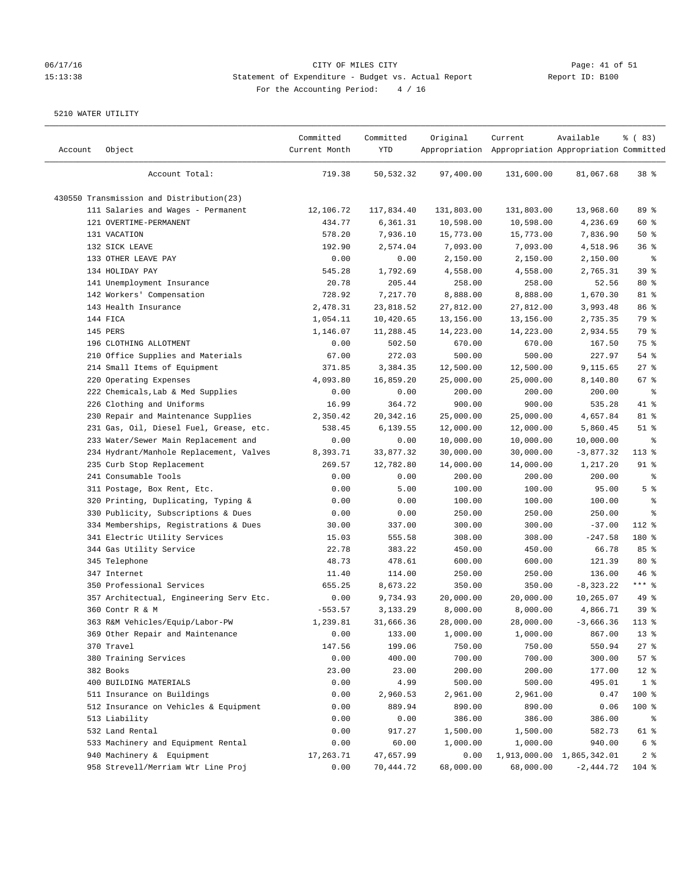# CITY OF MILES CITY

## Statement of Expenditure - Budget vs. Actual Report

For the Accounting Period: 4 / 16

5210 WATER UTILITY

| Account | Object | Committed Current Month | Committed YTD | Original Appropriation | Current Appropriation | Available Appropriation | % ( 83) Committed |
|---|---|---|---|---|---|---|---|
| | Account Total: | 719.38 | 50,532.32 | 97,400.00 | 131,600.00 | 81,067.68 | 38 % |
| 430550 Transmission and Distribution(23) | | | | | | | |
| | 111 Salaries and Wages - Permanent | 12,106.72 | 117,834.40 | 131,803.00 | 131,803.00 | 13,968.60 | 89 % |
| | 121 OVERTIME-PERMANENT | 434.77 | 6,361.31 | 10,598.00 | 10,598.00 | 4,236.69 | 60 % |
| | 131 VACATION | 578.20 | 7,936.10 | 15,773.00 | 15,773.00 | 7,836.90 | 50 % |
| | 132 SICK LEAVE | 192.90 | 2,574.04 | 7,093.00 | 7,093.00 | 4,518.96 | 36 % |
| | 133 OTHER LEAVE PAY | 0.00 | 0.00 | 2,150.00 | 2,150.00 | 2,150.00 | % |
| | 134 HOLIDAY PAY | 545.28 | 1,792.69 | 4,558.00 | 4,558.00 | 2,765.31 | 39 % |
| | 141 Unemployment Insurance | 20.78 | 205.44 | 258.00 | 258.00 | 52.56 | 80 % |
| | 142 Workers' Compensation | 728.92 | 7,217.70 | 8,888.00 | 8,888.00 | 1,670.30 | 81 % |
| | 143 Health Insurance | 2,478.31 | 23,818.52 | 27,812.00 | 27,812.00 | 3,993.48 | 86 % |
| | 144 FICA | 1,054.11 | 10,420.65 | 13,156.00 | 13,156.00 | 2,735.35 | 79 % |
| | 145 PERS | 1,146.07 | 11,288.45 | 14,223.00 | 14,223.00 | 2,934.55 | 79 % |
| | 196 CLOTHING ALLOTMENT | 0.00 | 502.50 | 670.00 | 670.00 | 167.50 | 75 % |
| | 210 Office Supplies and Materials | 67.00 | 272.03 | 500.00 | 500.00 | 227.97 | 54 % |
| | 214 Small Items of Equipment | 371.85 | 3,384.35 | 12,500.00 | 12,500.00 | 9,115.65 | 27 % |
| | 220 Operating Expenses | 4,093.80 | 16,859.20 | 25,000.00 | 25,000.00 | 8,140.80 | 67 % |
| | 222 Chemicals,Lab & Med Supplies | 0.00 | 0.00 | 200.00 | 200.00 | 200.00 | % |
| | 226 Clothing and Uniforms | 16.99 | 364.72 | 900.00 | 900.00 | 535.28 | 41 % |
| | 230 Repair and Maintenance Supplies | 2,350.42 | 20,342.16 | 25,000.00 | 25,000.00 | 4,657.84 | 81 % |
| | 231 Gas, Oil, Diesel Fuel, Grease, etc. | 538.45 | 6,139.55 | 12,000.00 | 12,000.00 | 5,860.45 | 51 % |
| | 233 Water/Sewer Main Replacement and | 0.00 | 0.00 | 10,000.00 | 10,000.00 | 10,000.00 | % |
| | 234 Hydrant/Manhole Replacement, Valves | 8,393.71 | 33,877.32 | 30,000.00 | 30,000.00 | -3,877.32 | 113 % |
| | 235 Curb Stop Replacement | 269.57 | 12,782.80 | 14,000.00 | 14,000.00 | 1,217.20 | 91 % |
| | 241 Consumable Tools | 0.00 | 0.00 | 200.00 | 200.00 | 200.00 | % |
| | 311 Postage, Box Rent, Etc. | 0.00 | 5.00 | 100.00 | 100.00 | 95.00 | 5 % |
| | 320 Printing, Duplicating, Typing & | 0.00 | 0.00 | 100.00 | 100.00 | 100.00 | % |
| | 330 Publicity, Subscriptions & Dues | 0.00 | 0.00 | 250.00 | 250.00 | 250.00 | % |
| | 334 Memberships, Registrations & Dues | 30.00 | 337.00 | 300.00 | 300.00 | -37.00 | 112 % |
| | 341 Electric Utility Services | 15.03 | 555.58 | 308.00 | 308.00 | -247.58 | 180 % |
| | 344 Gas Utility Service | 22.78 | 383.22 | 450.00 | 450.00 | 66.78 | 85 % |
| | 345 Telephone | 48.73 | 478.61 | 600.00 | 600.00 | 121.39 | 80 % |
| | 347 Internet | 11.40 | 114.00 | 250.00 | 250.00 | 136.00 | 46 % |
| | 350 Professional Services | 655.25 | 8,673.22 | 350.00 | 350.00 | -8,323.22 | *** % |
| | 357 Architectual, Engineering Serv Etc. | 0.00 | 9,734.93 | 20,000.00 | 20,000.00 | 10,265.07 | 49 % |
| | 360 Contr R & M | -553.57 | 3,133.29 | 8,000.00 | 8,000.00 | 4,866.71 | 39 % |
| | 363 R&M Vehicles/Equip/Labor-PW | 1,239.81 | 31,666.36 | 28,000.00 | 28,000.00 | -3,666.36 | 113 % |
| | 369 Other Repair and Maintenance | 0.00 | 133.00 | 1,000.00 | 1,000.00 | 867.00 | 13 % |
| | 370 Travel | 147.56 | 199.06 | 750.00 | 750.00 | 550.94 | 27 % |
| | 380 Training Services | 0.00 | 400.00 | 700.00 | 700.00 | 300.00 | 57 % |
| | 382 Books | 23.00 | 23.00 | 200.00 | 200.00 | 177.00 | 12 % |
| | 400 BUILDING MATERIALS | 0.00 | 4.99 | 500.00 | 500.00 | 495.01 | 1 % |
| | 511 Insurance on Buildings | 0.00 | 2,960.53 | 2,961.00 | 2,961.00 | 0.47 | 100 % |
| | 512 Insurance on Vehicles & Equipment | 0.00 | 889.94 | 890.00 | 890.00 | 0.06 | 100 % |
| | 513 Liability | 0.00 | 0.00 | 386.00 | 386.00 | 386.00 | % |
| | 532 Land Rental | 0.00 | 917.27 | 1,500.00 | 1,500.00 | 582.73 | 61 % |
| | 533 Machinery and Equipment Rental | 0.00 | 60.00 | 1,000.00 | 1,000.00 | 940.00 | 6 % |
| | 940 Machinery & Equipment | 17,263.71 | 47,657.99 | 0.00 | 1,913,000.00 | 1,865,342.01 | 2 % |
| | 958 Strevell/Merriam Wtr Line Proj | 0.00 | 70,444.72 | 68,000.00 | 68,000.00 | -2,444.72 | 104 % |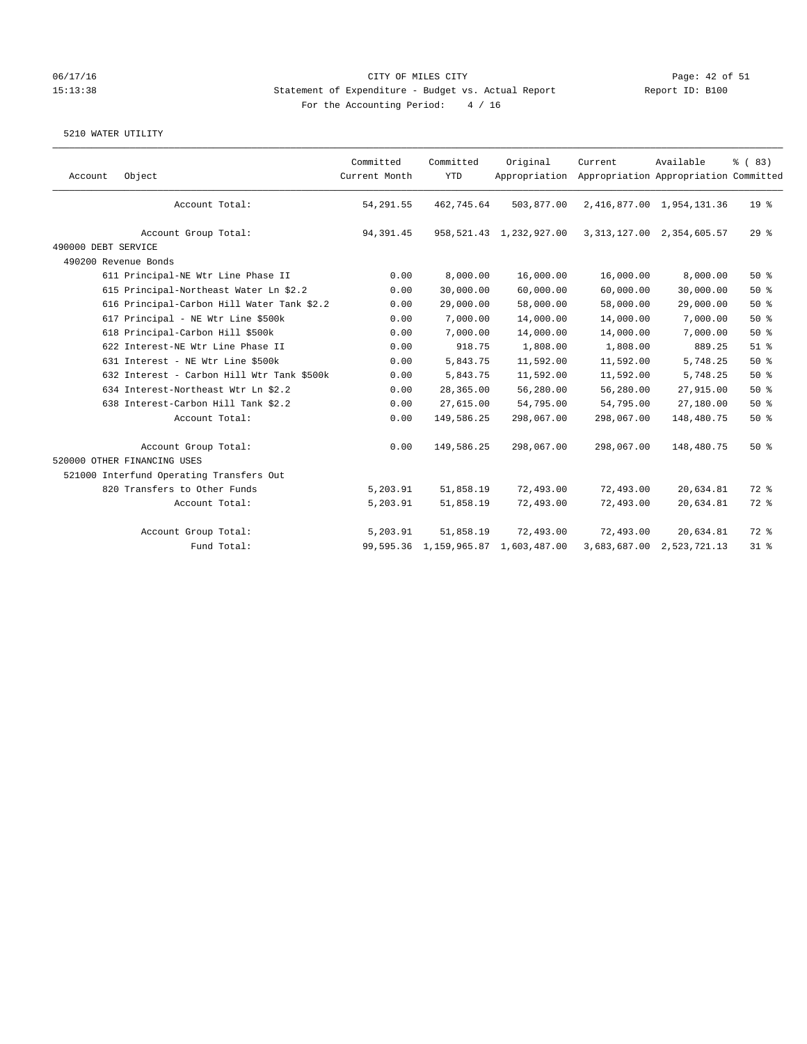CITY OF MILES CITY
Statement of Expenditure - Budget vs. Actual Report
For the Accounting Period: 4 / 16

06/17/16
15:13:38
Report ID: B100

5210 WATER UTILITY

| Account | Object | Committed Current Month | Committed YTD | Original Appropriation | Current Appropriation | Available Appropriation | % ( 83) Committed |
|---|---|---|---|---|---|---|---|
| | Account Total: | 54,291.55 | 462,745.64 | 503,877.00 | 2,416,877.00 | 1,954,131.36 | 19 % |
| | Account Group Total: | 94,391.45 | 958,521.43 | 1,232,927.00 | 3,313,127.00 | 2,354,605.57 | 29 % |
| 490000 DEBT SERVICE | | | | | | | |
| 490200 Revenue Bonds | | | | | | | |
| | 611 Principal-NE Wtr Line Phase II | 0.00 | 8,000.00 | 16,000.00 | 16,000.00 | 8,000.00 | 50 % |
| | 615 Principal-Northeast Water Ln $2.2 | 0.00 | 30,000.00 | 60,000.00 | 60,000.00 | 30,000.00 | 50 % |
| | 616 Principal-Carbon Hill Water Tank $2.2 | 0.00 | 29,000.00 | 58,000.00 | 58,000.00 | 29,000.00 | 50 % |
| | 617 Principal - NE Wtr Line $500k | 0.00 | 7,000.00 | 14,000.00 | 14,000.00 | 7,000.00 | 50 % |
| | 618 Principal-Carbon Hill $500k | 0.00 | 7,000.00 | 14,000.00 | 14,000.00 | 7,000.00 | 50 % |
| | 622 Interest-NE Wtr Line Phase II | 0.00 | 918.75 | 1,808.00 | 1,808.00 | 889.25 | 51 % |
| | 631 Interest - NE Wtr Line $500k | 0.00 | 5,843.75 | 11,592.00 | 11,592.00 | 5,748.25 | 50 % |
| | 632 Interest - Carbon Hill Wtr Tank $500k | 0.00 | 5,843.75 | 11,592.00 | 11,592.00 | 5,748.25 | 50 % |
| | 634 Interest-Northeast Wtr Ln $2.2 | 0.00 | 28,365.00 | 56,280.00 | 56,280.00 | 27,915.00 | 50 % |
| | 638 Interest-Carbon Hill Tank $2.2 | 0.00 | 27,615.00 | 54,795.00 | 54,795.00 | 27,180.00 | 50 % |
| | Account Total: | 0.00 | 149,586.25 | 298,067.00 | 298,067.00 | 148,480.75 | 50 % |
| | Account Group Total: | 0.00 | 149,586.25 | 298,067.00 | 298,067.00 | 148,480.75 | 50 % |
| 520000 OTHER FINANCING USES | | | | | | | |
| 521000 Interfund Operating Transfers Out | | | | | | | |
| | 820 Transfers to Other Funds | 5,203.91 | 51,858.19 | 72,493.00 | 72,493.00 | 20,634.81 | 72 % |
| | Account Total: | 5,203.91 | 51,858.19 | 72,493.00 | 72,493.00 | 20,634.81 | 72 % |
| | Account Group Total: | 5,203.91 | 51,858.19 | 72,493.00 | 72,493.00 | 20,634.81 | 72 % |
| | Fund Total: | 99,595.36 | 1,159,965.87 | 1,603,487.00 | 3,683,687.00 | 2,523,721.13 | 31 % |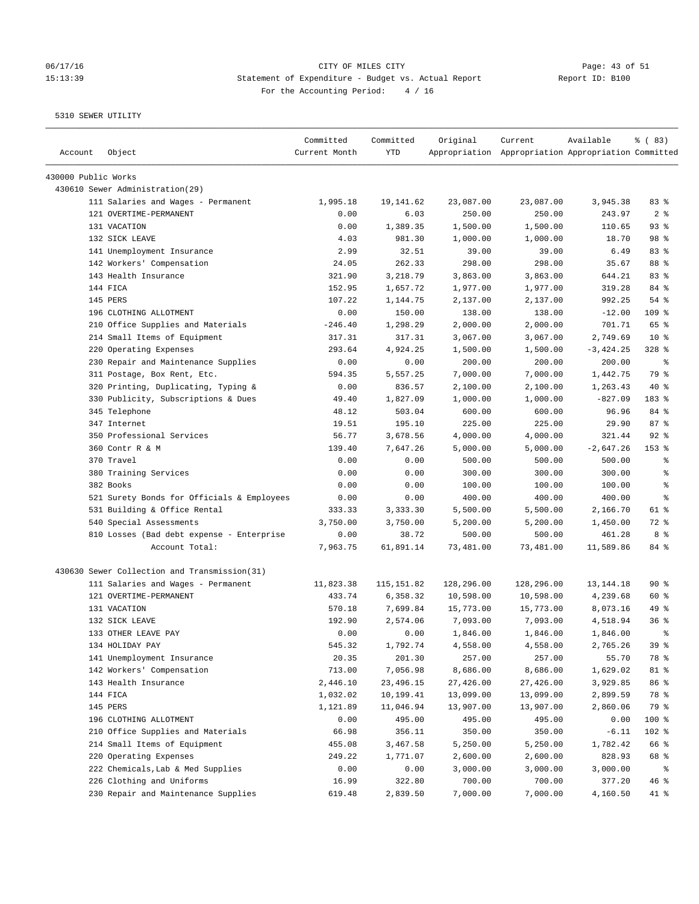CITY OF MILES CITY

Statement of Expenditure - Budget vs. Actual Report

Report ID: B100

For the Accounting Period: 4 / 16

06/17/16
15:13:39

5310 SEWER UTILITY

| Account | Object | Committed Current Month | Committed YTD | Original Appropriation | Current Appropriation | Available Appropriation | % ( 83) Committed |
|---|---|---|---|---|---|---|---|
| 430000 Public Works | | | | | | | |
| 430610 Sewer Administration(29) | | | | | | | |
| | 111 Salaries and Wages - Permanent | 1,995.18 | 19,141.62 | 23,087.00 | 23,087.00 | 3,945.38 | 83 % |
| | 121 OVERTIME-PERMANENT | 0.00 | 6.03 | 250.00 | 250.00 | 243.97 | 2 % |
| | 131 VACATION | 0.00 | 1,389.35 | 1,500.00 | 1,500.00 | 110.65 | 93 % |
| | 132 SICK LEAVE | 4.03 | 981.30 | 1,000.00 | 1,000.00 | 18.70 | 98 % |
| | 141 Unemployment Insurance | 2.99 | 32.51 | 39.00 | 39.00 | 6.49 | 83 % |
| | 142 Workers' Compensation | 24.05 | 262.33 | 298.00 | 298.00 | 35.67 | 88 % |
| | 143 Health Insurance | 321.90 | 3,218.79 | 3,863.00 | 3,863.00 | 644.21 | 83 % |
| | 144 FICA | 152.95 | 1,657.72 | 1,977.00 | 1,977.00 | 319.28 | 84 % |
| | 145 PERS | 107.22 | 1,144.75 | 2,137.00 | 2,137.00 | 992.25 | 54 % |
| | 196 CLOTHING ALLOTMENT | 0.00 | 150.00 | 138.00 | 138.00 | -12.00 | 109 % |
| | 210 Office Supplies and Materials | -246.40 | 1,298.29 | 2,000.00 | 2,000.00 | 701.71 | 65 % |
| | 214 Small Items of Equipment | 317.31 | 317.31 | 3,067.00 | 3,067.00 | 2,749.69 | 10 % |
| | 220 Operating Expenses | 293.64 | 4,924.25 | 1,500.00 | 1,500.00 | -3,424.25 | 328 % |
| | 230 Repair and Maintenance Supplies | 0.00 | 0.00 | 200.00 | 200.00 | 200.00 | % |
| | 311 Postage, Box Rent, Etc. | 594.35 | 5,557.25 | 7,000.00 | 7,000.00 | 1,442.75 | 79 % |
| | 320 Printing, Duplicating, Typing & | 0.00 | 836.57 | 2,100.00 | 2,100.00 | 1,263.43 | 40 % |
| | 330 Publicity, Subscriptions & Dues | 49.40 | 1,827.09 | 1,000.00 | 1,000.00 | -827.09 | 183 % |
| | 345 Telephone | 48.12 | 503.04 | 600.00 | 600.00 | 96.96 | 84 % |
| | 347 Internet | 19.51 | 195.10 | 225.00 | 225.00 | 29.90 | 87 % |
| | 350 Professional Services | 56.77 | 3,678.56 | 4,000.00 | 4,000.00 | 321.44 | 92 % |
| | 360 Contr R & M | 139.40 | 7,647.26 | 5,000.00 | 5,000.00 | -2,647.26 | 153 % |
| | 370 Travel | 0.00 | 0.00 | 500.00 | 500.00 | 500.00 | % |
| | 380 Training Services | 0.00 | 0.00 | 300.00 | 300.00 | 300.00 | % |
| | 382 Books | 0.00 | 0.00 | 100.00 | 100.00 | 100.00 | % |
| | 521 Surety Bonds for Officials & Employees | 0.00 | 0.00 | 400.00 | 400.00 | 400.00 | % |
| | 531 Building & Office Rental | 333.33 | 3,333.30 | 5,500.00 | 5,500.00 | 2,166.70 | 61 % |
| | 540 Special Assessments | 3,750.00 | 3,750.00 | 5,200.00 | 5,200.00 | 1,450.00 | 72 % |
| | 810 Losses (Bad debt expense - Enterprise | 0.00 | 38.72 | 500.00 | 500.00 | 461.28 | 8 % |
| | Account Total: | 7,963.75 | 61,891.14 | 73,481.00 | 73,481.00 | 11,589.86 | 84 % |
| 430630 Sewer Collection and Transmission(31) | | | | | | | |
| | 111 Salaries and Wages - Permanent | 11,823.38 | 115,151.82 | 128,296.00 | 128,296.00 | 13,144.18 | 90 % |
| | 121 OVERTIME-PERMANENT | 433.74 | 6,358.32 | 10,598.00 | 10,598.00 | 4,239.68 | 60 % |
| | 131 VACATION | 570.18 | 7,699.84 | 15,773.00 | 15,773.00 | 8,073.16 | 49 % |
| | 132 SICK LEAVE | 192.90 | 2,574.06 | 7,093.00 | 7,093.00 | 4,518.94 | 36 % |
| | 133 OTHER LEAVE PAY | 0.00 | 0.00 | 1,846.00 | 1,846.00 | 1,846.00 | % |
| | 134 HOLIDAY PAY | 545.32 | 1,792.74 | 4,558.00 | 4,558.00 | 2,765.26 | 39 % |
| | 141 Unemployment Insurance | 20.35 | 201.30 | 257.00 | 257.00 | 55.70 | 78 % |
| | 142 Workers' Compensation | 713.00 | 7,056.98 | 8,686.00 | 8,686.00 | 1,629.02 | 81 % |
| | 143 Health Insurance | 2,446.10 | 23,496.15 | 27,426.00 | 27,426.00 | 3,929.85 | 86 % |
| | 144 FICA | 1,032.02 | 10,199.41 | 13,099.00 | 13,099.00 | 2,899.59 | 78 % |
| | 145 PERS | 1,121.89 | 11,046.94 | 13,907.00 | 13,907.00 | 2,860.06 | 79 % |
| | 196 CLOTHING ALLOTMENT | 0.00 | 495.00 | 495.00 | 495.00 | 0.00 | 100 % |
| | 210 Office Supplies and Materials | 66.98 | 356.11 | 350.00 | 350.00 | -6.11 | 102 % |
| | 214 Small Items of Equipment | 455.08 | 3,467.58 | 5,250.00 | 5,250.00 | 1,782.42 | 66 % |
| | 220 Operating Expenses | 249.22 | 1,771.07 | 2,600.00 | 2,600.00 | 828.93 | 68 % |
| | 222 Chemicals,Lab & Med Supplies | 0.00 | 0.00 | 3,000.00 | 3,000.00 | 3,000.00 | % |
| | 226 Clothing and Uniforms | 16.99 | 322.80 | 700.00 | 700.00 | 377.20 | 46 % |
| | 230 Repair and Maintenance Supplies | 619.48 | 2,839.50 | 7,000.00 | 7,000.00 | 4,160.50 | 41 % |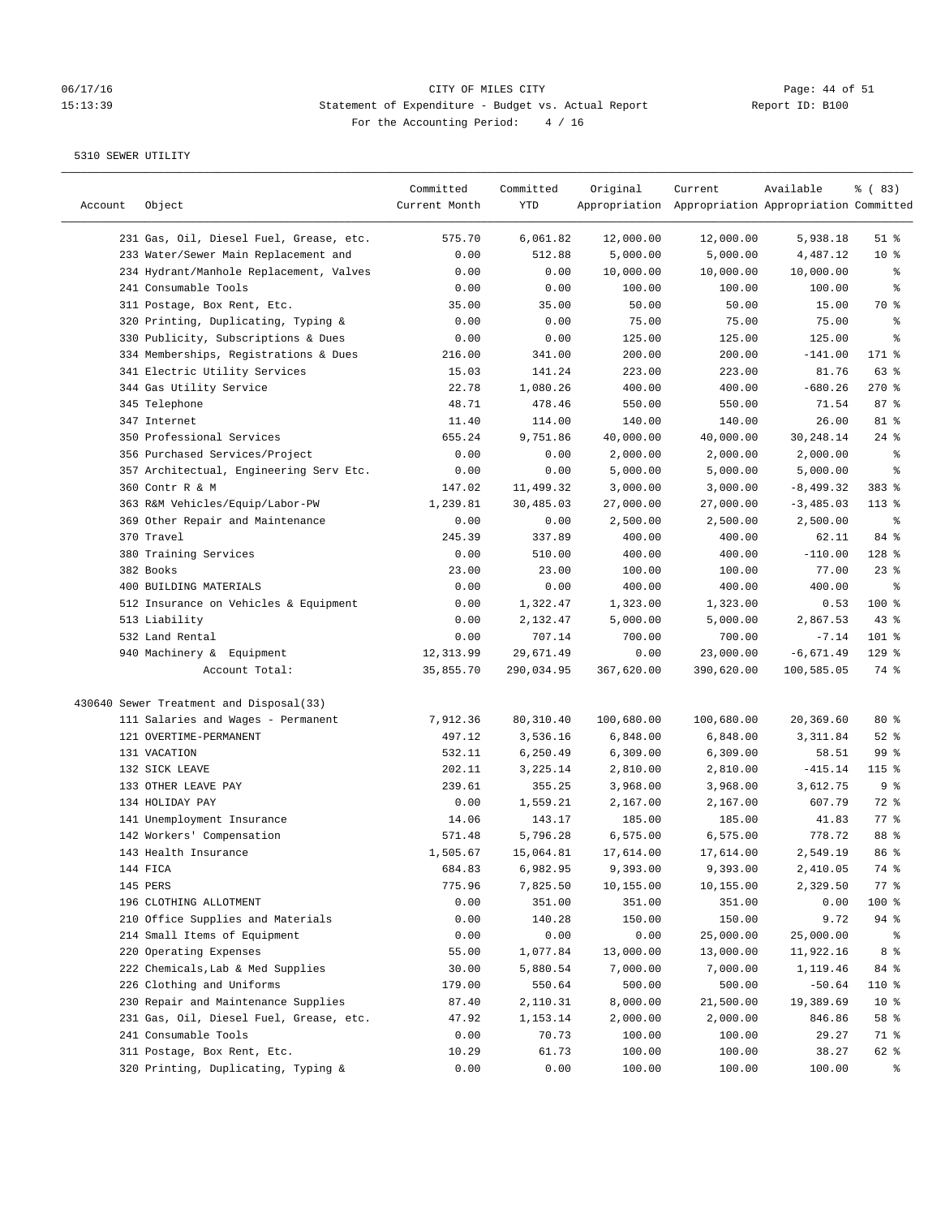CITY OF MILES CITY

Statement of Expenditure - Budget vs. Actual Report

For the Accounting Period: 4 / 16

5310 SEWER UTILITY

| Account | Object | Committed Current Month | Committed YTD | Original Appropriation | Current Appropriation | Available Appropriation | % ( 83) Committed |
|---|---|---|---|---|---|---|---|
| | 231 Gas, Oil, Diesel Fuel, Grease, etc. | 575.70 | 6,061.82 | 12,000.00 | 12,000.00 | 5,938.18 | 51 % |
| | 233 Water/Sewer Main Replacement and | 0.00 | 512.88 | 5,000.00 | 5,000.00 | 4,487.12 | 10 % |
| | 234 Hydrant/Manhole Replacement, Valves | 0.00 | 0.00 | 10,000.00 | 10,000.00 | 10,000.00 | % |
| | 241 Consumable Tools | 0.00 | 0.00 | 100.00 | 100.00 | 100.00 | % |
| | 311 Postage, Box Rent, Etc. | 35.00 | 35.00 | 50.00 | 50.00 | 15.00 | 70 % |
| | 320 Printing, Duplicating, Typing & | 0.00 | 0.00 | 75.00 | 75.00 | 75.00 | % |
| | 330 Publicity, Subscriptions & Dues | 0.00 | 0.00 | 125.00 | 125.00 | 125.00 | % |
| | 334 Memberships, Registrations & Dues | 216.00 | 341.00 | 200.00 | 200.00 | -141.00 | 171 % |
| | 341 Electric Utility Services | 15.03 | 141.24 | 223.00 | 223.00 | 81.76 | 63 % |
| | 344 Gas Utility Service | 22.78 | 1,080.26 | 400.00 | 400.00 | -680.26 | 270 % |
| | 345 Telephone | 48.71 | 478.46 | 550.00 | 550.00 | 71.54 | 87 % |
| | 347 Internet | 11.40 | 114.00 | 140.00 | 140.00 | 26.00 | 81 % |
| | 350 Professional Services | 655.24 | 9,751.86 | 40,000.00 | 40,000.00 | 30,248.14 | 24 % |
| | 356 Purchased Services/Project | 0.00 | 0.00 | 2,000.00 | 2,000.00 | 2,000.00 | % |
| | 357 Architectual, Engineering Serv Etc. | 0.00 | 0.00 | 5,000.00 | 5,000.00 | 5,000.00 | % |
| | 360 Contr R & M | 147.02 | 11,499.32 | 3,000.00 | 3,000.00 | -8,499.32 | 383 % |
| | 363 R&M Vehicles/Equip/Labor-PW | 1,239.81 | 30,485.03 | 27,000.00 | 27,000.00 | -3,485.03 | 113 % |
| | 369 Other Repair and Maintenance | 0.00 | 0.00 | 2,500.00 | 2,500.00 | 2,500.00 | % |
| | 370 Travel | 245.39 | 337.89 | 400.00 | 400.00 | 62.11 | 84 % |
| | 380 Training Services | 0.00 | 510.00 | 400.00 | 400.00 | -110.00 | 128 % |
| | 382 Books | 23.00 | 23.00 | 100.00 | 100.00 | 77.00 | 23 % |
| | 400 BUILDING MATERIALS | 0.00 | 0.00 | 400.00 | 400.00 | 400.00 | % |
| | 512 Insurance on Vehicles & Equipment | 0.00 | 1,322.47 | 1,323.00 | 1,323.00 | 0.53 | 100 % |
| | 513 Liability | 0.00 | 2,132.47 | 5,000.00 | 5,000.00 | 2,867.53 | 43 % |
| | 532 Land Rental | 0.00 | 707.14 | 700.00 | 700.00 | -7.14 | 101 % |
| | 940 Machinery & Equipment | 12,313.99 | 29,671.49 | 0.00 | 23,000.00 | -6,671.49 | 129 % |
| | Account Total: | 35,855.70 | 290,034.95 | 367,620.00 | 390,620.00 | 100,585.05 | 74 % |
| 430640 Sewer Treatment and Disposal(33) | | | | | | | |
| | 111 Salaries and Wages - Permanent | 7,912.36 | 80,310.40 | 100,680.00 | 100,680.00 | 20,369.60 | 80 % |
| | 121 OVERTIME-PERMANENT | 497.12 | 3,536.16 | 6,848.00 | 6,848.00 | 3,311.84 | 52 % |
| | 131 VACATION | 532.11 | 6,250.49 | 6,309.00 | 6,309.00 | 58.51 | 99 % |
| | 132 SICK LEAVE | 202.11 | 3,225.14 | 2,810.00 | 2,810.00 | -415.14 | 115 % |
| | 133 OTHER LEAVE PAY | 239.61 | 355.25 | 3,968.00 | 3,968.00 | 3,612.75 | 9 % |
| | 134 HOLIDAY PAY | 0.00 | 1,559.21 | 2,167.00 | 2,167.00 | 607.79 | 72 % |
| | 141 Unemployment Insurance | 14.06 | 143.17 | 185.00 | 185.00 | 41.83 | 77 % |
| | 142 Workers' Compensation | 571.48 | 5,796.28 | 6,575.00 | 6,575.00 | 778.72 | 88 % |
| | 143 Health Insurance | 1,505.67 | 15,064.81 | 17,614.00 | 17,614.00 | 2,549.19 | 86 % |
| | 144 FICA | 684.83 | 6,982.95 | 9,393.00 | 9,393.00 | 2,410.05 | 74 % |
| | 145 PERS | 775.96 | 7,825.50 | 10,155.00 | 10,155.00 | 2,329.50 | 77 % |
| | 196 CLOTHING ALLOTMENT | 0.00 | 351.00 | 351.00 | 351.00 | 0.00 | 100 % |
| | 210 Office Supplies and Materials | 0.00 | 140.28 | 150.00 | 150.00 | 9.72 | 94 % |
| | 214 Small Items of Equipment | 0.00 | 0.00 | 0.00 | 25,000.00 | 25,000.00 | % |
| | 220 Operating Expenses | 55.00 | 1,077.84 | 13,000.00 | 13,000.00 | 11,922.16 | 8 % |
| | 222 Chemicals,Lab & Med Supplies | 30.00 | 5,880.54 | 7,000.00 | 7,000.00 | 1,119.46 | 84 % |
| | 226 Clothing and Uniforms | 179.00 | 550.64 | 500.00 | 500.00 | -50.64 | 110 % |
| | 230 Repair and Maintenance Supplies | 87.40 | 2,110.31 | 8,000.00 | 21,500.00 | 19,389.69 | 10 % |
| | 231 Gas, Oil, Diesel Fuel, Grease, etc. | 47.92 | 1,153.14 | 2,000.00 | 2,000.00 | 846.86 | 58 % |
| | 241 Consumable Tools | 0.00 | 70.73 | 100.00 | 100.00 | 29.27 | 71 % |
| | 311 Postage, Box Rent, Etc. | 10.29 | 61.73 | 100.00 | 100.00 | 38.27 | 62 % |
| | 320 Printing, Duplicating, Typing & | 0.00 | 0.00 | 100.00 | 100.00 | 100.00 | % |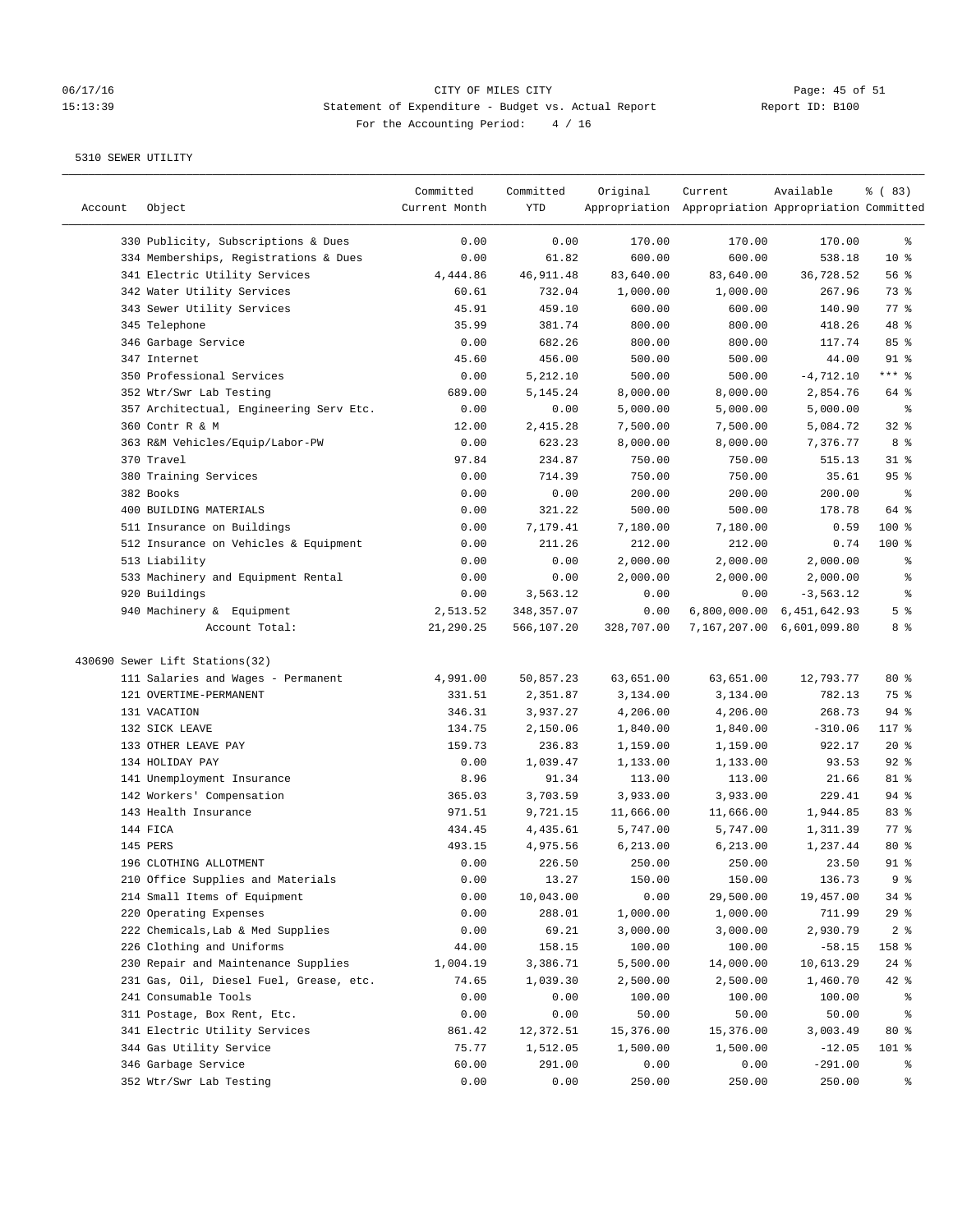CITY OF MILES CITY

Statement of Expenditure - Budget vs. Actual Report

For the Accounting Period: 4 / 16

5310 SEWER UTILITY

| Account | Object | Committed Current Month | Committed YTD | Original Appropriation | Current Appropriation | Available Appropriation | % ( 83) Committed |
|---|---|---|---|---|---|---|---|
| | 330 Publicity, Subscriptions & Dues | 0.00 | 0.00 | 170.00 | 170.00 | 170.00 | % |
| | 334 Memberships, Registrations & Dues | 0.00 | 61.82 | 600.00 | 600.00 | 538.18 | 10 % |
| | 341 Electric Utility Services | 4,444.86 | 46,911.48 | 83,640.00 | 83,640.00 | 36,728.52 | 56 % |
| | 342 Water Utility Services | 60.61 | 732.04 | 1,000.00 | 1,000.00 | 267.96 | 73 % |
| | 343 Sewer Utility Services | 45.91 | 459.10 | 600.00 | 600.00 | 140.90 | 77 % |
| | 345 Telephone | 35.99 | 381.74 | 800.00 | 800.00 | 418.26 | 48 % |
| | 346 Garbage Service | 0.00 | 682.26 | 800.00 | 800.00 | 117.74 | 85 % |
| | 347 Internet | 45.60 | 456.00 | 500.00 | 500.00 | 44.00 | 91 % |
| | 350 Professional Services | 0.00 | 5,212.10 | 500.00 | 500.00 | -4,712.10 | *** % |
| | 352 Wtr/Swr Lab Testing | 689.00 | 5,145.24 | 8,000.00 | 8,000.00 | 2,854.76 | 64 % |
| | 357 Architectual, Engineering Serv Etc. | 0.00 | 0.00 | 5,000.00 | 5,000.00 | 5,000.00 | % |
| | 360 Contr R & M | 12.00 | 2,415.28 | 7,500.00 | 7,500.00 | 5,084.72 | 32 % |
| | 363 R&M Vehicles/Equip/Labor-PW | 0.00 | 623.23 | 8,000.00 | 8,000.00 | 7,376.77 | 8 % |
| | 370 Travel | 97.84 | 234.87 | 750.00 | 750.00 | 515.13 | 31 % |
| | 380 Training Services | 0.00 | 714.39 | 750.00 | 750.00 | 35.61 | 95 % |
| | 382 Books | 0.00 | 0.00 | 200.00 | 200.00 | 200.00 | % |
| | 400 BUILDING MATERIALS | 0.00 | 321.22 | 500.00 | 500.00 | 178.78 | 64 % |
| | 511 Insurance on Buildings | 0.00 | 7,179.41 | 7,180.00 | 7,180.00 | 0.59 | 100 % |
| | 512 Insurance on Vehicles & Equipment | 0.00 | 211.26 | 212.00 | 212.00 | 0.74 | 100 % |
| | 513 Liability | 0.00 | 0.00 | 2,000.00 | 2,000.00 | 2,000.00 | % |
| | 533 Machinery and Equipment Rental | 0.00 | 0.00 | 2,000.00 | 2,000.00 | 2,000.00 | % |
| | 920 Buildings | 0.00 | 3,563.12 | 0.00 | 0.00 | -3,563.12 | % |
| | 940 Machinery & Equipment | 2,513.52 | 348,357.07 | 0.00 | 6,800,000.00 | 6,451,642.93 | 5 % |
| | Account Total: | 21,290.25 | 566,107.20 | 328,707.00 | 7,167,207.00 | 6,601,099.80 | 8 % |
| 430690 Sewer Lift Stations(32) | | | | | | | |
| | 111 Salaries and Wages - Permanent | 4,991.00 | 50,857.23 | 63,651.00 | 63,651.00 | 12,793.77 | 80 % |
| | 121 OVERTIME-PERMANENT | 331.51 | 2,351.87 | 3,134.00 | 3,134.00 | 782.13 | 75 % |
| | 131 VACATION | 346.31 | 3,937.27 | 4,206.00 | 4,206.00 | 268.73 | 94 % |
| | 132 SICK LEAVE | 134.75 | 2,150.06 | 1,840.00 | 1,840.00 | -310.06 | 117 % |
| | 133 OTHER LEAVE PAY | 159.73 | 236.83 | 1,159.00 | 1,159.00 | 922.17 | 20 % |
| | 134 HOLIDAY PAY | 0.00 | 1,039.47 | 1,133.00 | 1,133.00 | 93.53 | 92 % |
| | 141 Unemployment Insurance | 8.96 | 91.34 | 113.00 | 113.00 | 21.66 | 81 % |
| | 142 Workers' Compensation | 365.03 | 3,703.59 | 3,933.00 | 3,933.00 | 229.41 | 94 % |
| | 143 Health Insurance | 971.51 | 9,721.15 | 11,666.00 | 11,666.00 | 1,944.85 | 83 % |
| | 144 FICA | 434.45 | 4,435.61 | 5,747.00 | 5,747.00 | 1,311.39 | 77 % |
| | 145 PERS | 493.15 | 4,975.56 | 6,213.00 | 6,213.00 | 1,237.44 | 80 % |
| | 196 CLOTHING ALLOTMENT | 0.00 | 226.50 | 250.00 | 250.00 | 23.50 | 91 % |
| | 210 Office Supplies and Materials | 0.00 | 13.27 | 150.00 | 150.00 | 136.73 | 9 % |
| | 214 Small Items of Equipment | 0.00 | 10,043.00 | 0.00 | 29,500.00 | 19,457.00 | 34 % |
| | 220 Operating Expenses | 0.00 | 288.01 | 1,000.00 | 1,000.00 | 711.99 | 29 % |
| | 222 Chemicals,Lab & Med Supplies | 0.00 | 69.21 | 3,000.00 | 3,000.00 | 2,930.79 | 2 % |
| | 226 Clothing and Uniforms | 44.00 | 158.15 | 100.00 | 100.00 | -58.15 | 158 % |
| | 230 Repair and Maintenance Supplies | 1,004.19 | 3,386.71 | 5,500.00 | 14,000.00 | 10,613.29 | 24 % |
| | 231 Gas, Oil, Diesel Fuel, Grease, etc. | 74.65 | 1,039.30 | 2,500.00 | 2,500.00 | 1,460.70 | 42 % |
| | 241 Consumable Tools | 0.00 | 0.00 | 100.00 | 100.00 | 100.00 | % |
| | 311 Postage, Box Rent, Etc. | 0.00 | 0.00 | 50.00 | 50.00 | 50.00 | % |
| | 341 Electric Utility Services | 861.42 | 12,372.51 | 15,376.00 | 15,376.00 | 3,003.49 | 80 % |
| | 344 Gas Utility Service | 75.77 | 1,512.05 | 1,500.00 | 1,500.00 | -12.05 | 101 % |
| | 346 Garbage Service | 60.00 | 291.00 | 0.00 | 0.00 | -291.00 | % |
| | 352 Wtr/Swr Lab Testing | 0.00 | 0.00 | 250.00 | 250.00 | 250.00 | % |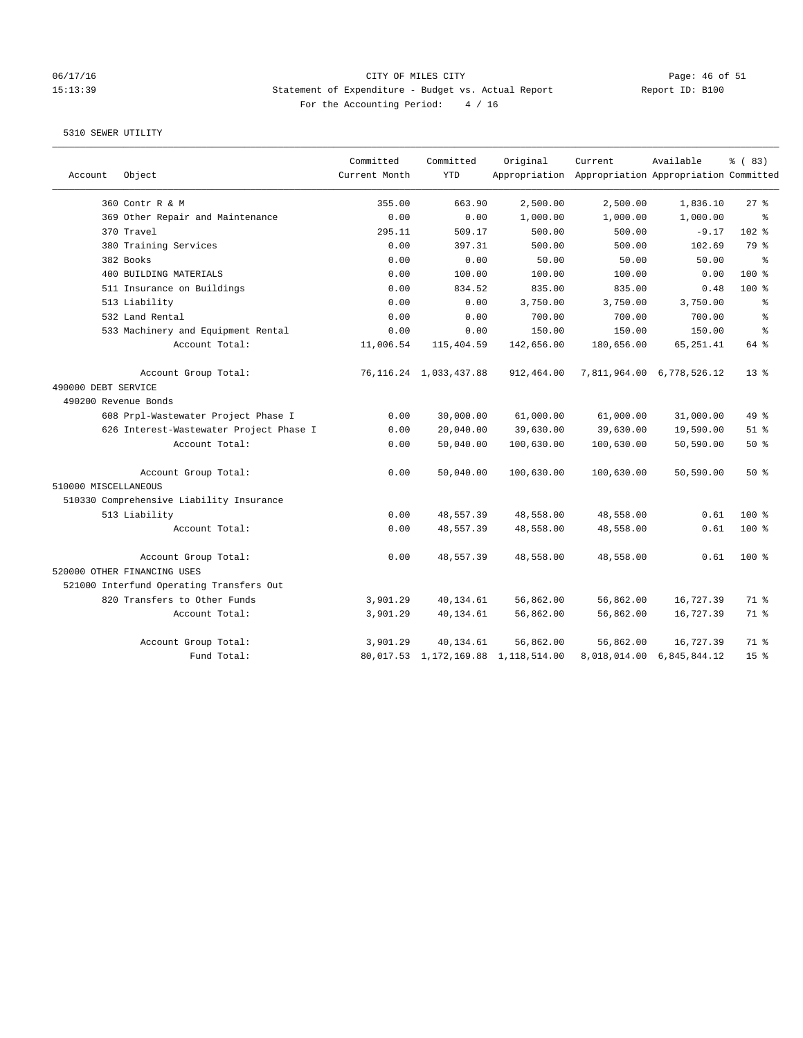CITY OF MILES CITY

Statement of Expenditure - Budget vs. Actual Report

Report ID: B100

For the Accounting Period: 4 / 16

5310 SEWER UTILITY

| Account | Object | Committed Current Month | Committed YTD | Original Appropriation | Current Appropriation | Available Appropriation | % ( 83) Committed |
|---|---|---|---|---|---|---|---|
| | 360 Contr R & M | 355.00 | 663.90 | 2,500.00 | 2,500.00 | 1,836.10 | 27 % |
| | 369 Other Repair and Maintenance | 0.00 | 0.00 | 1,000.00 | 1,000.00 | 1,000.00 | % |
| | 370 Travel | 295.11 | 509.17 | 500.00 | 500.00 | -9.17 | 102 % |
| | 380 Training Services | 0.00 | 397.31 | 500.00 | 500.00 | 102.69 | 79 % |
| | 382 Books | 0.00 | 0.00 | 50.00 | 50.00 | 50.00 | % |
| | 400 BUILDING MATERIALS | 0.00 | 100.00 | 100.00 | 100.00 | 0.00 | 100 % |
| | 511 Insurance on Buildings | 0.00 | 834.52 | 835.00 | 835.00 | 0.48 | 100 % |
| | 513 Liability | 0.00 | 0.00 | 3,750.00 | 3,750.00 | 3,750.00 | % |
| | 532 Land Rental | 0.00 | 0.00 | 700.00 | 700.00 | 700.00 | % |
| | 533 Machinery and Equipment Rental | 0.00 | 0.00 | 150.00 | 150.00 | 150.00 | % |
| | Account Total: | 11,006.54 | 115,404.59 | 142,656.00 | 180,656.00 | 65,251.41 | 64 % |
| | Account Group Total: | 76,116.24 | 1,033,437.88 | 912,464.00 | 7,811,964.00 | 6,778,526.12 | 13 % |
| 490000 DEBT SERVICE | | | | | | | |
| 490200 Revenue Bonds | | | | | | | |
| | 608 Prpl-Wastewater Project Phase I | 0.00 | 30,000.00 | 61,000.00 | 61,000.00 | 31,000.00 | 49 % |
| | 626 Interest-Wastewater Project Phase I | 0.00 | 20,040.00 | 39,630.00 | 39,630.00 | 19,590.00 | 51 % |
| | Account Total: | 0.00 | 50,040.00 | 100,630.00 | 100,630.00 | 50,590.00 | 50 % |
| | Account Group Total: | 0.00 | 50,040.00 | 100,630.00 | 100,630.00 | 50,590.00 | 50 % |
| 510000 MISCELLANEOUS | | | | | | | |
| 510330 Comprehensive Liability Insurance | | | | | | | |
| | 513 Liability | 0.00 | 48,557.39 | 48,558.00 | 48,558.00 | 0.61 | 100 % |
| | Account Total: | 0.00 | 48,557.39 | 48,558.00 | 48,558.00 | 0.61 | 100 % |
| | Account Group Total: | 0.00 | 48,557.39 | 48,558.00 | 48,558.00 | 0.61 | 100 % |
| 520000 OTHER FINANCING USES | | | | | | | |
| 521000 Interfund Operating Transfers Out | | | | | | | |
| | 820 Transfers to Other Funds | 3,901.29 | 40,134.61 | 56,862.00 | 56,862.00 | 16,727.39 | 71 % |
| | Account Total: | 3,901.29 | 40,134.61 | 56,862.00 | 56,862.00 | 16,727.39 | 71 % |
| | Account Group Total: | 3,901.29 | 40,134.61 | 56,862.00 | 56,862.00 | 16,727.39 | 71 % |
| | Fund Total: | 80,017.53 | 1,172,169.88 | 1,118,514.00 | 8,018,014.00 | 6,845,844.12 | 15 % |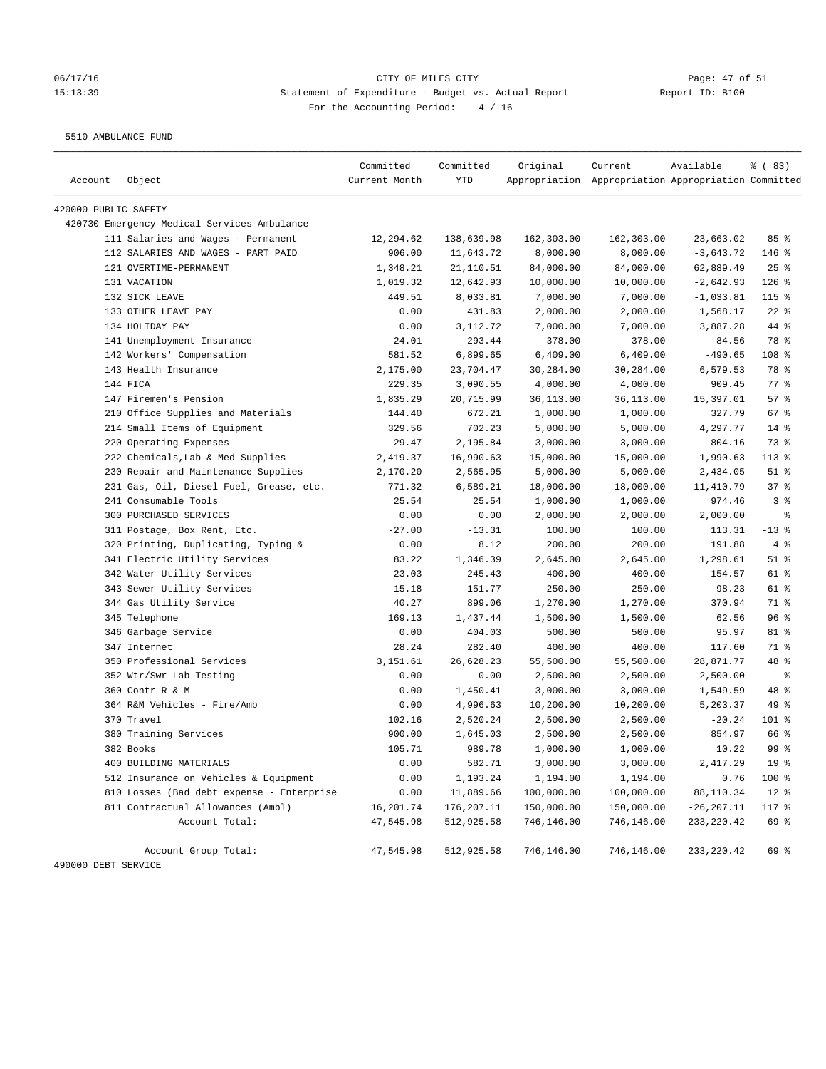CITY OF MILES CITY
Statement of Expenditure - Budget vs. Actual Report
Report ID: B100
For the Accounting Period: 4 / 16

06/17/16
15:13:39

5510 AMBULANCE FUND

| Account | Object | Committed Current Month | Committed YTD | Original Appropriation | Current Appropriation | Available Appropriation | % ( 83) Committed |
|---|---|---|---|---|---|---|---|
| 420000 PUBLIC SAFETY | | | | | | | |
| 420730 Emergency Medical Services-Ambulance | | | | | | | |
| | 111 Salaries and Wages - Permanent | 12,294.62 | 138,639.98 | 162,303.00 | 162,303.00 | 23,663.02 | 85 % |
| | 112 SALARIES AND WAGES - PART PAID | 906.00 | 11,643.72 | 8,000.00 | 8,000.00 | -3,643.72 | 146 % |
| | 121 OVERTIME-PERMANENT | 1,348.21 | 21,110.51 | 84,000.00 | 84,000.00 | 62,889.49 | 25 % |
| | 131 VACATION | 1,019.32 | 12,642.93 | 10,000.00 | 10,000.00 | -2,642.93 | 126 % |
| | 132 SICK LEAVE | 449.51 | 8,033.81 | 7,000.00 | 7,000.00 | -1,033.81 | 115 % |
| | 133 OTHER LEAVE PAY | 0.00 | 431.83 | 2,000.00 | 2,000.00 | 1,568.17 | 22 % |
| | 134 HOLIDAY PAY | 0.00 | 3,112.72 | 7,000.00 | 7,000.00 | 3,887.28 | 44 % |
| | 141 Unemployment Insurance | 24.01 | 293.44 | 378.00 | 378.00 | 84.56 | 78 % |
| | 142 Workers' Compensation | 581.52 | 6,899.65 | 6,409.00 | 6,409.00 | -490.65 | 108 % |
| | 143 Health Insurance | 2,175.00 | 23,704.47 | 30,284.00 | 30,284.00 | 6,579.53 | 78 % |
| | 144 FICA | 229.35 | 3,090.55 | 4,000.00 | 4,000.00 | 909.45 | 77 % |
| | 147 Firemen's Pension | 1,835.29 | 20,715.99 | 36,113.00 | 36,113.00 | 15,397.01 | 57 % |
| | 210 Office Supplies and Materials | 144.40 | 672.21 | 1,000.00 | 1,000.00 | 327.79 | 67 % |
| | 214 Small Items of Equipment | 329.56 | 702.23 | 5,000.00 | 5,000.00 | 4,297.77 | 14 % |
| | 220 Operating Expenses | 29.47 | 2,195.84 | 3,000.00 | 3,000.00 | 804.16 | 73 % |
| | 222 Chemicals,Lab & Med Supplies | 2,419.37 | 16,990.63 | 15,000.00 | 15,000.00 | -1,990.63 | 113 % |
| | 230 Repair and Maintenance Supplies | 2,170.20 | 2,565.95 | 5,000.00 | 5,000.00 | 2,434.05 | 51 % |
| | 231 Gas, Oil, Diesel Fuel, Grease, etc. | 771.32 | 6,589.21 | 18,000.00 | 18,000.00 | 11,410.79 | 37 % |
| | 241 Consumable Tools | 25.54 | 25.54 | 1,000.00 | 1,000.00 | 974.46 | 3 % |
| | 300 PURCHASED SERVICES | 0.00 | 0.00 | 2,000.00 | 2,000.00 | 2,000.00 | % |
| | 311 Postage, Box Rent, Etc. | -27.00 | -13.31 | 100.00 | 100.00 | 113.31 | -13 % |
| | 320 Printing, Duplicating, Typing & | 0.00 | 8.12 | 200.00 | 200.00 | 191.88 | 4 % |
| | 341 Electric Utility Services | 83.22 | 1,346.39 | 2,645.00 | 2,645.00 | 1,298.61 | 51 % |
| | 342 Water Utility Services | 23.03 | 245.43 | 400.00 | 400.00 | 154.57 | 61 % |
| | 343 Sewer Utility Services | 15.18 | 151.77 | 250.00 | 250.00 | 98.23 | 61 % |
| | 344 Gas Utility Service | 40.27 | 899.06 | 1,270.00 | 1,270.00 | 370.94 | 71 % |
| | 345 Telephone | 169.13 | 1,437.44 | 1,500.00 | 1,500.00 | 62.56 | 96 % |
| | 346 Garbage Service | 0.00 | 404.03 | 500.00 | 500.00 | 95.97 | 81 % |
| | 347 Internet | 28.24 | 282.40 | 400.00 | 400.00 | 117.60 | 71 % |
| | 350 Professional Services | 3,151.61 | 26,628.23 | 55,500.00 | 55,500.00 | 28,871.77 | 48 % |
| | 352 Wtr/Swr Lab Testing | 0.00 | 0.00 | 2,500.00 | 2,500.00 | 2,500.00 | % |
| | 360 Contr R & M | 0.00 | 1,450.41 | 3,000.00 | 3,000.00 | 1,549.59 | 48 % |
| | 364 R&M Vehicles - Fire/Amb | 0.00 | 4,996.63 | 10,200.00 | 10,200.00 | 5,203.37 | 49 % |
| | 370 Travel | 102.16 | 2,520.24 | 2,500.00 | 2,500.00 | -20.24 | 101 % |
| | 380 Training Services | 900.00 | 1,645.03 | 2,500.00 | 2,500.00 | 854.97 | 66 % |
| | 382 Books | 105.71 | 989.78 | 1,000.00 | 1,000.00 | 10.22 | 99 % |
| | 400 BUILDING MATERIALS | 0.00 | 582.71 | 3,000.00 | 3,000.00 | 2,417.29 | 19 % |
| | 512 Insurance on Vehicles & Equipment | 0.00 | 1,193.24 | 1,194.00 | 1,194.00 | 0.76 | 100 % |
| | 810 Losses (Bad debt expense - Enterprise | 0.00 | 11,889.66 | 100,000.00 | 100,000.00 | 88,110.34 | 12 % |
| | 811 Contractual Allowances (Ambl) | 16,201.74 | 176,207.11 | 150,000.00 | 150,000.00 | -26,207.11 | 117 % |
| | Account Total: | 47,545.98 | 512,925.58 | 746,146.00 | 746,146.00 | 233,220.42 | 69 % |
| | Account Group Total: | 47,545.98 | 512,925.58 | 746,146.00 | 746,146.00 | 233,220.42 | 69 % |

490000 DEBT SERVICE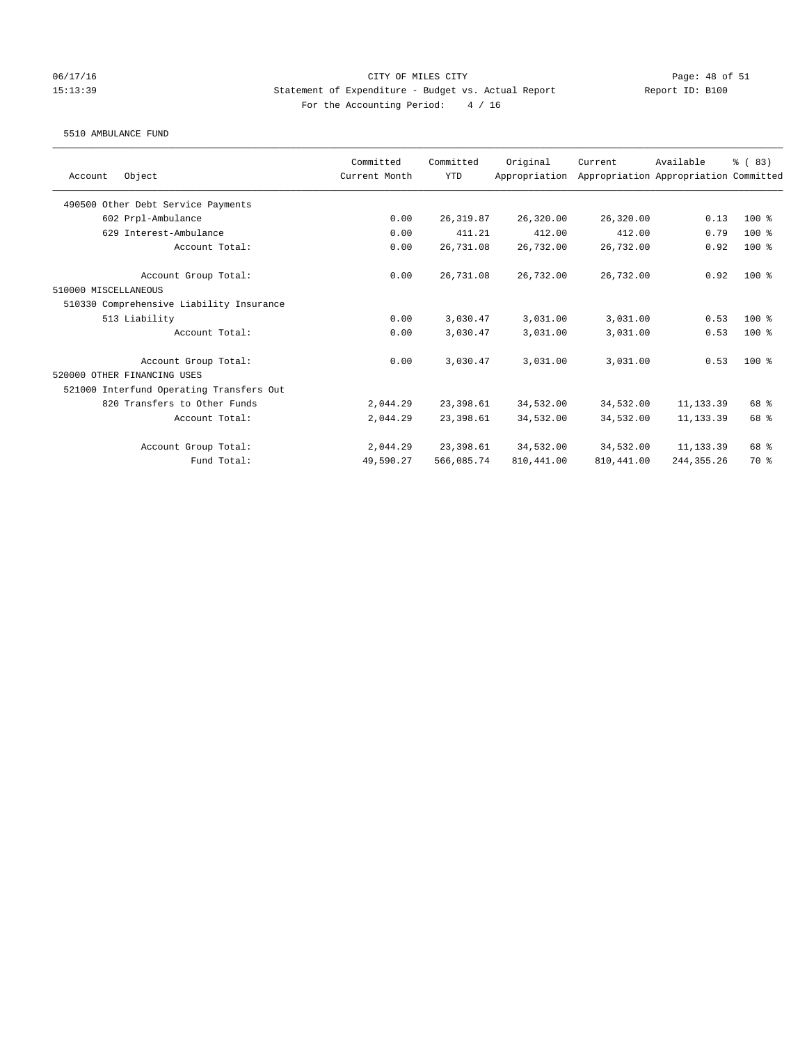CITY OF MILES CITY

Statement of Expenditure - Budget vs. Actual Report

Report ID: B100

For the Accounting Period: 4 / 16

5510 AMBULANCE FUND

| Account Object | Committed Current Month | Committed YTD | Original Appropriation | Current Appropriation | Available Appropriation | % ( 83) Committed |
|---|---|---|---|---|---|---|
| 490500 Other Debt Service Payments | | | | | | |
| 602 Prpl-Ambulance | 0.00 | 26,319.87 | 26,320.00 | 26,320.00 | 0.13 | 100 % |
| 629 Interest-Ambulance | 0.00 | 411.21 | 412.00 | 412.00 | 0.79 | 100 % |
| Account Total: | 0.00 | 26,731.08 | 26,732.00 | 26,732.00 | 0.92 | 100 % |
| Account Group Total: | 0.00 | 26,731.08 | 26,732.00 | 26,732.00 | 0.92 | 100 % |
| 510000 MISCELLANEOUS | | | | | | |
| 510330 Comprehensive Liability Insurance | | | | | | |
| 513 Liability | 0.00 | 3,030.47 | 3,031.00 | 3,031.00 | 0.53 | 100 % |
| Account Total: | 0.00 | 3,030.47 | 3,031.00 | 3,031.00 | 0.53 | 100 % |
| Account Group Total: | 0.00 | 3,030.47 | 3,031.00 | 3,031.00 | 0.53 | 100 % |
| 520000 OTHER FINANCING USES | | | | | | |
| 521000 Interfund Operating Transfers Out | | | | | | |
| 820 Transfers to Other Funds | 2,044.29 | 23,398.61 | 34,532.00 | 34,532.00 | 11,133.39 | 68 % |
| Account Total: | 2,044.29 | 23,398.61 | 34,532.00 | 34,532.00 | 11,133.39 | 68 % |
| Account Group Total: | 2,044.29 | 23,398.61 | 34,532.00 | 34,532.00 | 11,133.39 | 68 % |
| Fund Total: | 49,590.27 | 566,085.74 | 810,441.00 | 810,441.00 | 244,355.26 | 70 % |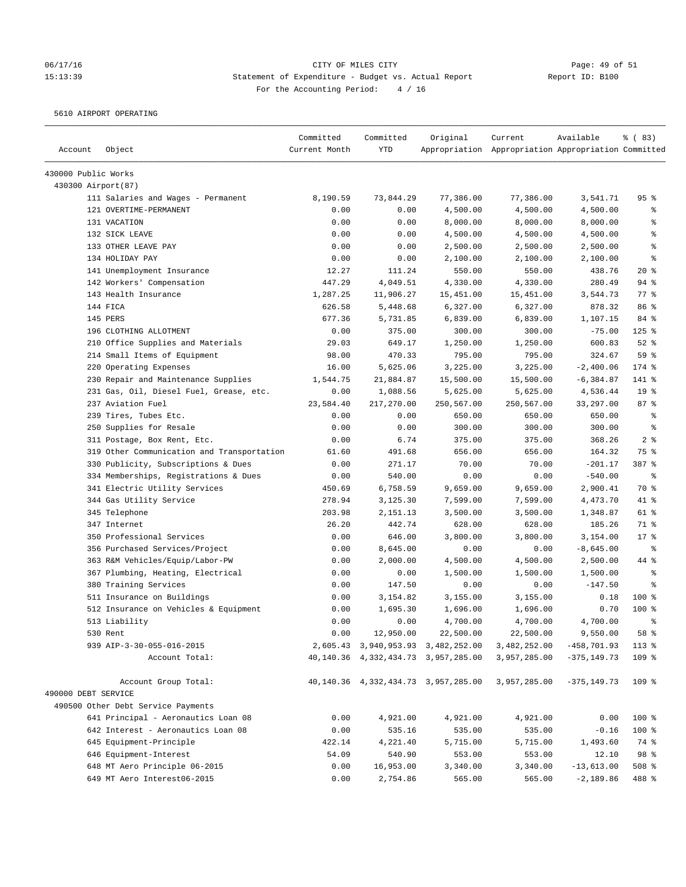CITY OF MILES CITY
Statement of Expenditure - Budget vs. Actual Report
For the Accounting Period: 4 / 16

06/17/16 15:13:39 — Report ID: B100

5610 AIRPORT OPERATING

| Account | Object | Committed Current Month | Committed YTD | Original Appropriation | Current Appropriation | Available Appropriation | % ( 83) Committed |
|---|---|---|---|---|---|---|---|
| 430000 Public Works | | | | | | | |
| 430300 Airport(87) | | | | | | | |
| | 111 Salaries and Wages - Permanent | 8,190.59 | 73,844.29 | 77,386.00 | 77,386.00 | 3,541.71 | 95 % |
| | 121 OVERTIME-PERMANENT | 0.00 | 0.00 | 4,500.00 | 4,500.00 | 4,500.00 | % |
| | 131 VACATION | 0.00 | 0.00 | 8,000.00 | 8,000.00 | 8,000.00 | % |
| | 132 SICK LEAVE | 0.00 | 0.00 | 4,500.00 | 4,500.00 | 4,500.00 | % |
| | 133 OTHER LEAVE PAY | 0.00 | 0.00 | 2,500.00 | 2,500.00 | 2,500.00 | % |
| | 134 HOLIDAY PAY | 0.00 | 0.00 | 2,100.00 | 2,100.00 | 2,100.00 | % |
| | 141 Unemployment Insurance | 12.27 | 111.24 | 550.00 | 550.00 | 438.76 | 20 % |
| | 142 Workers' Compensation | 447.29 | 4,049.51 | 4,330.00 | 4,330.00 | 280.49 | 94 % |
| | 143 Health Insurance | 1,287.25 | 11,906.27 | 15,451.00 | 15,451.00 | 3,544.73 | 77 % |
| | 144 FICA | 626.58 | 5,448.68 | 6,327.00 | 6,327.00 | 878.32 | 86 % |
| | 145 PERS | 677.36 | 5,731.85 | 6,839.00 | 6,839.00 | 1,107.15 | 84 % |
| | 196 CLOTHING ALLOTMENT | 0.00 | 375.00 | 300.00 | 300.00 | -75.00 | 125 % |
| | 210 Office Supplies and Materials | 29.03 | 649.17 | 1,250.00 | 1,250.00 | 600.83 | 52 % |
| | 214 Small Items of Equipment | 98.00 | 470.33 | 795.00 | 795.00 | 324.67 | 59 % |
| | 220 Operating Expenses | 16.00 | 5,625.06 | 3,225.00 | 3,225.00 | -2,400.06 | 174 % |
| | 230 Repair and Maintenance Supplies | 1,544.75 | 21,884.87 | 15,500.00 | 15,500.00 | -6,384.87 | 141 % |
| | 231 Gas, Oil, Diesel Fuel, Grease, etc. | 0.00 | 1,088.56 | 5,625.00 | 5,625.00 | 4,536.44 | 19 % |
| | 237 Aviation Fuel | 23,584.40 | 217,270.00 | 250,567.00 | 250,567.00 | 33,297.00 | 87 % |
| | 239 Tires, Tubes Etc. | 0.00 | 0.00 | 650.00 | 650.00 | 650.00 | % |
| | 250 Supplies for Resale | 0.00 | 0.00 | 300.00 | 300.00 | 300.00 | % |
| | 311 Postage, Box Rent, Etc. | 0.00 | 6.74 | 375.00 | 375.00 | 368.26 | 2 % |
| | 319 Other Communication and Transportation | 61.60 | 491.68 | 656.00 | 656.00 | 164.32 | 75 % |
| | 330 Publicity, Subscriptions & Dues | 0.00 | 271.17 | 70.00 | 70.00 | -201.17 | 387 % |
| | 334 Memberships, Registrations & Dues | 0.00 | 540.00 | 0.00 | 0.00 | -540.00 | % |
| | 341 Electric Utility Services | 450.69 | 6,758.59 | 9,659.00 | 9,659.00 | 2,900.41 | 70 % |
| | 344 Gas Utility Service | 278.94 | 3,125.30 | 7,599.00 | 7,599.00 | 4,473.70 | 41 % |
| | 345 Telephone | 203.98 | 2,151.13 | 3,500.00 | 3,500.00 | 1,348.87 | 61 % |
| | 347 Internet | 26.20 | 442.74 | 628.00 | 628.00 | 185.26 | 71 % |
| | 350 Professional Services | 0.00 | 646.00 | 3,800.00 | 3,800.00 | 3,154.00 | 17 % |
| | 356 Purchased Services/Project | 0.00 | 8,645.00 | 0.00 | 0.00 | -8,645.00 | % |
| | 363 R&M Vehicles/Equip/Labor-PW | 0.00 | 2,000.00 | 4,500.00 | 4,500.00 | 2,500.00 | 44 % |
| | 367 Plumbing, Heating, Electrical | 0.00 | 0.00 | 1,500.00 | 1,500.00 | 1,500.00 | % |
| | 380 Training Services | 0.00 | 147.50 | 0.00 | 0.00 | -147.50 | % |
| | 511 Insurance on Buildings | 0.00 | 3,154.82 | 3,155.00 | 3,155.00 | 0.18 | 100 % |
| | 512 Insurance on Vehicles & Equipment | 0.00 | 1,695.30 | 1,696.00 | 1,696.00 | 0.70 | 100 % |
| | 513 Liability | 0.00 | 0.00 | 4,700.00 | 4,700.00 | 4,700.00 | % |
| | 530 Rent | 0.00 | 12,950.00 | 22,500.00 | 22,500.00 | 9,550.00 | 58 % |
| | 939 AIP-3-30-055-016-2015 | 2,605.43 | 3,940,953.93 | 3,482,252.00 | 3,482,252.00 | -458,701.93 | 113 % |
| | Account Total: | 40,140.36 | 4,332,434.73 | 3,957,285.00 | 3,957,285.00 | -375,149.73 | 109 % |
| | Account Group Total: | 40,140.36 | 4,332,434.73 | 3,957,285.00 | 3,957,285.00 | -375,149.73 | 109 % |
| 490000 DEBT SERVICE | | | | | | | |
| 490500 Other Debt Service Payments | | | | | | | |
| | 641 Principal - Aeronautics Loan 08 | 0.00 | 4,921.00 | 4,921.00 | 4,921.00 | 0.00 | 100 % |
| | 642 Interest - Aeronautics Loan 08 | 0.00 | 535.16 | 535.00 | 535.00 | -0.16 | 100 % |
| | 645 Equipment-Principle | 422.14 | 4,221.40 | 5,715.00 | 5,715.00 | 1,493.60 | 74 % |
| | 646 Equipment-Interest | 54.09 | 540.90 | 553.00 | 553.00 | 12.10 | 98 % |
| | 648 MT Aero Principle 06-2015 | 0.00 | 16,953.00 | 3,340.00 | 3,340.00 | -13,613.00 | 508 % |
| | 649 MT Aero Interest06-2015 | 0.00 | 2,754.86 | 565.00 | 565.00 | -2,189.86 | 488 % |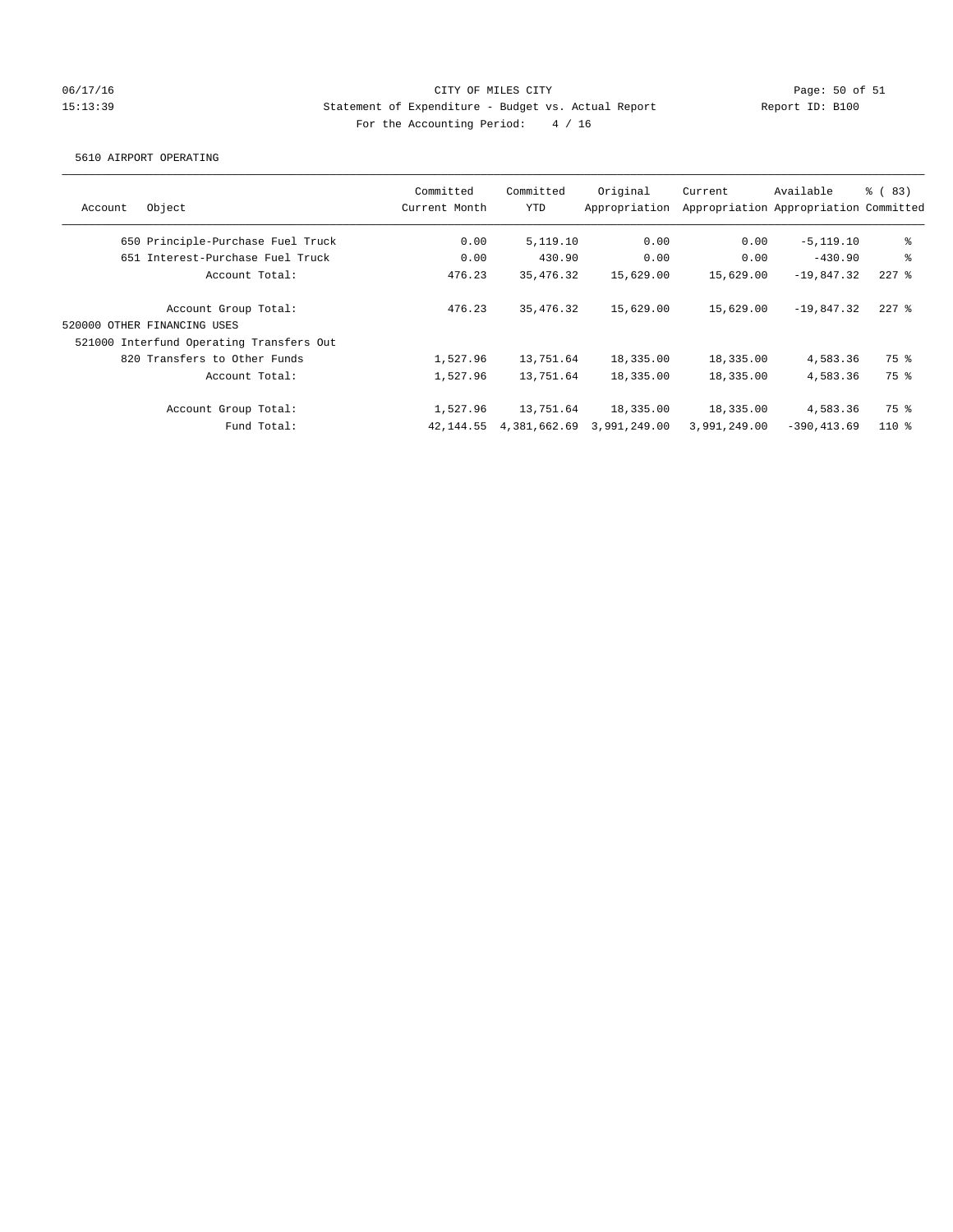CITY OF MILES CITY
Statement of Expenditure - Budget vs. Actual Report
Report ID: B100
For the Accounting Period: 4 / 16

06/17/16
15:13:39

5610 AIRPORT OPERATING

| Account | Object | Committed Current Month | Committed YTD | Original Appropriation | Current Appropriation | Available Appropriation | % ( 83) Committed |
|---|---|---|---|---|---|---|---|
| 650 | Principle-Purchase Fuel Truck | 0.00 | 5,119.10 | 0.00 | 0.00 | -5,119.10 | % |
| 651 | Interest-Purchase Fuel Truck | 0.00 | 430.90 | 0.00 | 0.00 | -430.90 | % |
| | Account Total: | 476.23 | 35,476.32 | 15,629.00 | 15,629.00 | -19,847.32 | 227 % |
| | Account Group Total: | 476.23 | 35,476.32 | 15,629.00 | 15,629.00 | -19,847.32 | 227 % |
| 520000 OTHER FINANCING USES | | | | | | | |
| 521000 Interfund Operating Transfers Out | | | | | | | |
| 820 | Transfers to Other Funds | 1,527.96 | 13,751.64 | 18,335.00 | 18,335.00 | 4,583.36 | 75 % |
| | Account Total: | 1,527.96 | 13,751.64 | 18,335.00 | 18,335.00 | 4,583.36 | 75 % |
| | Account Group Total: | 1,527.96 | 13,751.64 | 18,335.00 | 18,335.00 | 4,583.36 | 75 % |
| | Fund Total: | 42,144.55 | 4,381,662.69 | 3,991,249.00 | 3,991,249.00 | -390,413.69 | 110 % |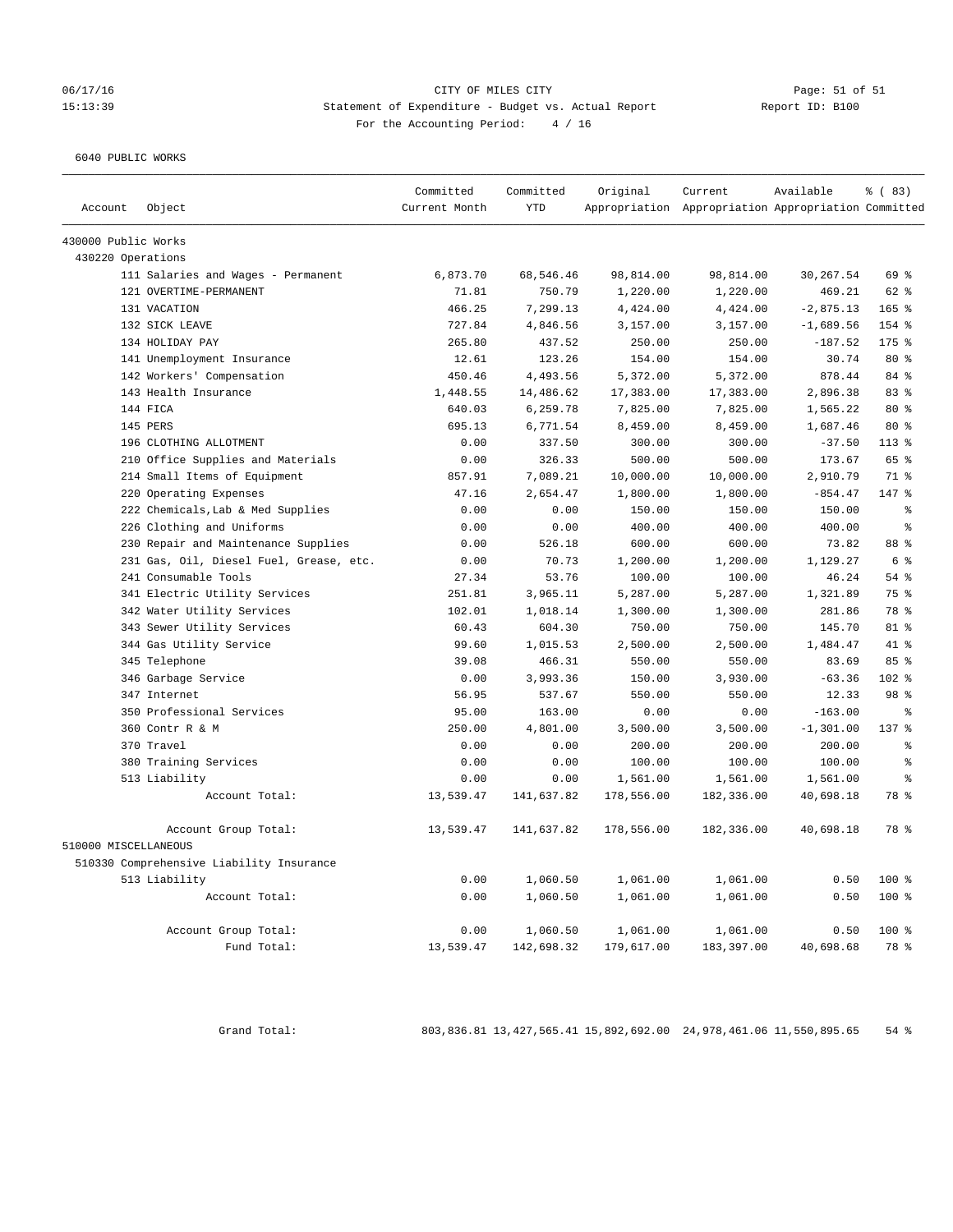CITY OF MILES CITY
Statement of Expenditure - Budget vs. Actual Report
Report ID: B100
For the Accounting Period: 4 / 16

06/17/16
15:13:39

6040 PUBLIC WORKS

| Account | Object | Committed Current Month | Committed YTD | Original Appropriation | Current Appropriation | Available Appropriation | % ( 83) Committed |
|---|---|---|---|---|---|---|---|
| 430000 Public Works | | | | | | | |
| 430220 Operations | | | | | | | |
| | 111 Salaries and Wages - Permanent | 6,873.70 | 68,546.46 | 98,814.00 | 98,814.00 | 30,267.54 | 69 % |
| | 121 OVERTIME-PERMANENT | 71.81 | 750.79 | 1,220.00 | 1,220.00 | 469.21 | 62 % |
| | 131 VACATION | 466.25 | 7,299.13 | 4,424.00 | 4,424.00 | -2,875.13 | 165 % |
| | 132 SICK LEAVE | 727.84 | 4,846.56 | 3,157.00 | 3,157.00 | -1,689.56 | 154 % |
| | 134 HOLIDAY PAY | 265.80 | 437.52 | 250.00 | 250.00 | -187.52 | 175 % |
| | 141 Unemployment Insurance | 12.61 | 123.26 | 154.00 | 154.00 | 30.74 | 80 % |
| | 142 Workers' Compensation | 450.46 | 4,493.56 | 5,372.00 | 5,372.00 | 878.44 | 84 % |
| | 143 Health Insurance | 1,448.55 | 14,486.62 | 17,383.00 | 17,383.00 | 2,896.38 | 83 % |
| | 144 FICA | 640.03 | 6,259.78 | 7,825.00 | 7,825.00 | 1,565.22 | 80 % |
| | 145 PERS | 695.13 | 6,771.54 | 8,459.00 | 8,459.00 | 1,687.46 | 80 % |
| | 196 CLOTHING ALLOTMENT | 0.00 | 337.50 | 300.00 | 300.00 | -37.50 | 113 % |
| | 210 Office Supplies and Materials | 0.00 | 326.33 | 500.00 | 500.00 | 173.67 | 65 % |
| | 214 Small Items of Equipment | 857.91 | 7,089.21 | 10,000.00 | 10,000.00 | 2,910.79 | 71 % |
| | 220 Operating Expenses | 47.16 | 2,654.47 | 1,800.00 | 1,800.00 | -854.47 | 147 % |
| | 222 Chemicals,Lab & Med Supplies | 0.00 | 0.00 | 150.00 | 150.00 | 150.00 | % |
| | 226 Clothing and Uniforms | 0.00 | 0.00 | 400.00 | 400.00 | 400.00 | % |
| | 230 Repair and Maintenance Supplies | 0.00 | 526.18 | 600.00 | 600.00 | 73.82 | 88 % |
| | 231 Gas, Oil, Diesel Fuel, Grease, etc. | 0.00 | 70.73 | 1,200.00 | 1,200.00 | 1,129.27 | 6 % |
| | 241 Consumable Tools | 27.34 | 53.76 | 100.00 | 100.00 | 46.24 | 54 % |
| | 341 Electric Utility Services | 251.81 | 3,965.11 | 5,287.00 | 5,287.00 | 1,321.89 | 75 % |
| | 342 Water Utility Services | 102.01 | 1,018.14 | 1,300.00 | 1,300.00 | 281.86 | 78 % |
| | 343 Sewer Utility Services | 60.43 | 604.30 | 750.00 | 750.00 | 145.70 | 81 % |
| | 344 Gas Utility Service | 99.60 | 1,015.53 | 2,500.00 | 2,500.00 | 1,484.47 | 41 % |
| | 345 Telephone | 39.08 | 466.31 | 550.00 | 550.00 | 83.69 | 85 % |
| | 346 Garbage Service | 0.00 | 3,993.36 | 150.00 | 3,930.00 | -63.36 | 102 % |
| | 347 Internet | 56.95 | 537.67 | 550.00 | 550.00 | 12.33 | 98 % |
| | 350 Professional Services | 95.00 | 163.00 | 0.00 | 0.00 | -163.00 | % |
| | 360 Contr R & M | 250.00 | 4,801.00 | 3,500.00 | 3,500.00 | -1,301.00 | 137 % |
| | 370 Travel | 0.00 | 0.00 | 200.00 | 200.00 | 200.00 | % |
| | 380 Training Services | 0.00 | 0.00 | 100.00 | 100.00 | 100.00 | % |
| | 513 Liability | 0.00 | 0.00 | 1,561.00 | 1,561.00 | 1,561.00 | % |
| | Account Total: | 13,539.47 | 141,637.82 | 178,556.00 | 182,336.00 | 40,698.18 | 78 % |
| | Account Group Total: | 13,539.47 | 141,637.82 | 178,556.00 | 182,336.00 | 40,698.18 | 78 % |
| 510000 MISCELLANEOUS | | | | | | | |
| 510330 Comprehensive Liability Insurance | | | | | | | |
| | 513 Liability | 0.00 | 1,060.50 | 1,061.00 | 1,061.00 | 0.50 | 100 % |
| | Account Total: | 0.00 | 1,060.50 | 1,061.00 | 1,061.00 | 0.50 | 100 % |
| | Account Group Total: | 0.00 | 1,060.50 | 1,061.00 | 1,061.00 | 0.50 | 100 % |
| | Fund Total: | 13,539.47 | 142,698.32 | 179,617.00 | 183,397.00 | 40,698.68 | 78 % |
| | Grand Total: | 803,836.81 | 13,427,565.41 | 15,892,692.00 | 24,978,461.06 | 11,550,895.65 | 54 % |